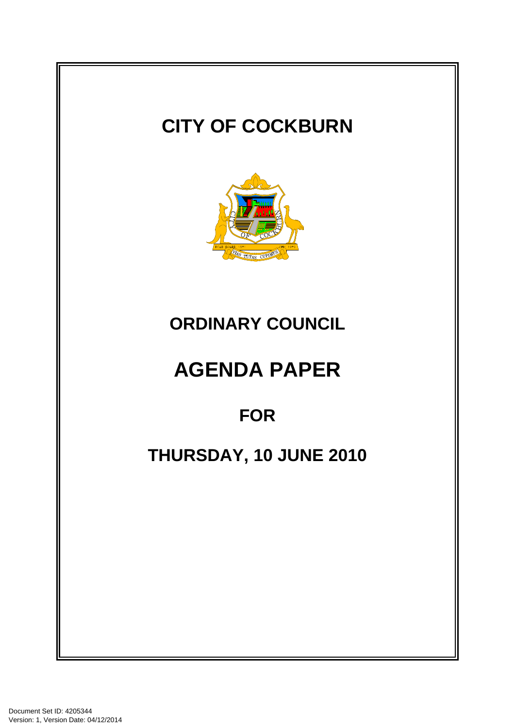# CITY OF COCKBURN

## ORDINARY COUNCIL

# AGENDA PAPER

## FOR

## THURSDAY, 10 JUNE 2010

Document Set ID: 4205344
Version: 1, Version Date: 04/12/2014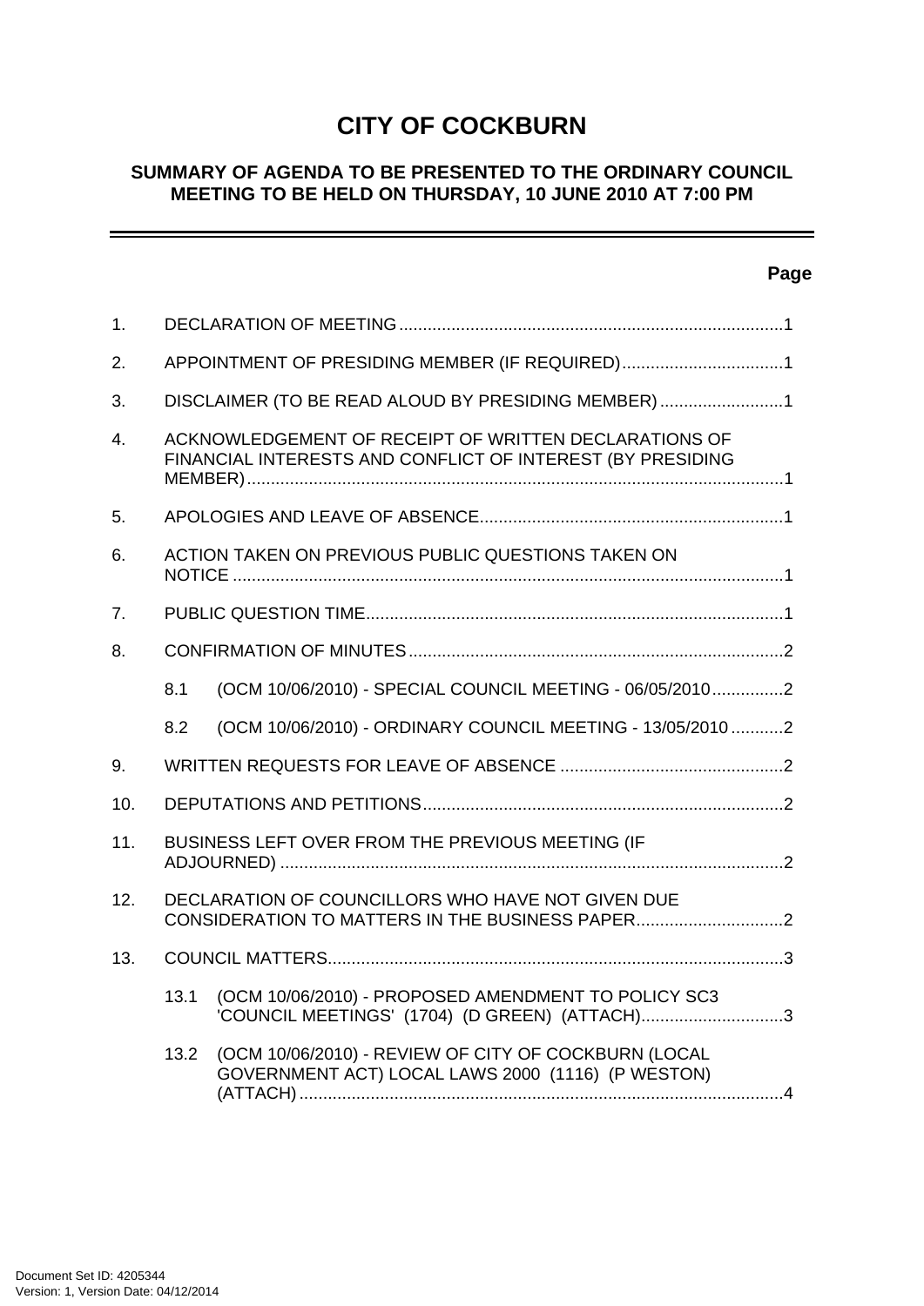# CITY OF COCKBURN

## SUMMARY OF AGENDA TO BE PRESENTED TO THE ORDINARY COUNCIL MEETING TO BE HELD ON THURSDAY, 10 JUNE 2010 AT 7:00 PM

**Page**

1. DECLARATION OF MEETING ....................................................................................1
2. APPOINTMENT OF PRESIDING MEMBER (IF REQUIRED)..................................1
3. DISCLAIMER (TO BE READ ALOUD BY PRESIDING MEMBER)..........................1
4. ACKNOWLEDGEMENT OF RECEIPT OF WRITTEN DECLARATIONS OF FINANCIAL INTERESTS AND CONFLICT OF INTEREST (BY PRESIDING MEMBER)...................................................................................................................1
5. APOLOGIES AND LEAVE OF ABSENCE................................................................1
6. ACTION TAKEN ON PREVIOUS PUBLIC QUESTIONS TAKEN ON NOTICE ......................................................................................................................1
7. PUBLIC QUESTION TIME..........................................................................................1
8. CONFIRMATION OF MINUTES.................................................................................2
   - 8.1 (OCM 10/06/2010) - SPECIAL COUNCIL MEETING - 06/05/2010...............2
   - 8.2 (OCM 10/06/2010) - ORDINARY COUNCIL MEETING - 13/05/2010...........2
9. WRITTEN REQUESTS FOR LEAVE OF ABSENCE ...............................................2
10. DEPUTATIONS AND PETITIONS.............................................................................2
11. BUSINESS LEFT OVER FROM THE PREVIOUS MEETING (IF ADJOURNED) ...........................................................................................................2
12. DECLARATION OF COUNCILLORS WHO HAVE NOT GIVEN DUE CONSIDERATION TO MATTERS IN THE BUSINESS PAPER...............................2
13. COUNCIL MATTERS..................................................................................................3
   - 13.1 (OCM 10/06/2010) - PROPOSED AMENDMENT TO POLICY SC3 'COUNCIL MEETINGS' (1704) (D GREEN) (ATTACH)..............................3
   - 13.2 (OCM 10/06/2010) - REVIEW OF CITY OF COCKBURN (LOCAL GOVERNMENT ACT) LOCAL LAWS 2000 (1116) (P WESTON) (ATTACH)......................................................................................................4

Document Set ID: 4205344
Version: 1, Version Date: 04/12/2014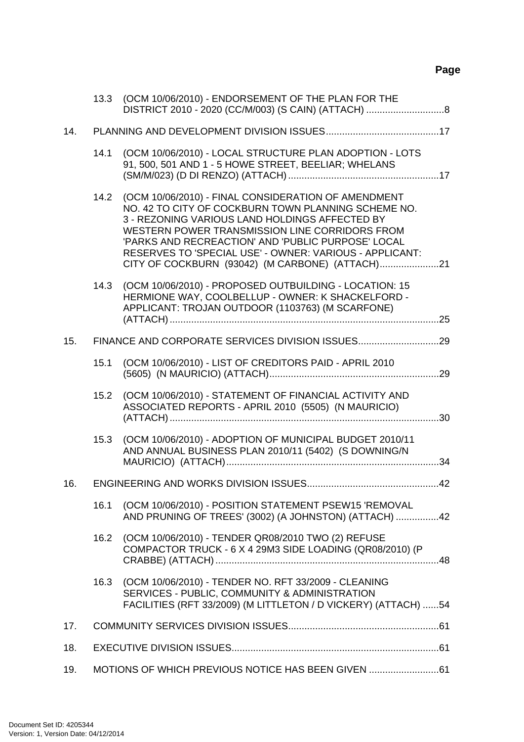**Page**

13.3 (OCM 10/06/2010) - ENDORSEMENT OF THE PLAN FOR THE DISTRICT 2010 - 2020 (CC/M/003) (S CAIN) (ATTACH) ............................8

14. PLANNING AND DEVELOPMENT DIVISION ISSUES..........................................17

14.1 (OCM 10/06/2010) - LOCAL STRUCTURE PLAN ADOPTION - LOTS 91, 500, 501 AND 1 - 5 HOWE STREET, BEELIAR; WHELANS (SM/M/023) (D DI RENZO) (ATTACH) ........................................................17

14.2 (OCM 10/06/2010) - FINAL CONSIDERATION OF AMENDMENT NO. 42 TO CITY OF COCKBURN TOWN PLANNING SCHEME NO. 3 - REZONING VARIOUS LAND HOLDINGS AFFECTED BY WESTERN POWER TRANSMISSION LINE CORRIDORS FROM 'PARKS AND RECREACTION' AND 'PUBLIC PURPOSE' LOCAL RESERVES TO 'SPECIAL USE' - OWNER: VARIOUS - APPLICANT: CITY OF COCKBURN (93042) (M CARBONE) (ATTACH)......................21

14.3 (OCM 10/06/2010) - PROPOSED OUTBUILDING - LOCATION: 15 HERMIONE WAY, COOLBELLUP - OWNER: K SHACKELFORD - APPLICANT: TROJAN OUTDOOR (1103763) (M SCARFONE) (ATTACH) ....................................................................................................25

15. FINANCE AND CORPORATE SERVICES DIVISION ISSUES..............................29

15.1 (OCM 10/06/2010) - LIST OF CREDITORS PAID - APRIL 2010 (5605) (N MAURICIO) (ATTACH)...............................................................29

15.2 (OCM 10/06/2010) - STATEMENT OF FINANCIAL ACTIVITY AND ASSOCIATED REPORTS - APRIL 2010 (5505) (N MAURICIO) (ATTACH) ....................................................................................................30

15.3 (OCM 10/06/2010) - ADOPTION OF MUNICIPAL BUDGET 2010/11 AND ANNUAL BUSINESS PLAN 2010/11 (5402) (S DOWNING/N MAURICIO) (ATTACH)...............................................................................34

16. ENGINEERING AND WORKS DIVISION ISSUES.................................................42

16.1 (OCM 10/06/2010) - POSITION STATEMENT PSEW15 'REMOVAL AND PRUNING OF TREES' (3002) (A JOHNSTON) (ATTACH) ................42

16.2 (OCM 10/06/2010) - TENDER QR08/2010 TWO (2) REFUSE COMPACTOR TRUCK - 6 X 4 29M3 SIDE LOADING (QR08/2010) (P CRABBE) (ATTACH) ..................................................................................48

16.3 (OCM 10/06/2010) - TENDER NO. RFT 33/2009 - CLEANING SERVICES - PUBLIC, COMMUNITY & ADMINISTRATION FACILITIES (RFT 33/2009) (M LITTLETON / D VICKERY) (ATTACH) ......54

17. COMMUNITY SERVICES DIVISION ISSUES........................................................61

18. EXECUTIVE DIVISION ISSUES.............................................................................61

19. MOTIONS OF WHICH PREVIOUS NOTICE HAS BEEN GIVEN ..........................61

Document Set ID: 4205344
Version: 1, Version Date: 04/12/2014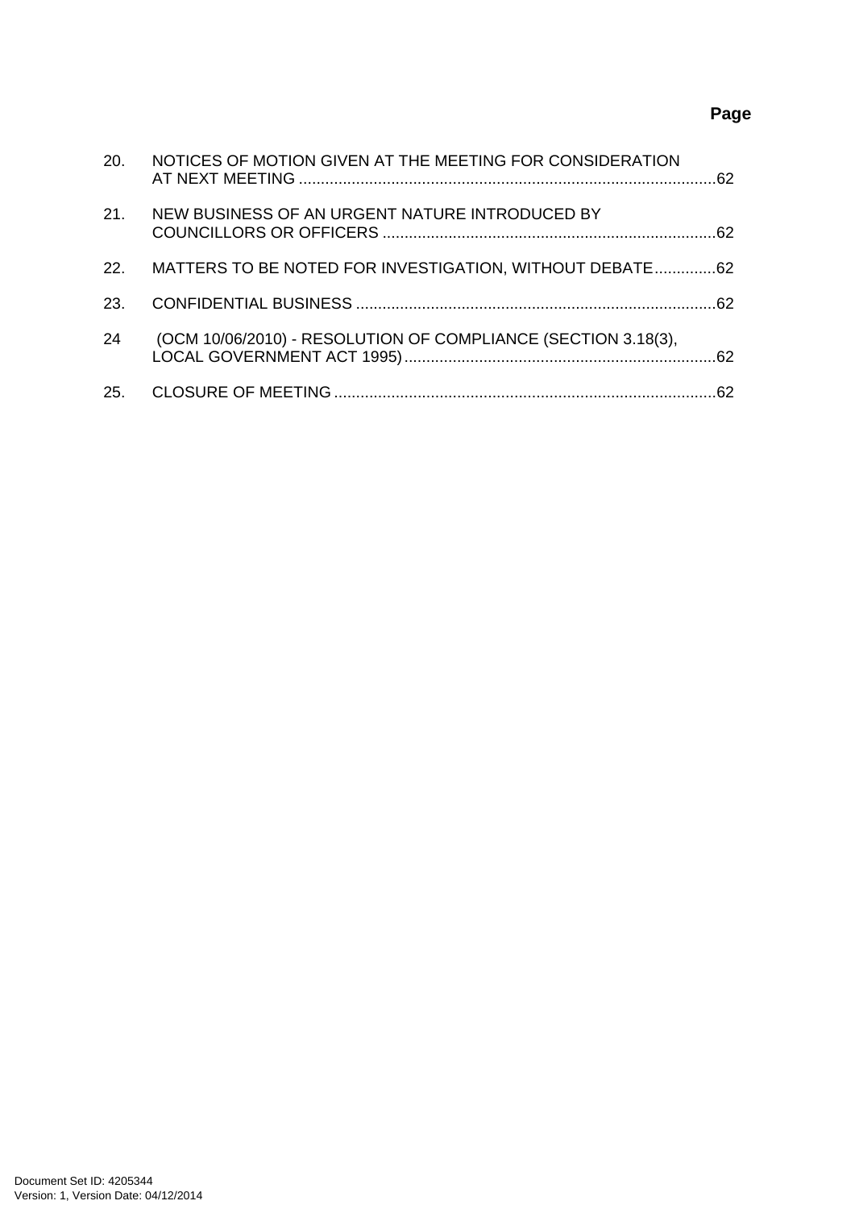**Page**

20. NOTICES OF MOTION GIVEN AT THE MEETING FOR CONSIDERATION AT NEXT MEETING ..............................................................................................62

21. NEW BUSINESS OF AN URGENT NATURE INTRODUCED BY COUNCILLORS OR OFFICERS ............................................................................62

22. MATTERS TO BE NOTED FOR INVESTIGATION, WITHOUT DEBATE..............62

23. CONFIDENTIAL BUSINESS ..................................................................................62

24 (OCM 10/06/2010) - RESOLUTION OF COMPLIANCE (SECTION 3.18(3), LOCAL GOVERNMENT ACT 1995).......................................................................62

25. CLOSURE OF MEETING .......................................................................................62

Document Set ID: 4205344
Version: 1, Version Date: 04/12/2014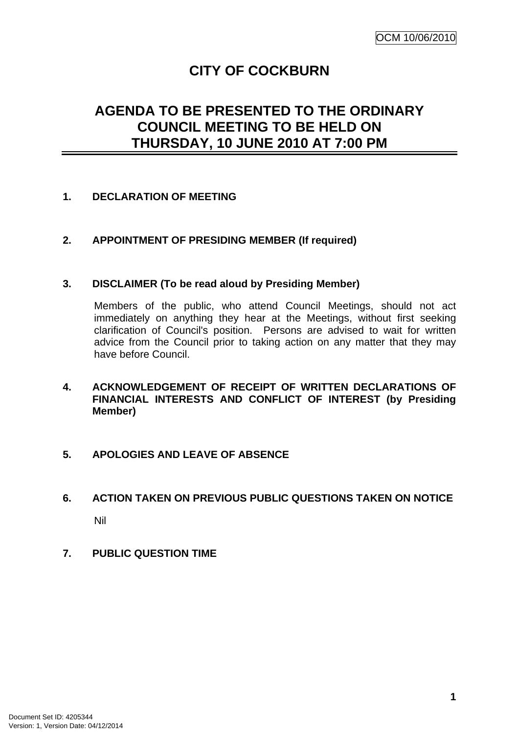OCM 10/06/2010

# CITY OF COCKBURN

## AGENDA TO BE PRESENTED TO THE ORDINARY COUNCIL MEETING TO BE HELD ON THURSDAY, 10 JUNE 2010 AT 7:00 PM

**1. DECLARATION OF MEETING**

**2. APPOINTMENT OF PRESIDING MEMBER (If required)**

**3. DISCLAIMER (To be read aloud by Presiding Member)**

Members of the public, who attend Council Meetings, should not act immediately on anything they hear at the Meetings, without first seeking clarification of Council's position. Persons are advised to wait for written advice from the Council prior to taking action on any matter that they may have before Council.

**4. ACKNOWLEDGEMENT OF RECEIPT OF WRITTEN DECLARATIONS OF FINANCIAL INTERESTS AND CONFLICT OF INTEREST (by Presiding Member)**

**5. APOLOGIES AND LEAVE OF ABSENCE**

**6. ACTION TAKEN ON PREVIOUS PUBLIC QUESTIONS TAKEN ON NOTICE**

Nil

**7. PUBLIC QUESTION TIME**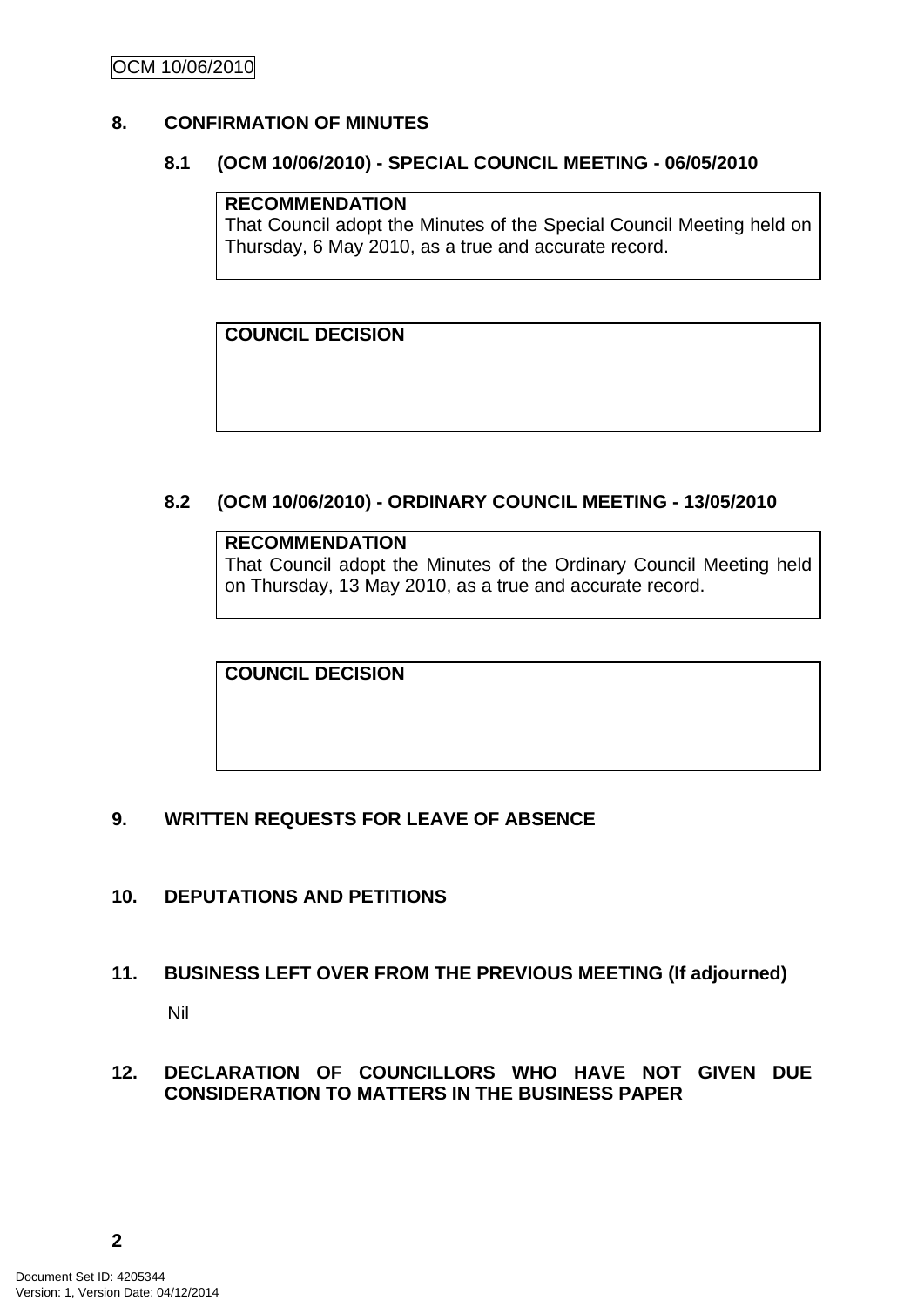## 8. CONFIRMATION OF MINUTES

### 8.1 (OCM 10/06/2010) - SPECIAL COUNCIL MEETING - 06/05/2010

**RECOMMENDATION**
That Council adopt the Minutes of the Special Council Meeting held on Thursday, 6 May 2010, as a true and accurate record.

**COUNCIL DECISION**

### 8.2 (OCM 10/06/2010) - ORDINARY COUNCIL MEETING - 13/05/2010

**RECOMMENDATION**
That Council adopt the Minutes of the Ordinary Council Meeting held on Thursday, 13 May 2010, as a true and accurate record.

**COUNCIL DECISION**

## 9. WRITTEN REQUESTS FOR LEAVE OF ABSENCE

## 10. DEPUTATIONS AND PETITIONS

## 11. BUSINESS LEFT OVER FROM THE PREVIOUS MEETING (If adjourned)

Nil

## 12. DECLARATION OF COUNCILLORS WHO HAVE NOT GIVEN DUE CONSIDERATION TO MATTERS IN THE BUSINESS PAPER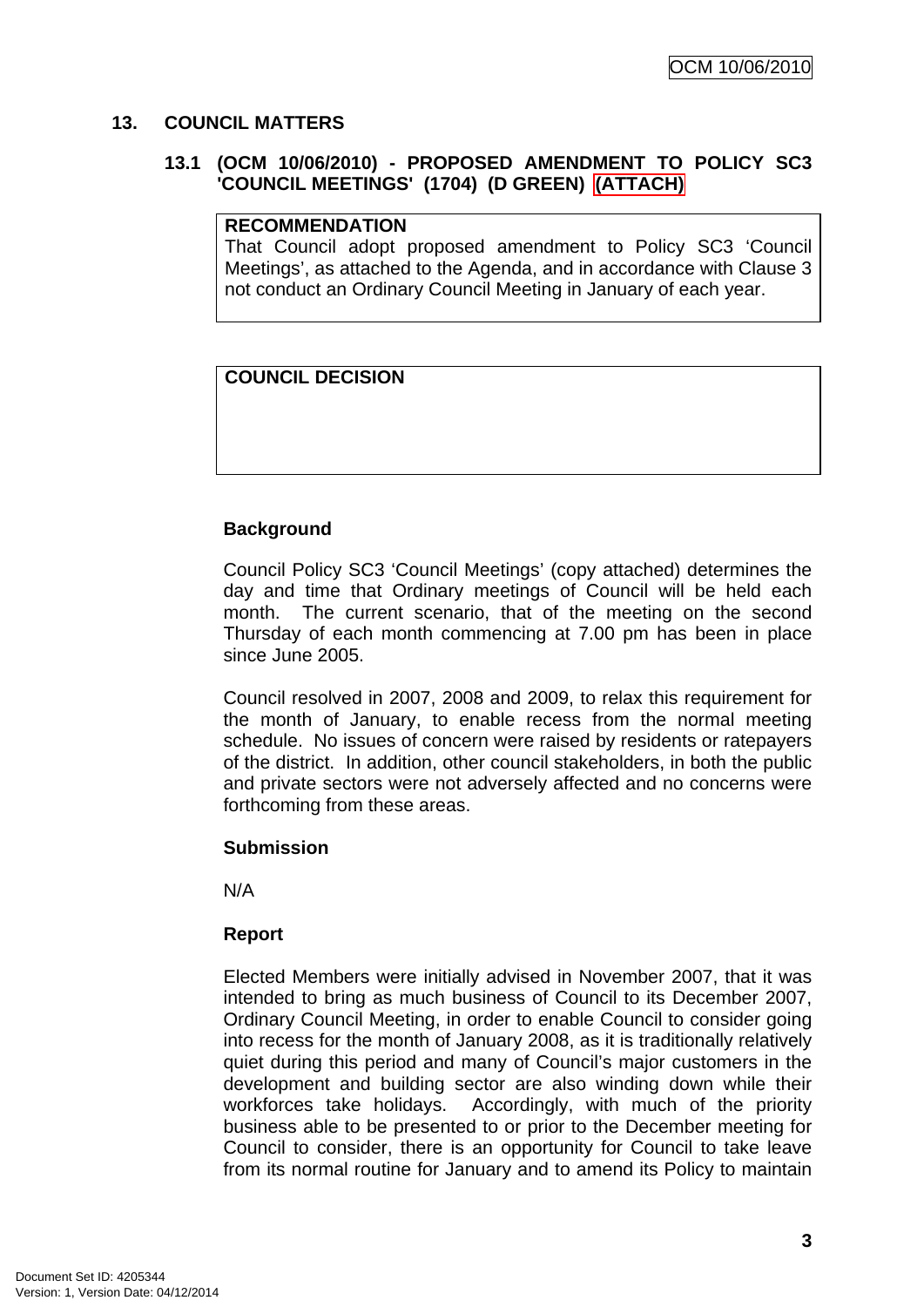## 13. COUNCIL MATTERS

### 13.1 (OCM 10/06/2010) - PROPOSED AMENDMENT TO POLICY SC3 'COUNCIL MEETINGS' (1704) (D GREEN) (ATTACH)

**RECOMMENDATION**

That Council adopt proposed amendment to Policy SC3 'Council Meetings', as attached to the Agenda, and in accordance with Clause 3 not conduct an Ordinary Council Meeting in January of each year.

**COUNCIL DECISION**

**Background**

Council Policy SC3 'Council Meetings' (copy attached) determines the day and time that Ordinary meetings of Council will be held each month. The current scenario, that of the meeting on the second Thursday of each month commencing at 7.00 pm has been in place since June 2005.

Council resolved in 2007, 2008 and 2009, to relax this requirement for the month of January, to enable recess from the normal meeting schedule. No issues of concern were raised by residents or ratepayers of the district. In addition, other council stakeholders, in both the public and private sectors were not adversely affected and no concerns were forthcoming from these areas.

**Submission**

N/A

**Report**

Elected Members were initially advised in November 2007, that it was intended to bring as much business of Council to its December 2007, Ordinary Council Meeting, in order to enable Council to consider going into recess for the month of January 2008, as it is traditionally relatively quiet during this period and many of Council's major customers in the development and building sector are also winding down while their workforces take holidays. Accordingly, with much of the priority business able to be presented to or prior to the December meeting for Council to consider, there is an opportunity for Council to take leave from its normal routine for January and to amend its Policy to maintain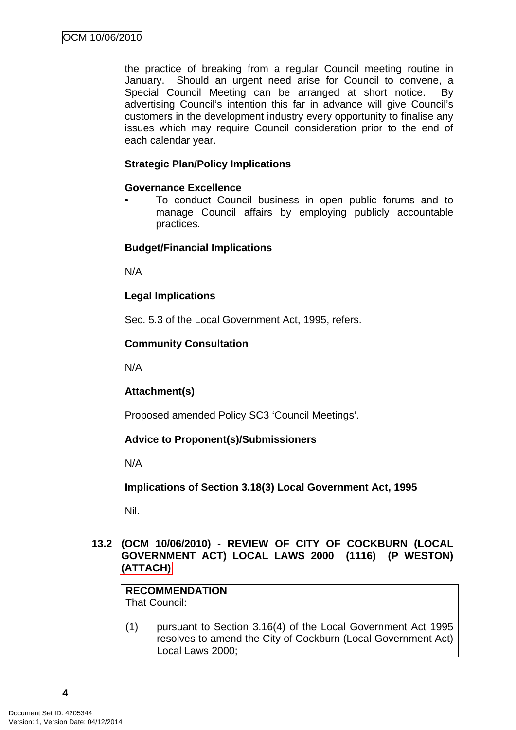the practice of breaking from a regular Council meeting routine in January. Should an urgent need arise for Council to convene, a Special Council Meeting can be arranged at short notice. By advertising Council's intention this far in advance will give Council's customers in the development industry every opportunity to finalise any issues which may require Council consideration prior to the end of each calendar year.

**Strategic Plan/Policy Implications**

**Governance Excellence**

- To conduct Council business in open public forums and to manage Council affairs by employing publicly accountable practices.

**Budget/Financial Implications**

N/A

**Legal Implications**

Sec. 5.3 of the Local Government Act, 1995, refers.

**Community Consultation**

N/A

**Attachment(s)**

Proposed amended Policy SC3 'Council Meetings'.

**Advice to Proponent(s)/Submissioners**

N/A

**Implications of Section 3.18(3) Local Government Act, 1995**

Nil.

### 13.2 (OCM 10/06/2010) - REVIEW OF CITY OF COCKBURN (LOCAL GOVERNMENT ACT) LOCAL LAWS 2000 (1116) (P WESTON) (ATTACH)

**RECOMMENDATION**
That Council:

(1) pursuant to Section 3.16(4) of the Local Government Act 1995 resolves to amend the City of Cockburn (Local Government Act) Local Laws 2000;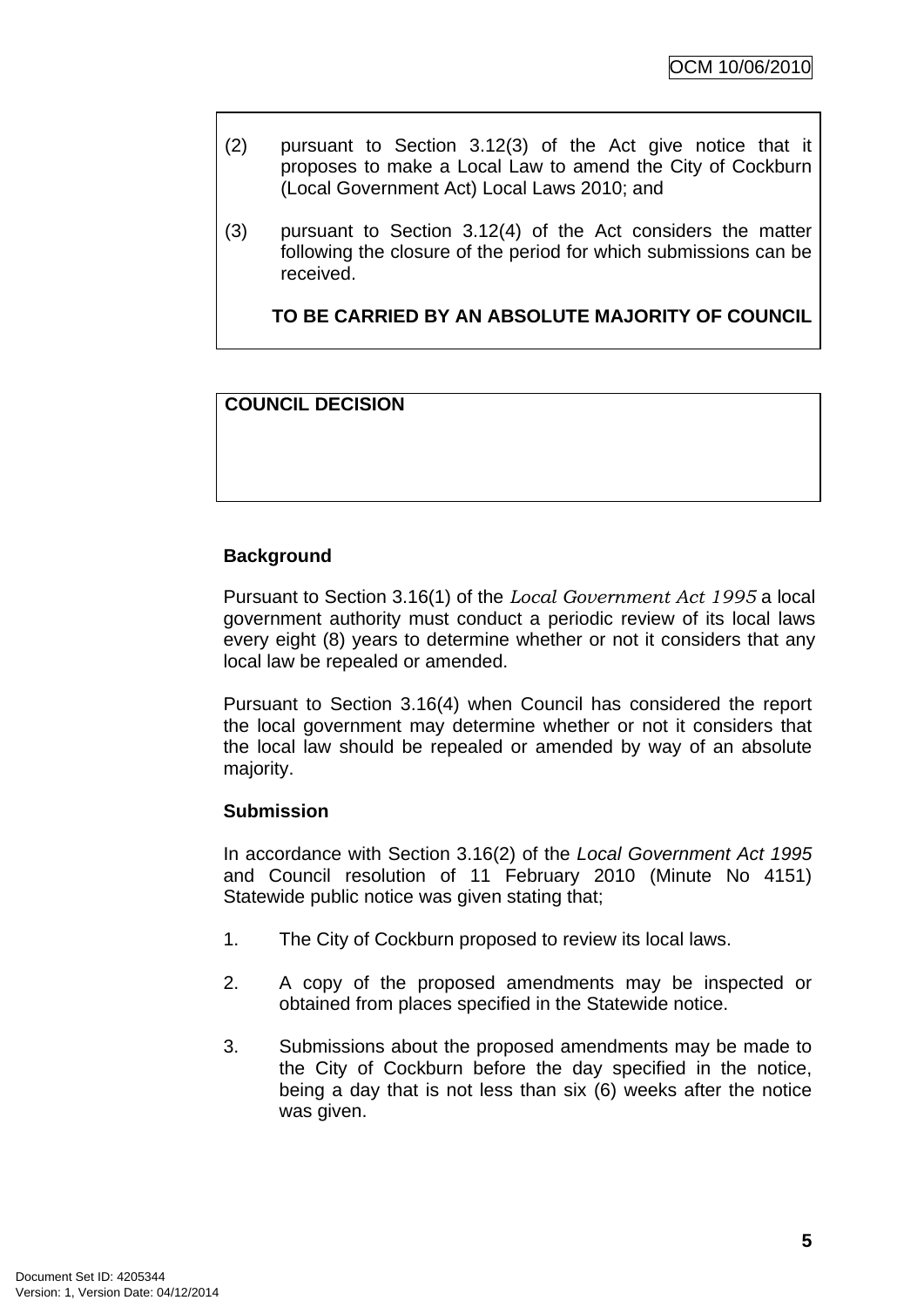(2) pursuant to Section 3.12(3) of the Act give notice that it proposes to make a Local Law to amend the City of Cockburn (Local Government Act) Local Laws 2010; and

(3) pursuant to Section 3.12(4) of the Act considers the matter following the closure of the period for which submissions can be received.

**TO BE CARRIED BY AN ABSOLUTE MAJORITY OF COUNCIL**

**COUNCIL DECISION**

**Background**

Pursuant to Section 3.16(1) of the *Local Government Act 1995* a local government authority must conduct a periodic review of its local laws every eight (8) years to determine whether or not it considers that any local law be repealed or amended.

Pursuant to Section 3.16(4) when Council has considered the report the local government may determine whether or not it considers that the local law should be repealed or amended by way of an absolute majority.

**Submission**

In accordance with Section 3.16(2) of the *Local Government Act 1995* and Council resolution of 11 February 2010 (Minute No 4151) Statewide public notice was given stating that;

1. The City of Cockburn proposed to review its local laws.

2. A copy of the proposed amendments may be inspected or obtained from places specified in the Statewide notice.

3. Submissions about the proposed amendments may be made to the City of Cockburn before the day specified in the notice, being a day that is not less than six (6) weeks after the notice was given.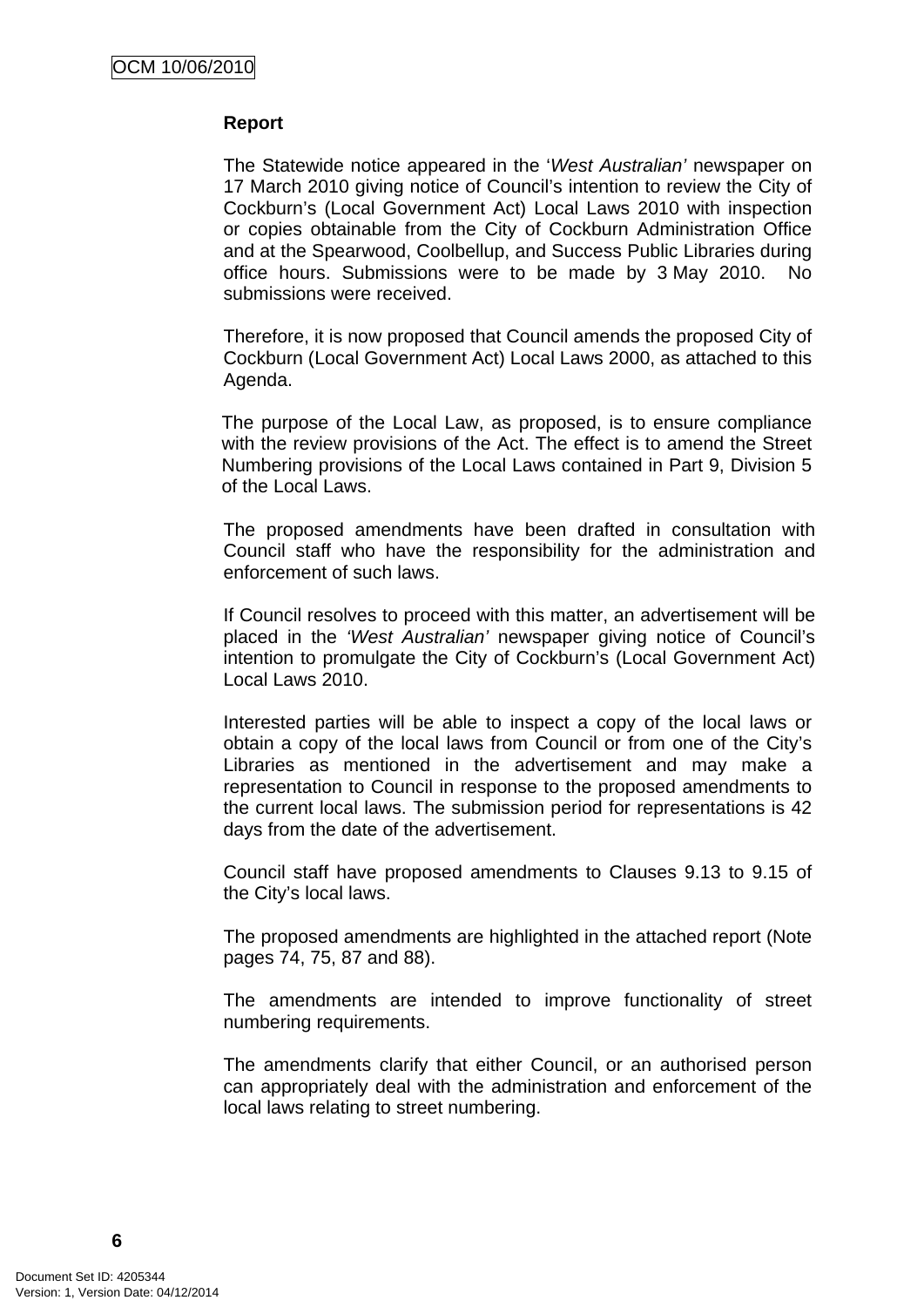**Report**

The Statewide notice appeared in the '*West Australian'* newspaper on 17 March 2010 giving notice of Council's intention to review the City of Cockburn's (Local Government Act) Local Laws 2010 with inspection or copies obtainable from the City of Cockburn Administration Office and at the Spearwood, Coolbellup, and Success Public Libraries during office hours. Submissions were to be made by 3 May 2010. No submissions were received.

Therefore, it is now proposed that Council amends the proposed City of Cockburn (Local Government Act) Local Laws 2000, as attached to this Agenda.

The purpose of the Local Law, as proposed, is to ensure compliance with the review provisions of the Act. The effect is to amend the Street Numbering provisions of the Local Laws contained in Part 9, Division 5 of the Local Laws.

The proposed amendments have been drafted in consultation with Council staff who have the responsibility for the administration and enforcement of such laws.

If Council resolves to proceed with this matter, an advertisement will be placed in the *'West Australian'* newspaper giving notice of Council's intention to promulgate the City of Cockburn's (Local Government Act) Local Laws 2010.

Interested parties will be able to inspect a copy of the local laws or obtain a copy of the local laws from Council or from one of the City's Libraries as mentioned in the advertisement and may make a representation to Council in response to the proposed amendments to the current local laws. The submission period for representations is 42 days from the date of the advertisement.

Council staff have proposed amendments to Clauses 9.13 to 9.15 of the City's local laws.

The proposed amendments are highlighted in the attached report (Note pages 74, 75, 87 and 88).

The amendments are intended to improve functionality of street numbering requirements.

The amendments clarify that either Council, or an authorised person can appropriately deal with the administration and enforcement of the local laws relating to street numbering.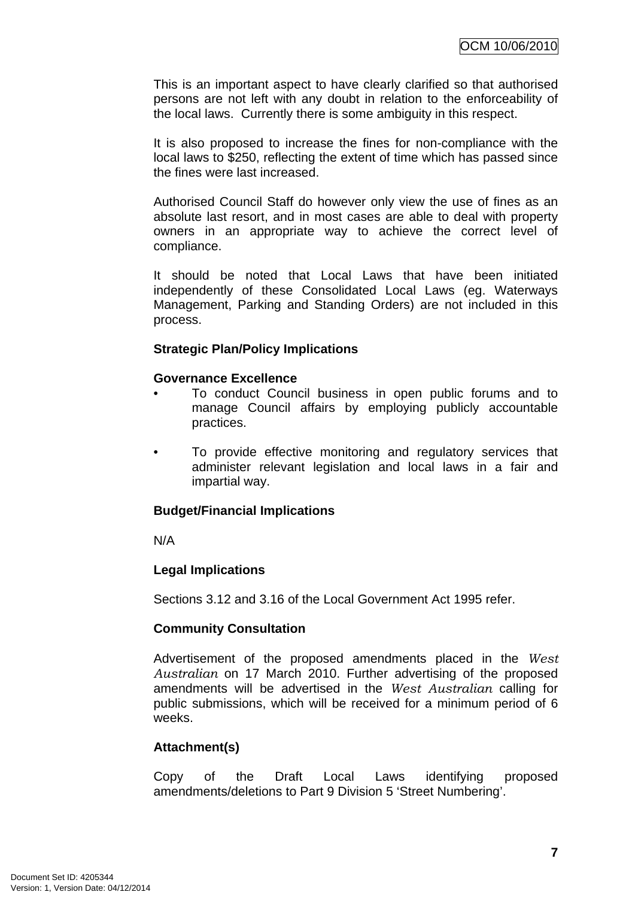This is an important aspect to have clearly clarified so that authorised persons are not left with any doubt in relation to the enforceability of the local laws. Currently there is some ambiguity in this respect.

It is also proposed to increase the fines for non-compliance with the local laws to $250, reflecting the extent of time which has passed since the fines were last increased.

Authorised Council Staff do however only view the use of fines as an absolute last resort, and in most cases are able to deal with property owners in an appropriate way to achieve the correct level of compliance.

It should be noted that Local Laws that have been initiated independently of these Consolidated Local Laws (eg. Waterways Management, Parking and Standing Orders) are not included in this process.

**Strategic Plan/Policy Implications**

**Governance Excellence**

- To conduct Council business in open public forums and to manage Council affairs by employing publicly accountable practices.
- To provide effective monitoring and regulatory services that administer relevant legislation and local laws in a fair and impartial way.

**Budget/Financial Implications**

N/A

**Legal Implications**

Sections 3.12 and 3.16 of the Local Government Act 1995 refer.

**Community Consultation**

Advertisement of the proposed amendments placed in the *West Australian* on 17 March 2010. Further advertising of the proposed amendments will be advertised in the *West Australian* calling for public submissions, which will be received for a minimum period of 6 weeks.

**Attachment(s)**

Copy of the Draft Local Laws identifying proposed amendments/deletions to Part 9 Division 5 'Street Numbering'.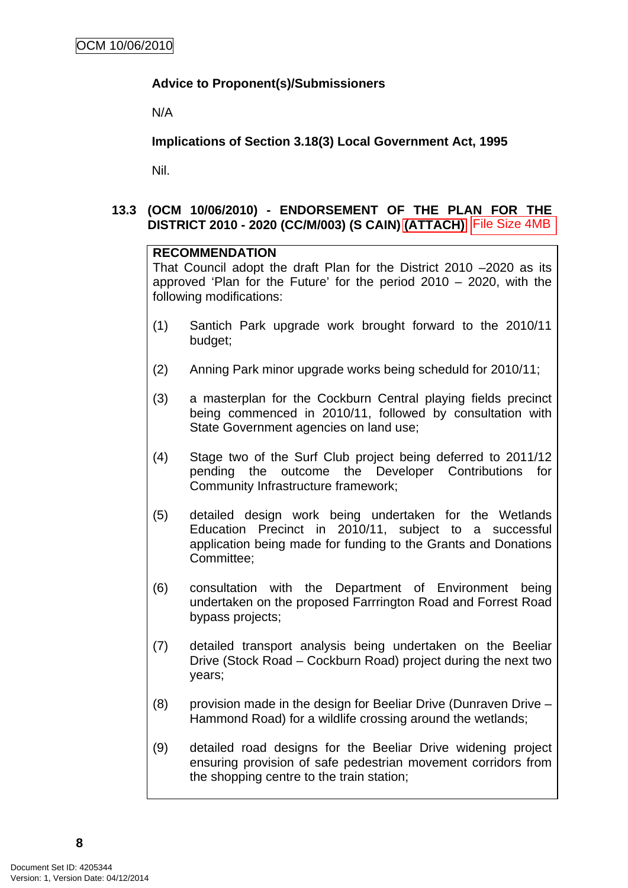**Advice to Proponent(s)/Submissioners**

N/A

**Implications of Section 3.18(3) Local Government Act, 1995**

Nil.

### 13.3 (OCM 10/06/2010) - ENDORSEMENT OF THE PLAN FOR THE DISTRICT 2010 - 2020 (CC/M/003) (S CAIN) (ATTACH) File Size 4MB

**RECOMMENDATION**

That Council adopt the draft Plan for the District 2010 –2020 as its approved 'Plan for the Future' for the period 2010 – 2020, with the following modifications:

(1) Santich Park upgrade work brought forward to the 2010/11 budget;

(2) Anning Park minor upgrade works being scheduld for 2010/11;

(3) a masterplan for the Cockburn Central playing fields precinct being commenced in 2010/11, followed by consultation with State Government agencies on land use;

(4) Stage two of the Surf Club project being deferred to 2011/12 pending the outcome the Developer Contributions for Community Infrastructure framework;

(5) detailed design work being undertaken for the Wetlands Education Precinct in 2010/11, subject to a successful application being made for funding to the Grants and Donations Committee;

(6) consultation with the Department of Environment being undertaken on the proposed Farrrington Road and Forrest Road bypass projects;

(7) detailed transport analysis being undertaken on the Beeliar Drive (Stock Road – Cockburn Road) project during the next two years;

(8) provision made in the design for Beeliar Drive (Dunraven Drive – Hammond Road) for a wildlife crossing around the wetlands;

(9) detailed road designs for the Beeliar Drive widening project ensuring provision of safe pedestrian movement corridors from the shopping centre to the train station;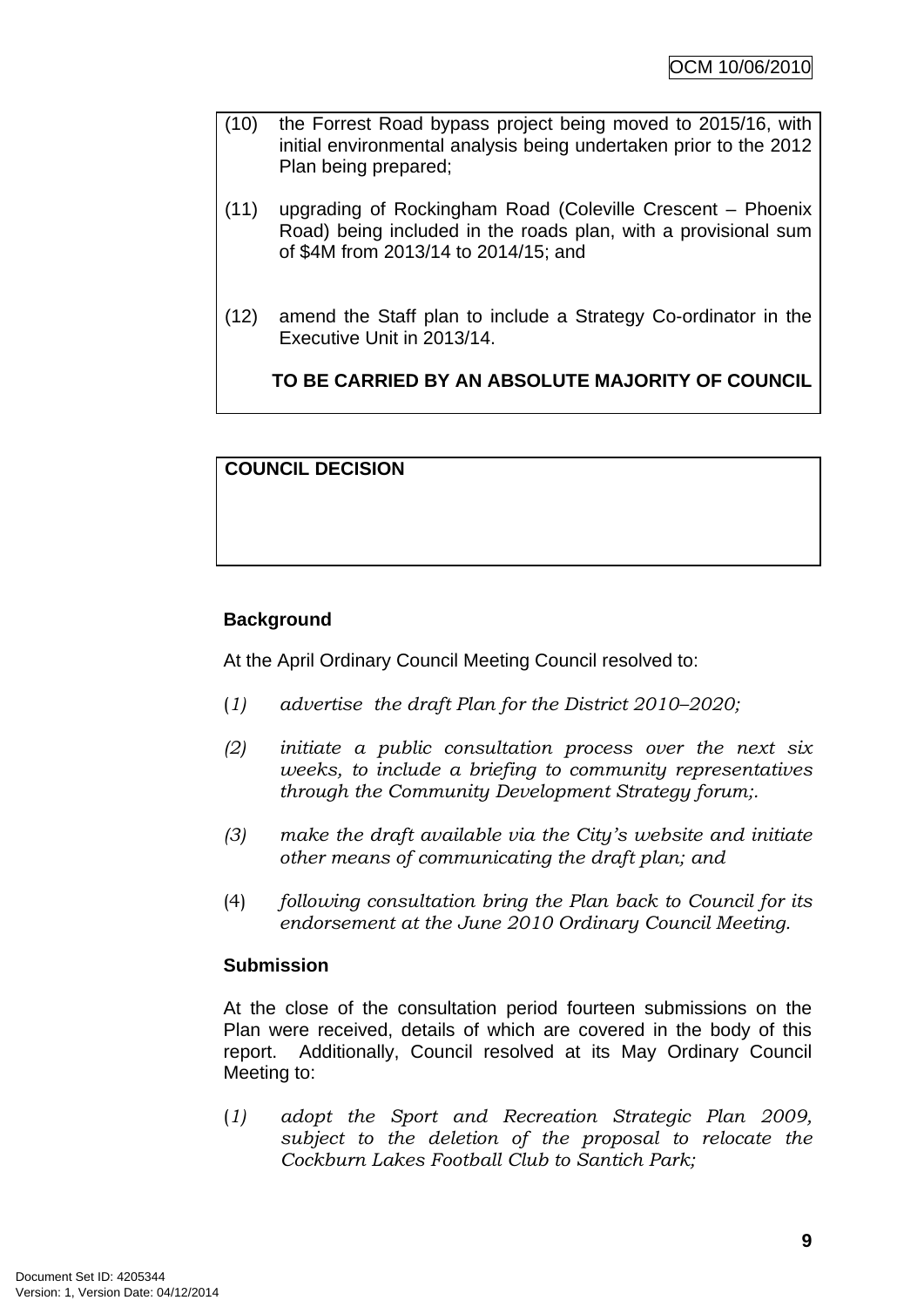(10) the Forrest Road bypass project being moved to 2015/16, with initial environmental analysis being undertaken prior to the 2012 Plan being prepared;

(11) upgrading of Rockingham Road (Coleville Crescent – Phoenix Road) being included in the roads plan, with a provisional sum of $4M from 2013/14 to 2014/15; and

(12) amend the Staff plan to include a Strategy Co-ordinator in the Executive Unit in 2013/14.

**TO BE CARRIED BY AN ABSOLUTE MAJORITY OF COUNCIL**

**COUNCIL DECISION**

**Background**

At the April Ordinary Council Meeting Council resolved to:

(*1) advertise the draft Plan for the District 2010–2020;*

*(2) initiate a public consultation process over the next six weeks, to include a briefing to community representatives through the Community Development Strategy forum;.*

*(3) make the draft available via the City's website and initiate other means of communicating the draft plan; and*

(4) *following consultation bring the Plan back to Council for its endorsement at the June 2010 Ordinary Council Meeting.*

**Submission**

At the close of the consultation period fourteen submissions on the Plan were received, details of which are covered in the body of this report. Additionally, Council resolved at its May Ordinary Council Meeting to:

(*1) adopt the Sport and Recreation Strategic Plan 2009, subject to the deletion of the proposal to relocate the Cockburn Lakes Football Club to Santich Park;*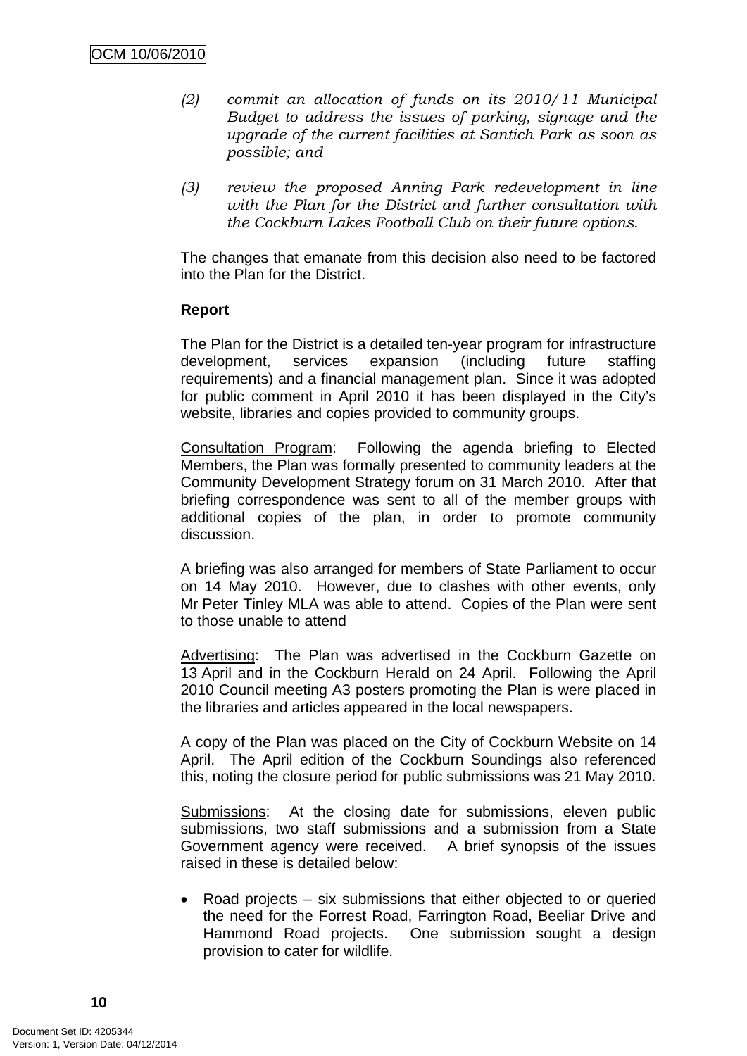*(2) commit an allocation of funds on its 2010/11 Municipal Budget to address the issues of parking, signage and the upgrade of the current facilities at Santich Park as soon as possible; and*

*(3) review the proposed Anning Park redevelopment in line with the Plan for the District and further consultation with the Cockburn Lakes Football Club on their future options.*

The changes that emanate from this decision also need to be factored into the Plan for the District.

**Report**

The Plan for the District is a detailed ten-year program for infrastructure development, services expansion (including future staffing requirements) and a financial management plan. Since it was adopted for public comment in April 2010 it has been displayed in the City's website, libraries and copies provided to community groups.

Consultation Program: Following the agenda briefing to Elected Members, the Plan was formally presented to community leaders at the Community Development Strategy forum on 31 March 2010. After that briefing correspondence was sent to all of the member groups with additional copies of the plan, in order to promote community discussion.

A briefing was also arranged for members of State Parliament to occur on 14 May 2010. However, due to clashes with other events, only Mr Peter Tinley MLA was able to attend. Copies of the Plan were sent to those unable to attend

Advertising: The Plan was advertised in the Cockburn Gazette on 13 April and in the Cockburn Herald on 24 April. Following the April 2010 Council meeting A3 posters promoting the Plan is were placed in the libraries and articles appeared in the local newspapers.

A copy of the Plan was placed on the City of Cockburn Website on 14 April. The April edition of the Cockburn Soundings also referenced this, noting the closure period for public submissions was 21 May 2010.

Submissions: At the closing date for submissions, eleven public submissions, two staff submissions and a submission from a State Government agency were received. A brief synopsis of the issues raised in these is detailed below:

- Road projects – six submissions that either objected to or queried the need for the Forrest Road, Farrington Road, Beeliar Drive and Hammond Road projects. One submission sought a design provision to cater for wildlife.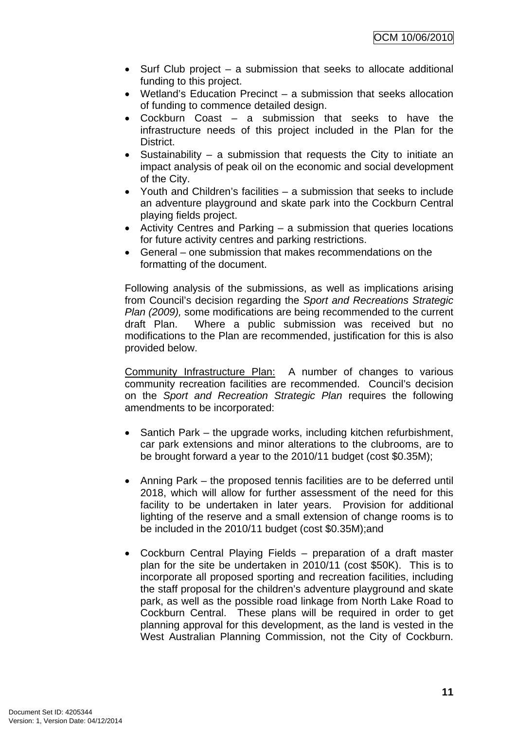- Surf Club project – a submission that seeks to allocate additional funding to this project.
- Wetland's Education Precinct – a submission that seeks allocation of funding to commence detailed design.
- Cockburn Coast – a submission that seeks to have the infrastructure needs of this project included in the Plan for the District.
- Sustainability – a submission that requests the City to initiate an impact analysis of peak oil on the economic and social development of the City.
- Youth and Children's facilities – a submission that seeks to include an adventure playground and skate park into the Cockburn Central playing fields project.
- Activity Centres and Parking – a submission that queries locations for future activity centres and parking restrictions.
- General – one submission that makes recommendations on the formatting of the document.

Following analysis of the submissions, as well as implications arising from Council's decision regarding the *Sport and Recreations Strategic Plan (2009),* some modifications are being recommended to the current draft Plan. Where a public submission was received but no modifications to the Plan are recommended, justification for this is also provided below.

Community Infrastructure Plan: A number of changes to various community recreation facilities are recommended. Council's decision on the *Sport and Recreation Strategic Plan* requires the following amendments to be incorporated:

- Santich Park – the upgrade works, including kitchen refurbishment, car park extensions and minor alterations to the clubrooms, are to be brought forward a year to the 2010/11 budget (cost $0.35M);

- Anning Park – the proposed tennis facilities are to be deferred until 2018, which will allow for further assessment of the need for this facility to be undertaken in later years. Provision for additional lighting of the reserve and a small extension of change rooms is to be included in the 2010/11 budget (cost $0.35M);and

- Cockburn Central Playing Fields – preparation of a draft master plan for the site be undertaken in 2010/11 (cost $50K). This is to incorporate all proposed sporting and recreation facilities, including the staff proposal for the children's adventure playground and skate park, as well as the possible road linkage from North Lake Road to Cockburn Central. These plans will be required in order to get planning approval for this development, as the land is vested in the West Australian Planning Commission, not the City of Cockburn.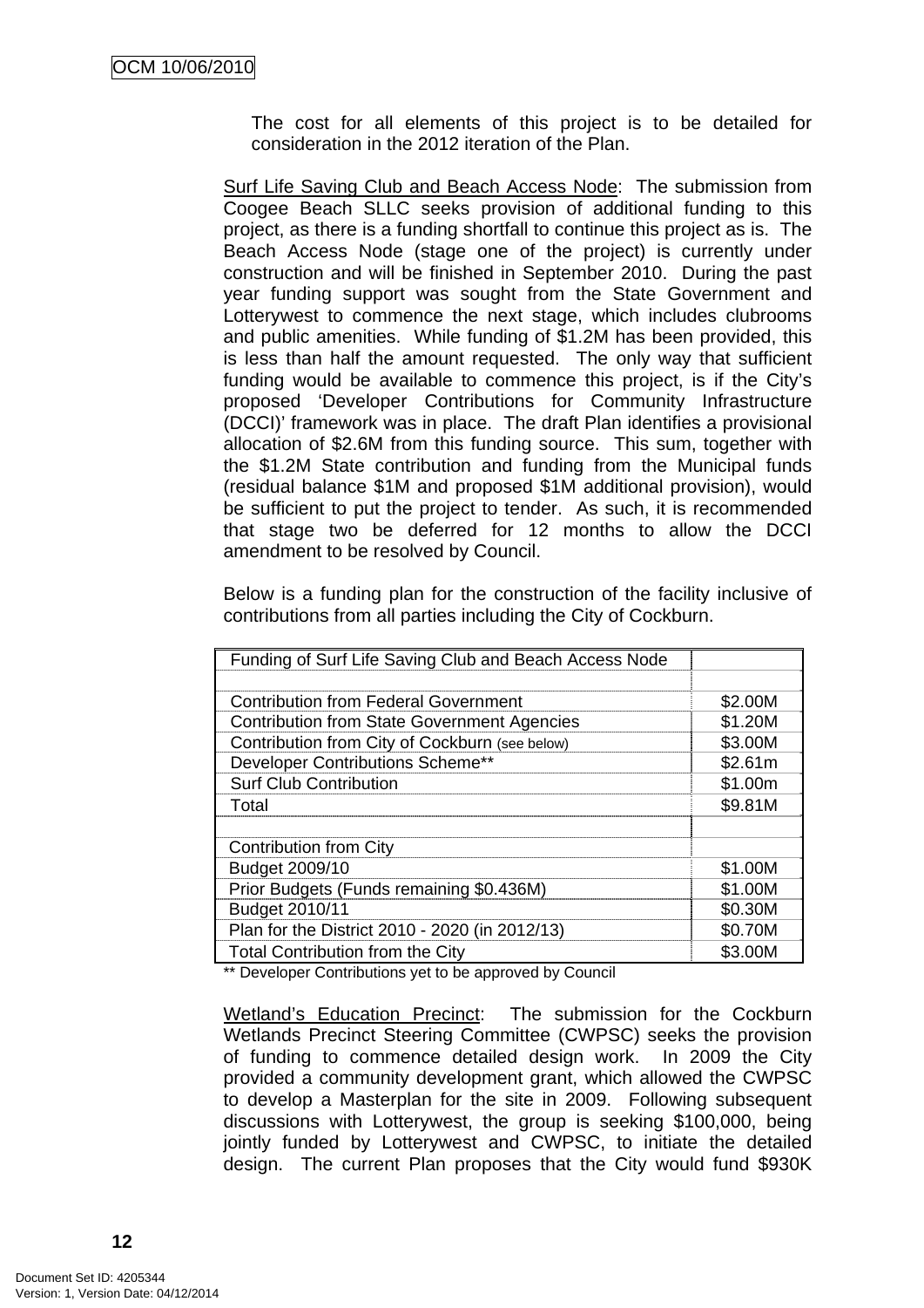The cost for all elements of this project is to be detailed for consideration in the 2012 iteration of the Plan.

Surf Life Saving Club and Beach Access Node: The submission from Coogee Beach SLLC seeks provision of additional funding to this project, as there is a funding shortfall to continue this project as is. The Beach Access Node (stage one of the project) is currently under construction and will be finished in September 2010. During the past year funding support was sought from the State Government and Lotterywest to commence the next stage, which includes clubrooms and public amenities. While funding of $1.2M has been provided, this is less than half the amount requested. The only way that sufficient funding would be available to commence this project, is if the City's proposed 'Developer Contributions for Community Infrastructure (DCCI)' framework was in place. The draft Plan identifies a provisional allocation of $2.6M from this funding source. This sum, together with the $1.2M State contribution and funding from the Municipal funds (residual balance $1M and proposed $1M additional provision), would be sufficient to put the project to tender. As such, it is recommended that stage two be deferred for 12 months to allow the DCCI amendment to be resolved by Council.

Below is a funding plan for the construction of the facility inclusive of contributions from all parties including the City of Cockburn.

| Funding of Surf Life Saving Club and Beach Access Node | |
|---|---|
| | |
| Contribution from Federal Government | $2.00M |
| Contribution from State Government Agencies | $1.20M |
| Contribution from City of Cockburn (see below) | $3.00M |
| Developer Contributions Scheme** | $2.61m |
| Surf Club Contribution | $1.00m |
| Total | $9.81M |
| | |
| Contribution from City | |
| Budget 2009/10 | $1.00M |
| Prior Budgets (Funds remaining $0.436M) | $1.00M |
| Budget 2010/11 | $0.30M |
| Plan for the District 2010 - 2020 (in 2012/13) | $0.70M |
| Total Contribution from the City | $3.00M |

** Developer Contributions yet to be approved by Council

Wetland's Education Precinct: The submission for the Cockburn Wetlands Precinct Steering Committee (CWPSC) seeks the provision of funding to commence detailed design work. In 2009 the City provided a community development grant, which allowed the CWPSC to develop a Masterplan for the site in 2009. Following subsequent discussions with Lotterywest, the group is seeking $100,000, being jointly funded by Lotterywest and CWPSC, to initiate the detailed design. The current Plan proposes that the City would fund $930K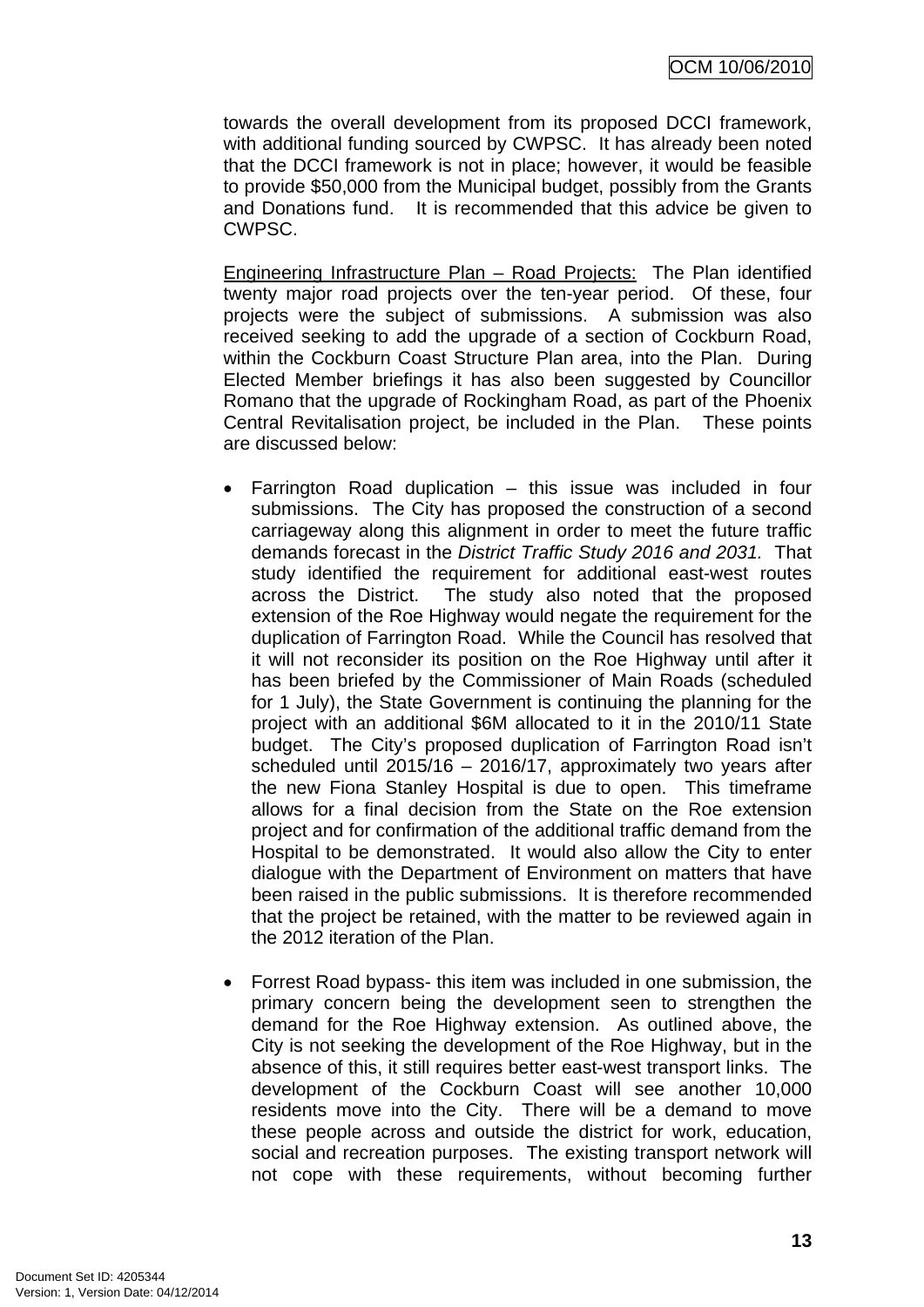towards the overall development from its proposed DCCI framework, with additional funding sourced by CWPSC. It has already been noted that the DCCI framework is not in place; however, it would be feasible to provide $50,000 from the Municipal budget, possibly from the Grants and Donations fund. It is recommended that this advice be given to CWPSC.

Engineering Infrastructure Plan – Road Projects: The Plan identified twenty major road projects over the ten-year period. Of these, four projects were the subject of submissions. A submission was also received seeking to add the upgrade of a section of Cockburn Road, within the Cockburn Coast Structure Plan area, into the Plan. During Elected Member briefings it has also been suggested by Councillor Romano that the upgrade of Rockingham Road, as part of the Phoenix Central Revitalisation project, be included in the Plan. These points are discussed below:

- Farrington Road duplication – this issue was included in four submissions. The City has proposed the construction of a second carriageway along this alignment in order to meet the future traffic demands forecast in the *District Traffic Study 2016 and 2031.* That study identified the requirement for additional east-west routes across the District. The study also noted that the proposed extension of the Roe Highway would negate the requirement for the duplication of Farrington Road. While the Council has resolved that it will not reconsider its position on the Roe Highway until after it has been briefed by the Commissioner of Main Roads (scheduled for 1 July), the State Government is continuing the planning for the project with an additional $6M allocated to it in the 2010/11 State budget. The City's proposed duplication of Farrington Road isn't scheduled until 2015/16 – 2016/17, approximately two years after the new Fiona Stanley Hospital is due to open. This timeframe allows for a final decision from the State on the Roe extension project and for confirmation of the additional traffic demand from the Hospital to be demonstrated. It would also allow the City to enter dialogue with the Department of Environment on matters that have been raised in the public submissions. It is therefore recommended that the project be retained, with the matter to be reviewed again in the 2012 iteration of the Plan.

- Forrest Road bypass- this item was included in one submission, the primary concern being the development seen to strengthen the demand for the Roe Highway extension. As outlined above, the City is not seeking the development of the Roe Highway, but in the absence of this, it still requires better east-west transport links. The development of the Cockburn Coast will see another 10,000 residents move into the City. There will be a demand to move these people across and outside the district for work, education, social and recreation purposes. The existing transport network will not cope with these requirements, without becoming further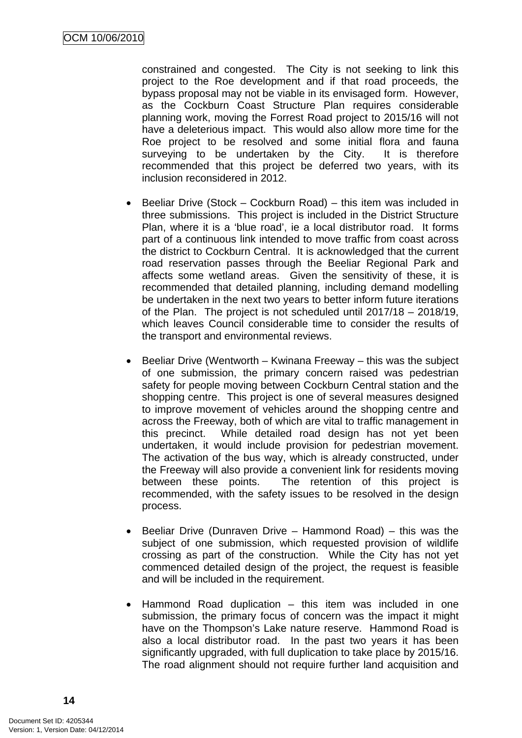constrained and congested. The City is not seeking to link this project to the Roe development and if that road proceeds, the bypass proposal may not be viable in its envisaged form. However, as the Cockburn Coast Structure Plan requires considerable planning work, moving the Forrest Road project to 2015/16 will not have a deleterious impact. This would also allow more time for the Roe project to be resolved and some initial flora and fauna surveying to be undertaken by the City. It is therefore recommended that this project be deferred two years, with its inclusion reconsidered in 2012.

- Beeliar Drive (Stock – Cockburn Road) – this item was included in three submissions. This project is included in the District Structure Plan, where it is a 'blue road', ie a local distributor road. It forms part of a continuous link intended to move traffic from coast across the district to Cockburn Central. It is acknowledged that the current road reservation passes through the Beeliar Regional Park and affects some wetland areas. Given the sensitivity of these, it is recommended that detailed planning, including demand modelling be undertaken in the next two years to better inform future iterations of the Plan. The project is not scheduled until 2017/18 – 2018/19, which leaves Council considerable time to consider the results of the transport and environmental reviews.

- Beeliar Drive (Wentworth – Kwinana Freeway – this was the subject of one submission, the primary concern raised was pedestrian safety for people moving between Cockburn Central station and the shopping centre. This project is one of several measures designed to improve movement of vehicles around the shopping centre and across the Freeway, both of which are vital to traffic management in this precinct. While detailed road design has not yet been undertaken, it would include provision for pedestrian movement. The activation of the bus way, which is already constructed, under the Freeway will also provide a convenient link for residents moving between these points. The retention of this project is recommended, with the safety issues to be resolved in the design process.

- Beeliar Drive (Dunraven Drive – Hammond Road) – this was the subject of one submission, which requested provision of wildlife crossing as part of the construction. While the City has not yet commenced detailed design of the project, the request is feasible and will be included in the requirement.

- Hammond Road duplication – this item was included in one submission, the primary focus of concern was the impact it might have on the Thompson's Lake nature reserve. Hammond Road is also a local distributor road. In the past two years it has been significantly upgraded, with full duplication to take place by 2015/16. The road alignment should not require further land acquisition and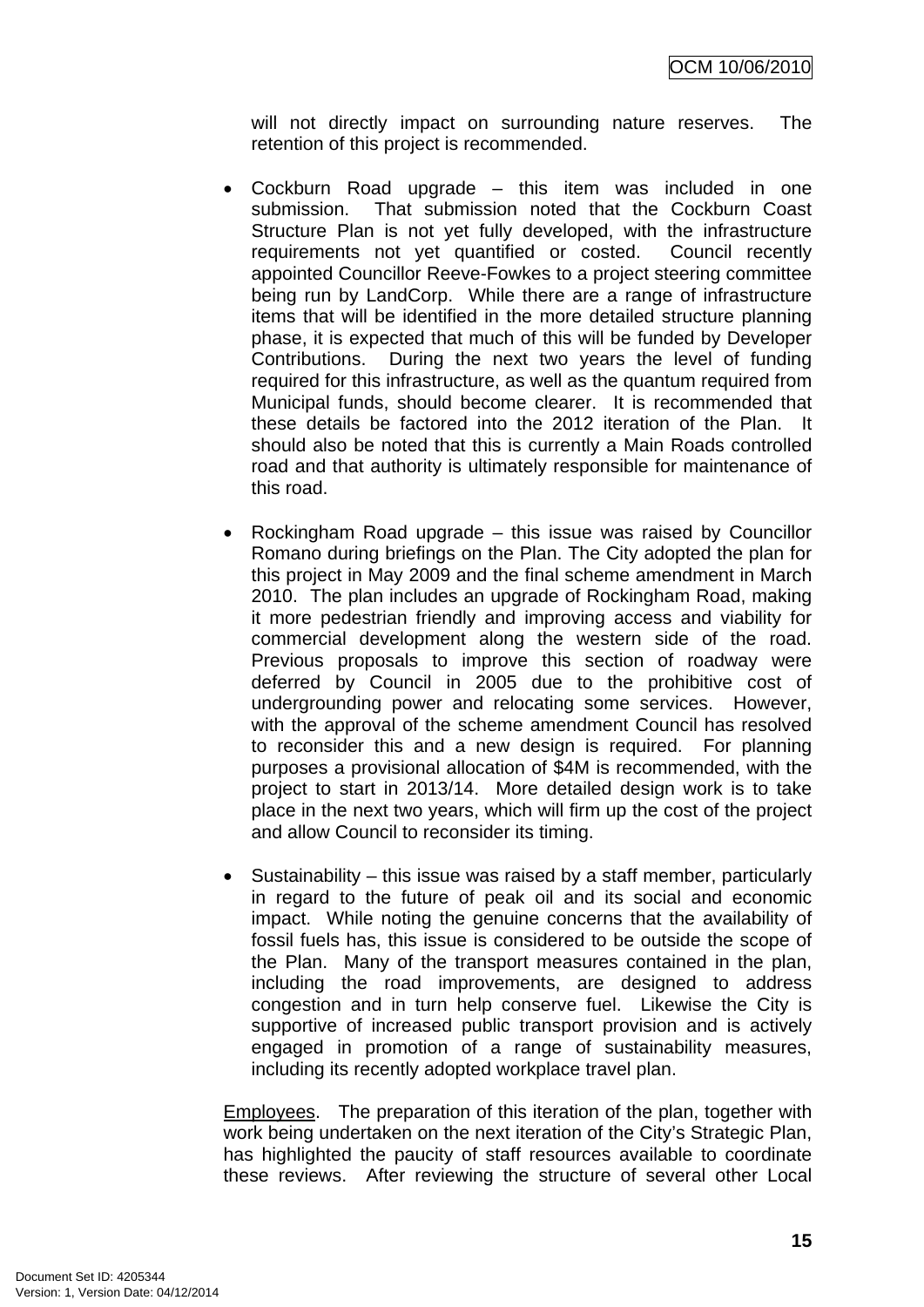will not directly impact on surrounding nature reserves. The retention of this project is recommended.

- Cockburn Road upgrade – this item was included in one submission. That submission noted that the Cockburn Coast Structure Plan is not yet fully developed, with the infrastructure requirements not yet quantified or costed. Council recently appointed Councillor Reeve-Fowkes to a project steering committee being run by LandCorp. While there are a range of infrastructure items that will be identified in the more detailed structure planning phase, it is expected that much of this will be funded by Developer Contributions. During the next two years the level of funding required for this infrastructure, as well as the quantum required from Municipal funds, should become clearer. It is recommended that these details be factored into the 2012 iteration of the Plan. It should also be noted that this is currently a Main Roads controlled road and that authority is ultimately responsible for maintenance of this road.

- Rockingham Road upgrade – this issue was raised by Councillor Romano during briefings on the Plan. The City adopted the plan for this project in May 2009 and the final scheme amendment in March 2010. The plan includes an upgrade of Rockingham Road, making it more pedestrian friendly and improving access and viability for commercial development along the western side of the road. Previous proposals to improve this section of roadway were deferred by Council in 2005 due to the prohibitive cost of undergrounding power and relocating some services. However, with the approval of the scheme amendment Council has resolved to reconsider this and a new design is required. For planning purposes a provisional allocation of $4M is recommended, with the project to start in 2013/14. More detailed design work is to take place in the next two years, which will firm up the cost of the project and allow Council to reconsider its timing.

- Sustainability – this issue was raised by a staff member, particularly in regard to the future of peak oil and its social and economic impact. While noting the genuine concerns that the availability of fossil fuels has, this issue is considered to be outside the scope of the Plan. Many of the transport measures contained in the plan, including the road improvements, are designed to address congestion and in turn help conserve fuel. Likewise the City is supportive of increased public transport provision and is actively engaged in promotion of a range of sustainability measures, including its recently adopted workplace travel plan.

Employees. The preparation of this iteration of the plan, together with work being undertaken on the next iteration of the City's Strategic Plan, has highlighted the paucity of staff resources available to coordinate these reviews. After reviewing the structure of several other Local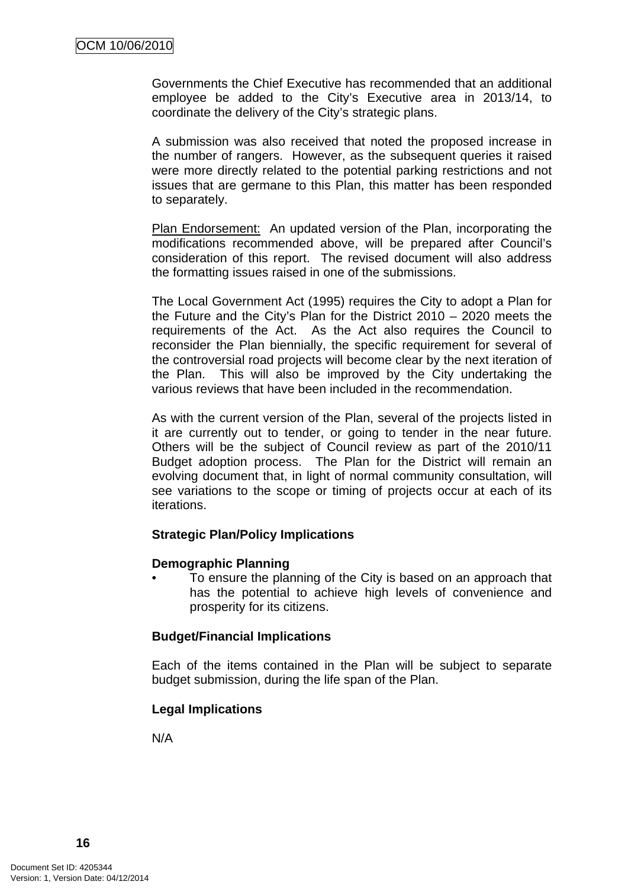Governments the Chief Executive has recommended that an additional employee be added to the City's Executive area in 2013/14, to coordinate the delivery of the City's strategic plans.

A submission was also received that noted the proposed increase in the number of rangers. However, as the subsequent queries it raised were more directly related to the potential parking restrictions and not issues that are germane to this Plan, this matter has been responded to separately.

Plan Endorsement: An updated version of the Plan, incorporating the modifications recommended above, will be prepared after Council's consideration of this report. The revised document will also address the formatting issues raised in one of the submissions.

The Local Government Act (1995) requires the City to adopt a Plan for the Future and the City's Plan for the District 2010 – 2020 meets the requirements of the Act. As the Act also requires the Council to reconsider the Plan biennially, the specific requirement for several of the controversial road projects will become clear by the next iteration of the Plan. This will also be improved by the City undertaking the various reviews that have been included in the recommendation.

As with the current version of the Plan, several of the projects listed in it are currently out to tender, or going to tender in the near future. Others will be the subject of Council review as part of the 2010/11 Budget adoption process. The Plan for the District will remain an evolving document that, in light of normal community consultation, will see variations to the scope or timing of projects occur at each of its iterations.

**Strategic Plan/Policy Implications**

**Demographic Planning**

- To ensure the planning of the City is based on an approach that has the potential to achieve high levels of convenience and prosperity for its citizens.

**Budget/Financial Implications**

Each of the items contained in the Plan will be subject to separate budget submission, during the life span of the Plan.

**Legal Implications**

N/A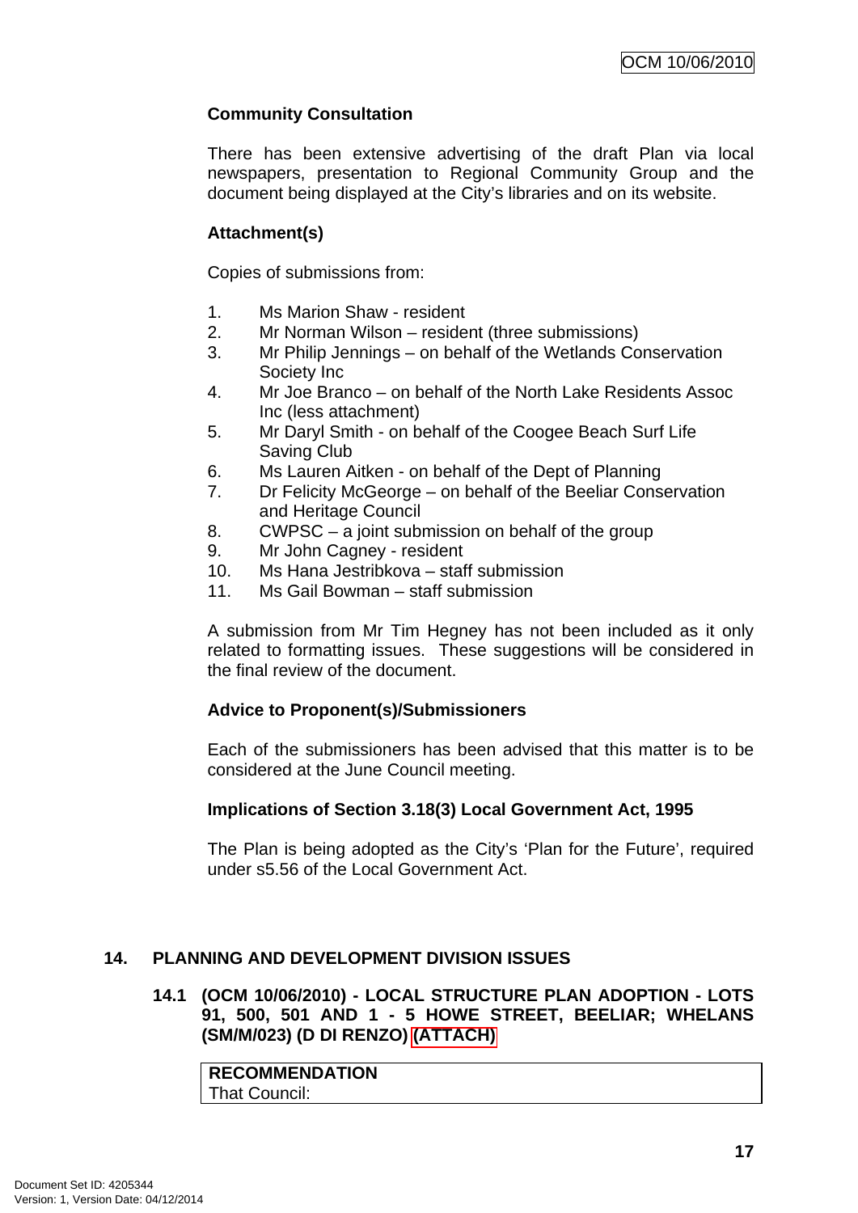**Community Consultation**

There has been extensive advertising of the draft Plan via local newspapers, presentation to Regional Community Group and the document being displayed at the City's libraries and on its website.

**Attachment(s)**

Copies of submissions from:

1. Ms Marion Shaw - resident
2. Mr Norman Wilson – resident (three submissions)
3. Mr Philip Jennings – on behalf of the Wetlands Conservation Society Inc
4. Mr Joe Branco – on behalf of the North Lake Residents Assoc Inc (less attachment)
5. Mr Daryl Smith - on behalf of the Coogee Beach Surf Life Saving Club
6. Ms Lauren Aitken - on behalf of the Dept of Planning
7. Dr Felicity McGeorge – on behalf of the Beeliar Conservation and Heritage Council
8. CWPSC – a joint submission on behalf of the group
9. Mr John Cagney - resident
10. Ms Hana Jestribkova – staff submission
11. Ms Gail Bowman – staff submission

A submission from Mr Tim Hegney has not been included as it only related to formatting issues. These suggestions will be considered in the final review of the document.

**Advice to Proponent(s)/Submissioners**

Each of the submissioners has been advised that this matter is to be considered at the June Council meeting.

**Implications of Section 3.18(3) Local Government Act, 1995**

The Plan is being adopted as the City's 'Plan for the Future', required under s5.56 of the Local Government Act.

## 14. PLANNING AND DEVELOPMENT DIVISION ISSUES

### 14.1 (OCM 10/06/2010) - LOCAL STRUCTURE PLAN ADOPTION - LOTS 91, 500, 501 AND 1 - 5 HOWE STREET, BEELIAR; WHELANS (SM/M/023) (D DI RENZO) (ATTACH)

**RECOMMENDATION**
That Council:

Document Set ID: 4205344
Version: 1, Version Date: 04/12/2014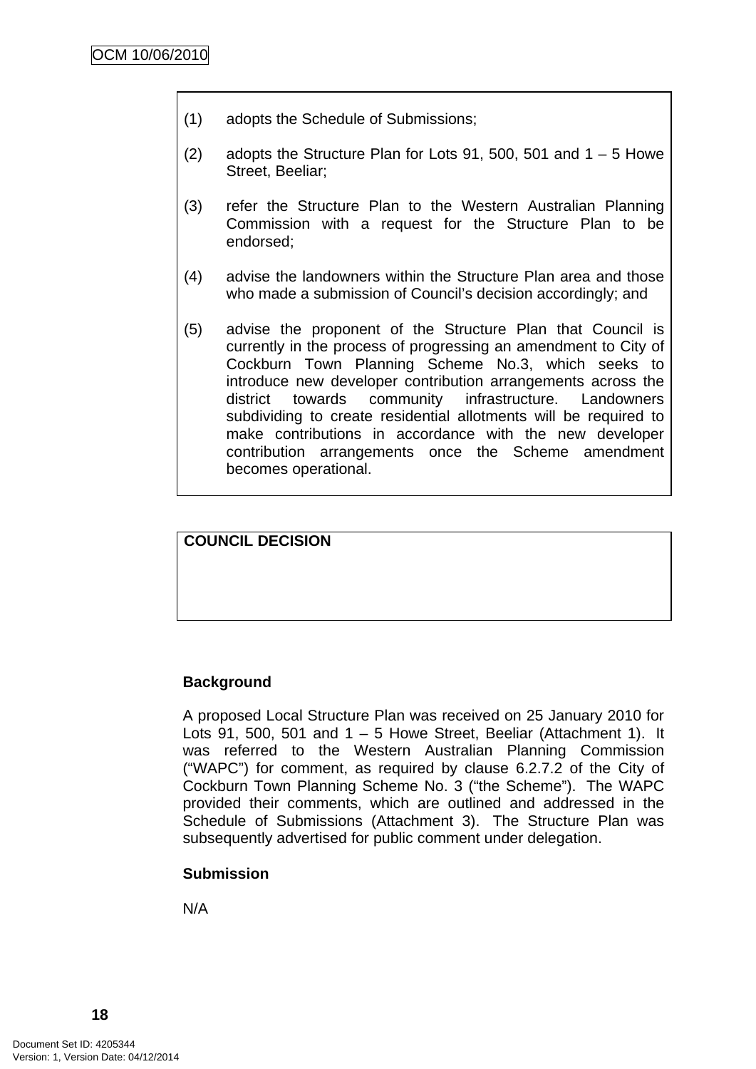(1) adopts the Schedule of Submissions;

(2) adopts the Structure Plan for Lots 91, 500, 501 and 1 – 5 Howe Street, Beeliar;

(3) refer the Structure Plan to the Western Australian Planning Commission with a request for the Structure Plan to be endorsed;

(4) advise the landowners within the Structure Plan area and those who made a submission of Council's decision accordingly; and

(5) advise the proponent of the Structure Plan that Council is currently in the process of progressing an amendment to City of Cockburn Town Planning Scheme No.3, which seeks to introduce new developer contribution arrangements across the district towards community infrastructure. Landowners subdividing to create residential allotments will be required to make contributions in accordance with the new developer contribution arrangements once the Scheme amendment becomes operational.

**COUNCIL DECISION**

**Background**

A proposed Local Structure Plan was received on 25 January 2010 for Lots 91, 500, 501 and 1 – 5 Howe Street, Beeliar (Attachment 1). It was referred to the Western Australian Planning Commission ("WAPC") for comment, as required by clause 6.2.7.2 of the City of Cockburn Town Planning Scheme No. 3 ("the Scheme"). The WAPC provided their comments, which are outlined and addressed in the Schedule of Submissions (Attachment 3). The Structure Plan was subsequently advertised for public comment under delegation.

**Submission**

N/A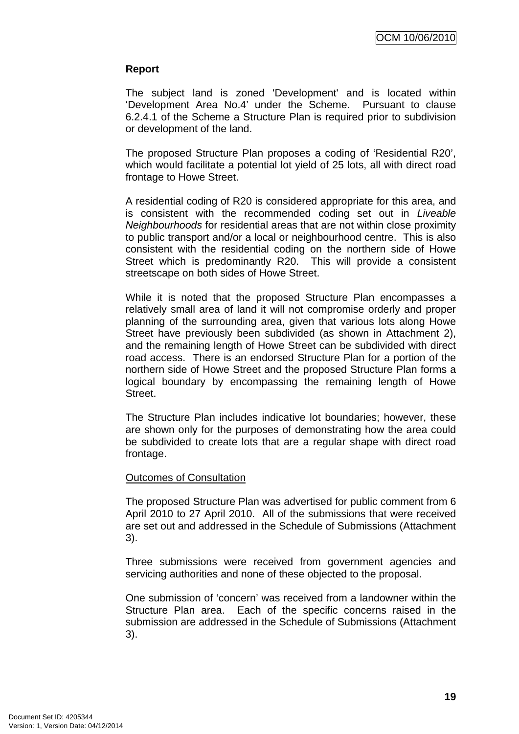**Report**

The subject land is zoned 'Development' and is located within 'Development Area No.4' under the Scheme. Pursuant to clause 6.2.4.1 of the Scheme a Structure Plan is required prior to subdivision or development of the land.

The proposed Structure Plan proposes a coding of 'Residential R20', which would facilitate a potential lot yield of 25 lots, all with direct road frontage to Howe Street.

A residential coding of R20 is considered appropriate for this area, and is consistent with the recommended coding set out in *Liveable Neighbourhoods* for residential areas that are not within close proximity to public transport and/or a local or neighbourhood centre. This is also consistent with the residential coding on the northern side of Howe Street which is predominantly R20. This will provide a consistent streetscape on both sides of Howe Street.

While it is noted that the proposed Structure Plan encompasses a relatively small area of land it will not compromise orderly and proper planning of the surrounding area, given that various lots along Howe Street have previously been subdivided (as shown in Attachment 2), and the remaining length of Howe Street can be subdivided with direct road access. There is an endorsed Structure Plan for a portion of the northern side of Howe Street and the proposed Structure Plan forms a logical boundary by encompassing the remaining length of Howe Street.

The Structure Plan includes indicative lot boundaries; however, these are shown only for the purposes of demonstrating how the area could be subdivided to create lots that are a regular shape with direct road frontage.

<u>Outcomes of Consultation</u>

The proposed Structure Plan was advertised for public comment from 6 April 2010 to 27 April 2010. All of the submissions that were received are set out and addressed in the Schedule of Submissions (Attachment 3).

Three submissions were received from government agencies and servicing authorities and none of these objected to the proposal.

One submission of 'concern' was received from a landowner within the Structure Plan area. Each of the specific concerns raised in the submission are addressed in the Schedule of Submissions (Attachment 3).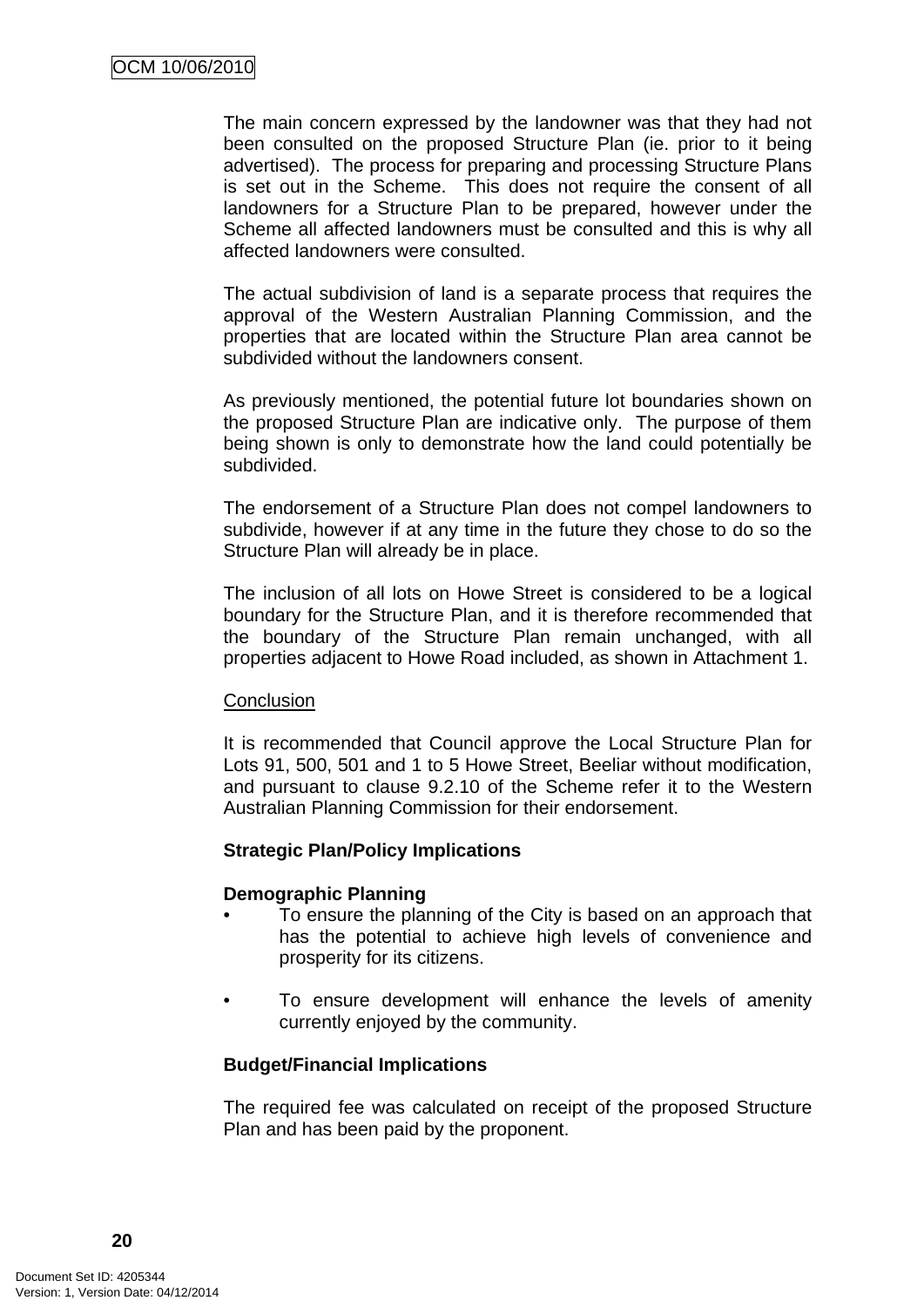The main concern expressed by the landowner was that they had not been consulted on the proposed Structure Plan (ie. prior to it being advertised). The process for preparing and processing Structure Plans is set out in the Scheme. This does not require the consent of all landowners for a Structure Plan to be prepared, however under the Scheme all affected landowners must be consulted and this is why all affected landowners were consulted.

The actual subdivision of land is a separate process that requires the approval of the Western Australian Planning Commission, and the properties that are located within the Structure Plan area cannot be subdivided without the landowners consent.

As previously mentioned, the potential future lot boundaries shown on the proposed Structure Plan are indicative only. The purpose of them being shown is only to demonstrate how the land could potentially be subdivided.

The endorsement of a Structure Plan does not compel landowners to subdivide, however if at any time in the future they chose to do so the Structure Plan will already be in place.

The inclusion of all lots on Howe Street is considered to be a logical boundary for the Structure Plan, and it is therefore recommended that the boundary of the Structure Plan remain unchanged, with all properties adjacent to Howe Road included, as shown in Attachment 1.

Conclusion

It is recommended that Council approve the Local Structure Plan for Lots 91, 500, 501 and 1 to 5 Howe Street, Beeliar without modification, and pursuant to clause 9.2.10 of the Scheme refer it to the Western Australian Planning Commission for their endorsement.

**Strategic Plan/Policy Implications**

**Demographic Planning**

- To ensure the planning of the City is based on an approach that has the potential to achieve high levels of convenience and prosperity for its citizens.

- To ensure development will enhance the levels of amenity currently enjoyed by the community.

**Budget/Financial Implications**

The required fee was calculated on receipt of the proposed Structure Plan and has been paid by the proponent.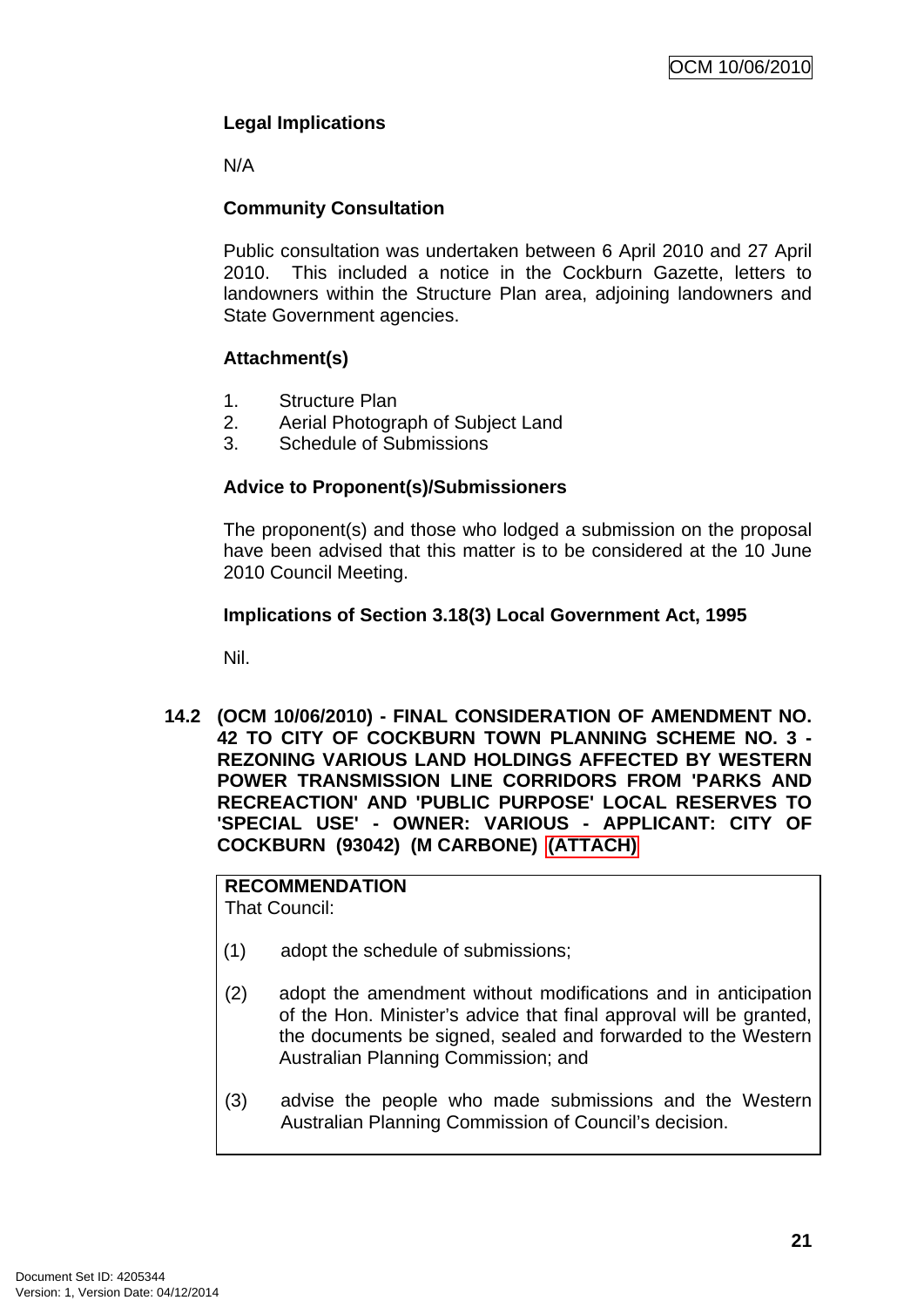**Legal Implications**

N/A

**Community Consultation**

Public consultation was undertaken between 6 April 2010 and 27 April 2010. This included a notice in the Cockburn Gazette, letters to landowners within the Structure Plan area, adjoining landowners and State Government agencies.

**Attachment(s)**

1. Structure Plan
2. Aerial Photograph of Subject Land
3. Schedule of Submissions

**Advice to Proponent(s)/Submissioners**

The proponent(s) and those who lodged a submission on the proposal have been advised that this matter is to be considered at the 10 June 2010 Council Meeting.

**Implications of Section 3.18(3) Local Government Act, 1995**

Nil.

**14.2 (OCM 10/06/2010) - FINAL CONSIDERATION OF AMENDMENT NO. 42 TO CITY OF COCKBURN TOWN PLANNING SCHEME NO. 3 - REZONING VARIOUS LAND HOLDINGS AFFECTED BY WESTERN POWER TRANSMISSION LINE CORRIDORS FROM 'PARKS AND RECREACTION' AND 'PUBLIC PURPOSE' LOCAL RESERVES TO 'SPECIAL USE' - OWNER: VARIOUS - APPLICANT: CITY OF COCKBURN (93042) (M CARBONE) (ATTACH)**

**RECOMMENDATION**
That Council:

(1) adopt the schedule of submissions;

(2) adopt the amendment without modifications and in anticipation of the Hon. Minister's advice that final approval will be granted, the documents be signed, sealed and forwarded to the Western Australian Planning Commission; and

(3) advise the people who made submissions and the Western Australian Planning Commission of Council's decision.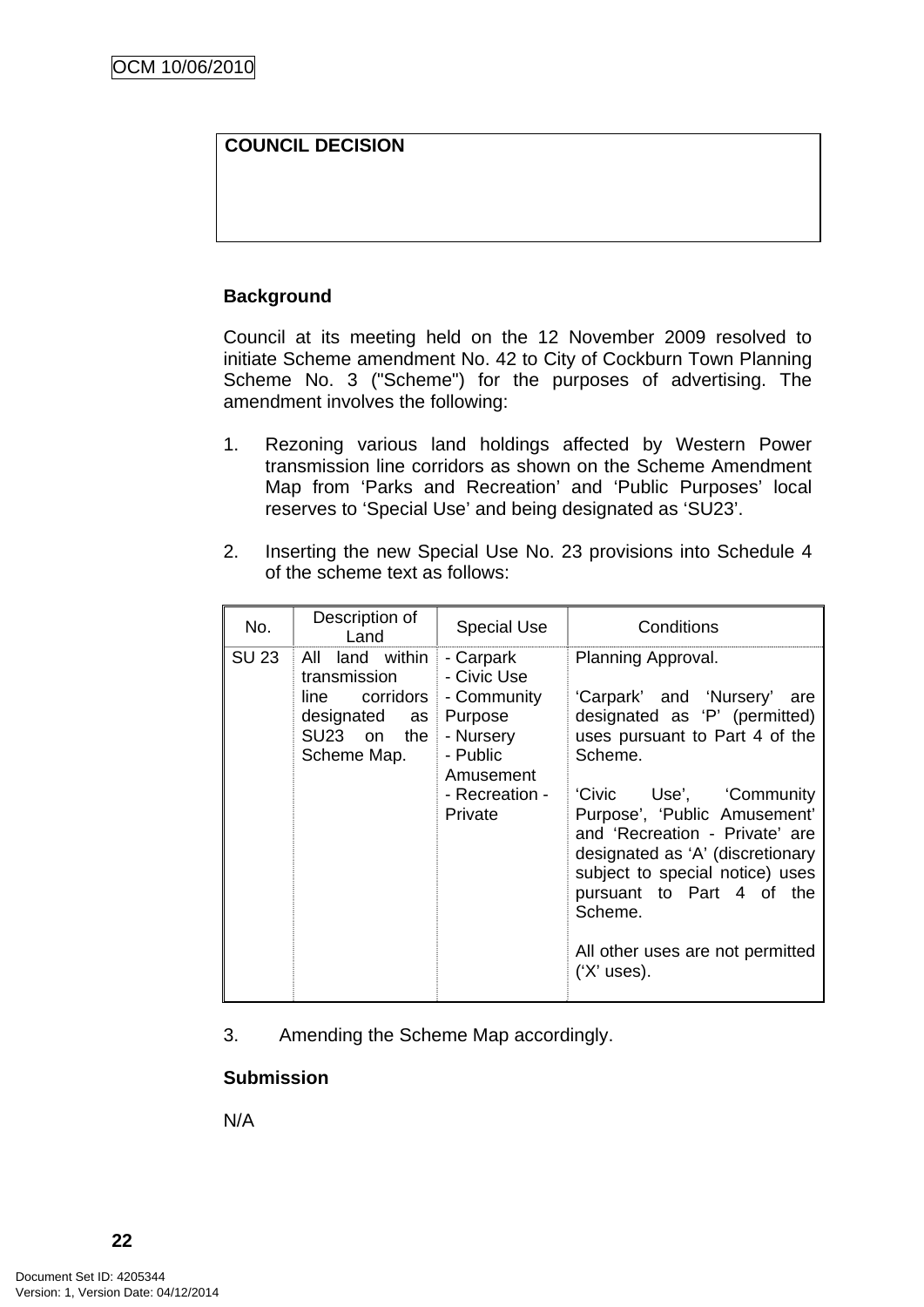| COUNCIL DECISION |
|---|
| |

## Background

Council at its meeting held on the 12 November 2009 resolved to initiate Scheme amendment No. 42 to City of Cockburn Town Planning Scheme No. 3 ("Scheme") for the purposes of advertising. The amendment involves the following:

1. Rezoning various land holdings affected by Western Power transmission line corridors as shown on the Scheme Amendment Map from 'Parks and Recreation' and 'Public Purposes' local reserves to 'Special Use' and being designated as 'SU23'.

2. Inserting the new Special Use No. 23 provisions into Schedule 4 of the scheme text as follows:

| No. | Description of Land | Special Use | Conditions |
|---|---|---|---|
| SU 23 | All land within transmission line corridors designated as SU23 on the Scheme Map. | - Carpark<br>- Civic Use<br>- Community Purpose<br>- Nursery<br>- Public Amusement<br>- Recreation - Private | Planning Approval.<br><br>'Carpark' and 'Nursery' are designated as 'P' (permitted) uses pursuant to Part 4 of the Scheme.<br><br>'Civic Use', 'Community Purpose', 'Public Amusement' and 'Recreation - Private' are designated as 'A' (discretionary subject to special notice) uses pursuant to Part 4 of the Scheme.<br><br>All other uses are not permitted ('X' uses). |

3. Amending the Scheme Map accordingly.

## Submission

N/A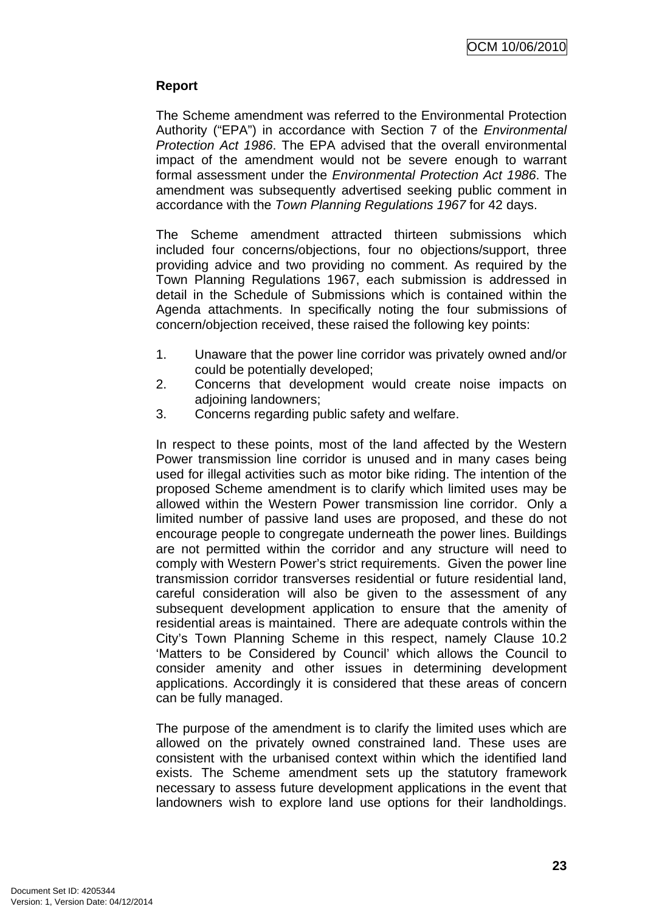**Report**

The Scheme amendment was referred to the Environmental Protection Authority ("EPA") in accordance with Section 7 of the *Environmental Protection Act 1986*. The EPA advised that the overall environmental impact of the amendment would not be severe enough to warrant formal assessment under the *Environmental Protection Act 1986*. The amendment was subsequently advertised seeking public comment in accordance with the *Town Planning Regulations 1967* for 42 days.

The Scheme amendment attracted thirteen submissions which included four concerns/objections, four no objections/support, three providing advice and two providing no comment. As required by the Town Planning Regulations 1967, each submission is addressed in detail in the Schedule of Submissions which is contained within the Agenda attachments. In specifically noting the four submissions of concern/objection received, these raised the following key points:

1. Unaware that the power line corridor was privately owned and/or could be potentially developed;
2. Concerns that development would create noise impacts on adjoining landowners;
3. Concerns regarding public safety and welfare.

In respect to these points, most of the land affected by the Western Power transmission line corridor is unused and in many cases being used for illegal activities such as motor bike riding. The intention of the proposed Scheme amendment is to clarify which limited uses may be allowed within the Western Power transmission line corridor. Only a limited number of passive land uses are proposed, and these do not encourage people to congregate underneath the power lines. Buildings are not permitted within the corridor and any structure will need to comply with Western Power's strict requirements. Given the power line transmission corridor transverses residential or future residential land, careful consideration will also be given to the assessment of any subsequent development application to ensure that the amenity of residential areas is maintained. There are adequate controls within the City's Town Planning Scheme in this respect, namely Clause 10.2 'Matters to be Considered by Council' which allows the Council to consider amenity and other issues in determining development applications. Accordingly it is considered that these areas of concern can be fully managed.

The purpose of the amendment is to clarify the limited uses which are allowed on the privately owned constrained land. These uses are consistent with the urbanised context within which the identified land exists. The Scheme amendment sets up the statutory framework necessary to assess future development applications in the event that landowners wish to explore land use options for their landholdings.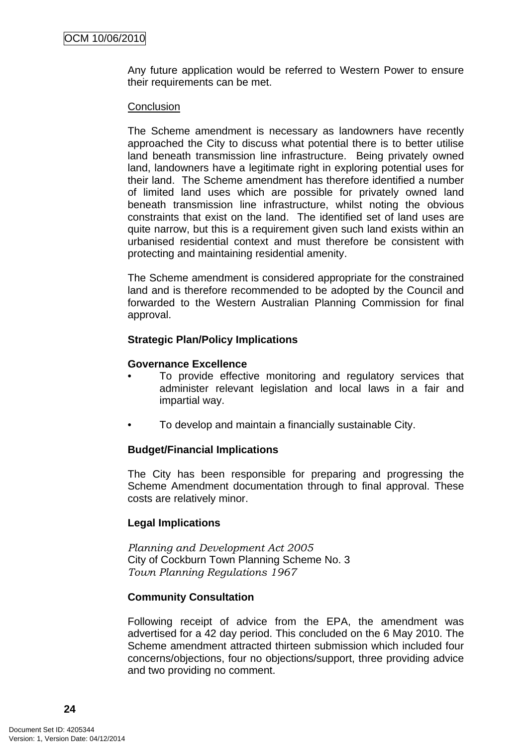Any future application would be referred to Western Power to ensure their requirements can be met.

Conclusion

The Scheme amendment is necessary as landowners have recently approached the City to discuss what potential there is to better utilise land beneath transmission line infrastructure. Being privately owned land, landowners have a legitimate right in exploring potential uses for their land. The Scheme amendment has therefore identified a number of limited land uses which are possible for privately owned land beneath transmission line infrastructure, whilst noting the obvious constraints that exist on the land. The identified set of land uses are quite narrow, but this is a requirement given such land exists within an urbanised residential context and must therefore be consistent with protecting and maintaining residential amenity.

The Scheme amendment is considered appropriate for the constrained land and is therefore recommended to be adopted by the Council and forwarded to the Western Australian Planning Commission for final approval.

**Strategic Plan/Policy Implications**

**Governance Excellence**

- To provide effective monitoring and regulatory services that administer relevant legislation and local laws in a fair and impartial way.
- To develop and maintain a financially sustainable City.

**Budget/Financial Implications**

The City has been responsible for preparing and progressing the Scheme Amendment documentation through to final approval. These costs are relatively minor.

**Legal Implications**

*Planning and Development Act 2005*
City of Cockburn Town Planning Scheme No. 3
*Town Planning Regulations 1967*

**Community Consultation**

Following receipt of advice from the EPA, the amendment was advertised for a 42 day period. This concluded on the 6 May 2010. The Scheme amendment attracted thirteen submission which included four concerns/objections, four no objections/support, three providing advice and two providing no comment.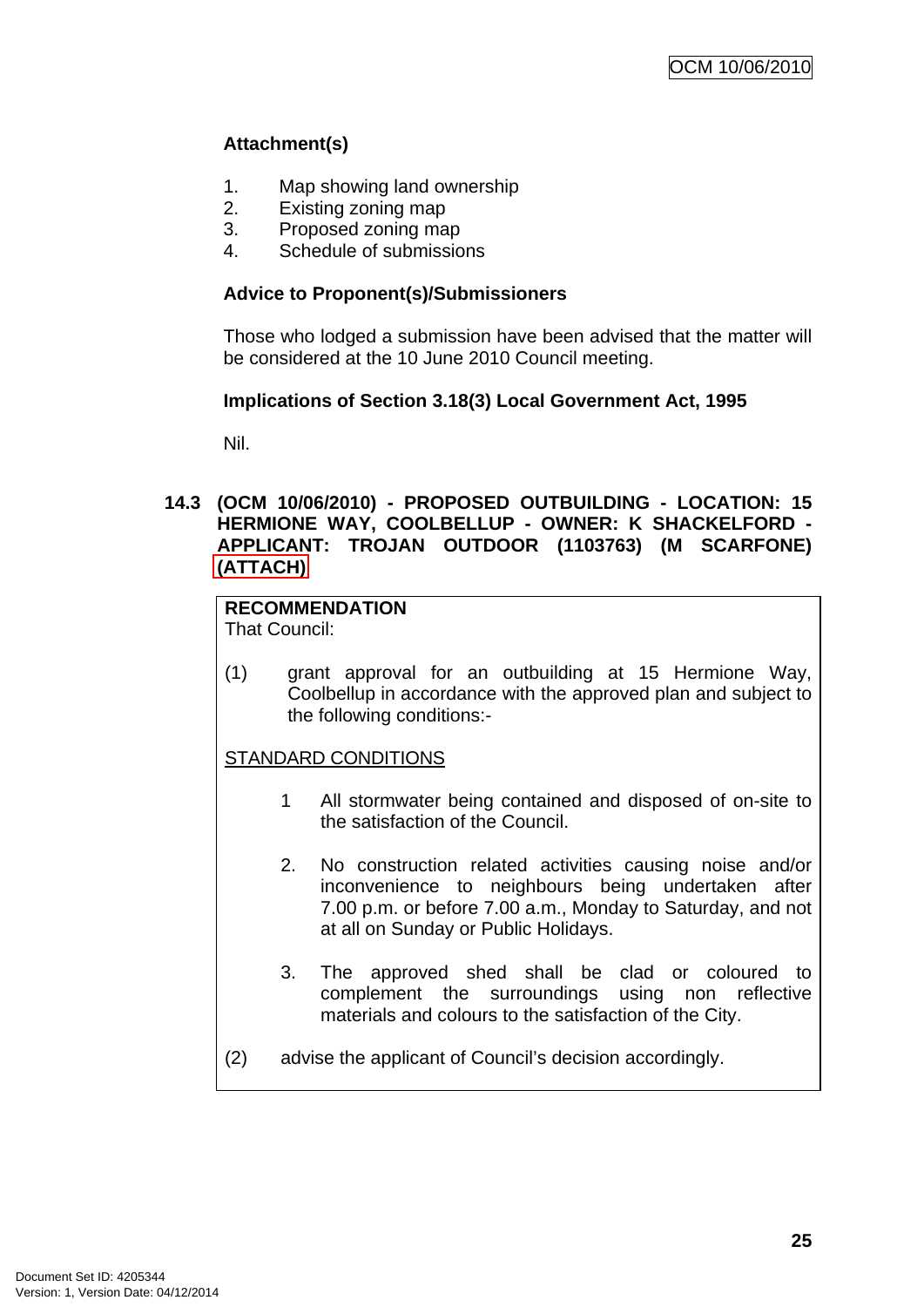**Attachment(s)**

1. Map showing land ownership
2. Existing zoning map
3. Proposed zoning map
4. Schedule of submissions

**Advice to Proponent(s)/Submissioners**

Those who lodged a submission have been advised that the matter will be considered at the 10 June 2010 Council meeting.

**Implications of Section 3.18(3) Local Government Act, 1995**

Nil.

## 14.3 (OCM 10/06/2010) - PROPOSED OUTBUILDING - LOCATION: 15 HERMIONE WAY, COOLBELLUP - OWNER: K SHACKELFORD - APPLICANT: TROJAN OUTDOOR (1103763) (M SCARFONE) (ATTACH)

**RECOMMENDATION**
That Council:

(1) grant approval for an outbuilding at 15 Hermione Way, Coolbellup in accordance with the approved plan and subject to the following conditions:-

STANDARD CONDITIONS

1 All stormwater being contained and disposed of on-site to the satisfaction of the Council.

2. No construction related activities causing noise and/or inconvenience to neighbours being undertaken after 7.00 p.m. or before 7.00 a.m., Monday to Saturday, and not at all on Sunday or Public Holidays.

3. The approved shed shall be clad or coloured to complement the surroundings using non reflective materials and colours to the satisfaction of the City.

(2) advise the applicant of Council's decision accordingly.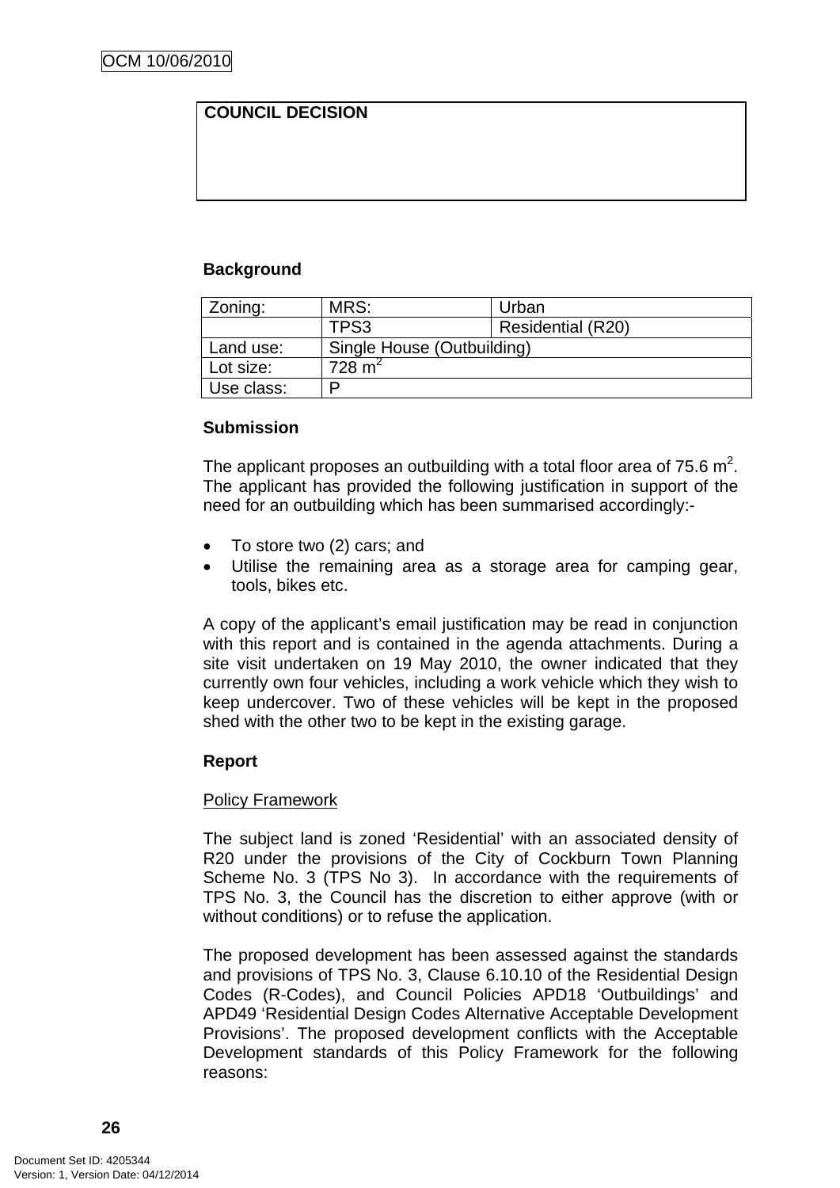**COUNCIL DECISION**

**Background**

| Zoning: | MRS: | Urban |
|---|---|---|
| | TPS3 | Residential (R20) |
| Land use: | Single House (Outbuilding) | |
| Lot size: | 728 $m^2$ | |
| Use class: | P | |

**Submission**

The applicant proposes an outbuilding with a total floor area of 75.6 $m^2$. The applicant has provided the following justification in support of the need for an outbuilding which has been summarised accordingly:-

- To store two (2) cars; and
- Utilise the remaining area as a storage area for camping gear, tools, bikes etc.

A copy of the applicant's email justification may be read in conjunction with this report and is contained in the agenda attachments. During a site visit undertaken on 19 May 2010, the owner indicated that they currently own four vehicles, including a work vehicle which they wish to keep undercover. Two of these vehicles will be kept in the proposed shed with the other two to be kept in the existing garage.

**Report**

Policy Framework

The subject land is zoned 'Residential' with an associated density of R20 under the provisions of the City of Cockburn Town Planning Scheme No. 3 (TPS No 3). In accordance with the requirements of TPS No. 3, the Council has the discretion to either approve (with or without conditions) or to refuse the application.

The proposed development has been assessed against the standards and provisions of TPS No. 3, Clause 6.10.10 of the Residential Design Codes (R-Codes), and Council Policies APD18 'Outbuildings' and APD49 'Residential Design Codes Alternative Acceptable Development Provisions'. The proposed development conflicts with the Acceptable Development standards of this Policy Framework for the following reasons: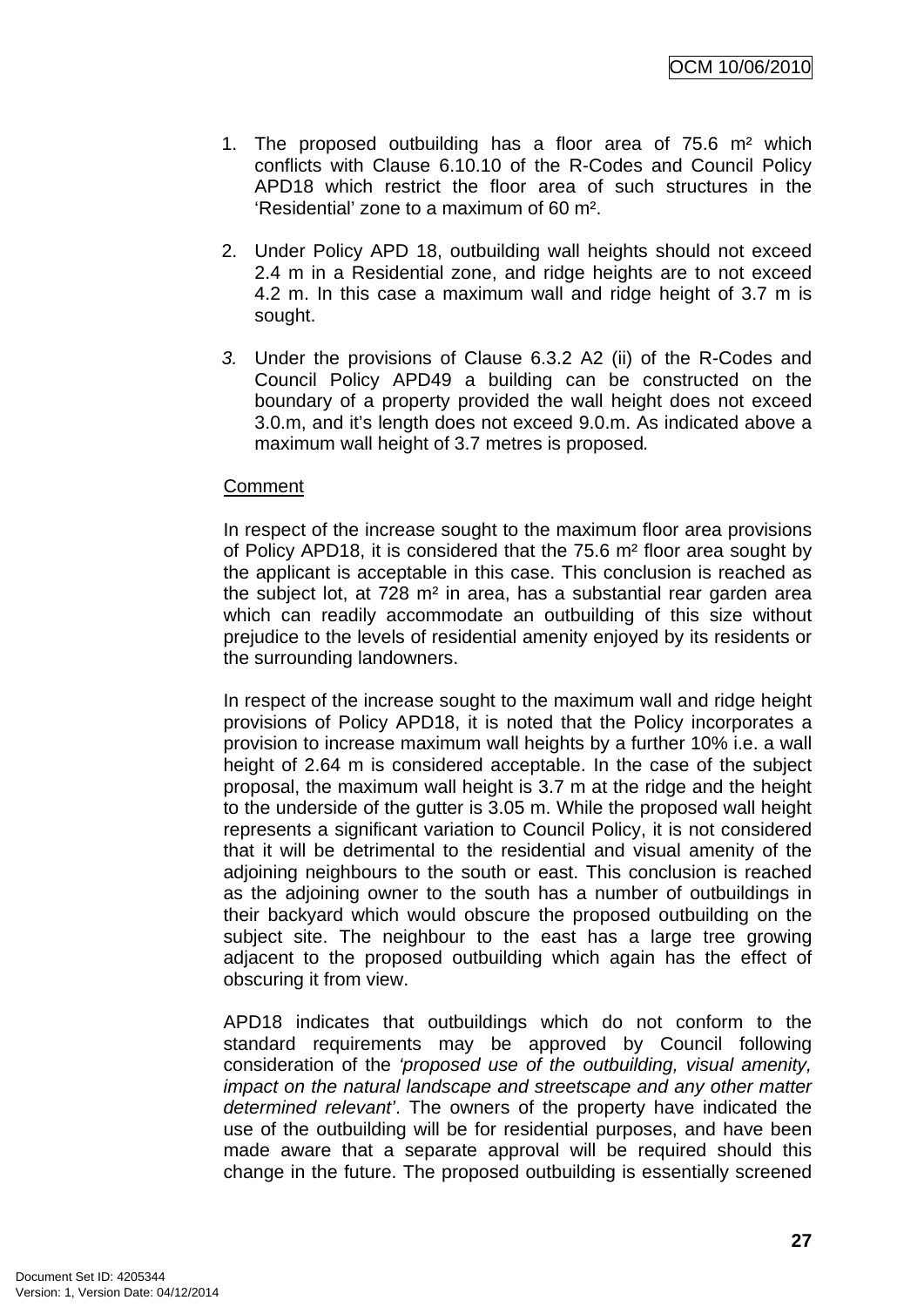1. The proposed outbuilding has a floor area of 75.6 m² which conflicts with Clause 6.10.10 of the R-Codes and Council Policy APD18 which restrict the floor area of such structures in the 'Residential' zone to a maximum of 60 m².

2. Under Policy APD 18, outbuilding wall heights should not exceed 2.4 m in a Residential zone, and ridge heights are to not exceed 4.2 m. In this case a maximum wall and ridge height of 3.7 m is sought.

3. Under the provisions of Clause 6.3.2 A2 (ii) of the R-Codes and Council Policy APD49 a building can be constructed on the boundary of a property provided the wall height does not exceed 3.0.m, and it's length does not exceed 9.0.m. As indicated above a maximum wall height of 3.7 metres is proposed.

Comment

In respect of the increase sought to the maximum floor area provisions of Policy APD18, it is considered that the 75.6 m² floor area sought by the applicant is acceptable in this case. This conclusion is reached as the subject lot, at 728 m² in area, has a substantial rear garden area which can readily accommodate an outbuilding of this size without prejudice to the levels of residential amenity enjoyed by its residents or the surrounding landowners.

In respect of the increase sought to the maximum wall and ridge height provisions of Policy APD18, it is noted that the Policy incorporates a provision to increase maximum wall heights by a further 10% i.e. a wall height of 2.64 m is considered acceptable. In the case of the subject proposal, the maximum wall height is 3.7 m at the ridge and the height to the underside of the gutter is 3.05 m. While the proposed wall height represents a significant variation to Council Policy, it is not considered that it will be detrimental to the residential and visual amenity of the adjoining neighbours to the south or east. This conclusion is reached as the adjoining owner to the south has a number of outbuildings in their backyard which would obscure the proposed outbuilding on the subject site. The neighbour to the east has a large tree growing adjacent to the proposed outbuilding which again has the effect of obscuring it from view.

APD18 indicates that outbuildings which do not conform to the standard requirements may be approved by Council following consideration of the *'proposed use of the outbuilding, visual amenity, impact on the natural landscape and streetscape and any other matter determined relevant'*. The owners of the property have indicated the use of the outbuilding will be for residential purposes, and have been made aware that a separate approval will be required should this change in the future. The proposed outbuilding is essentially screened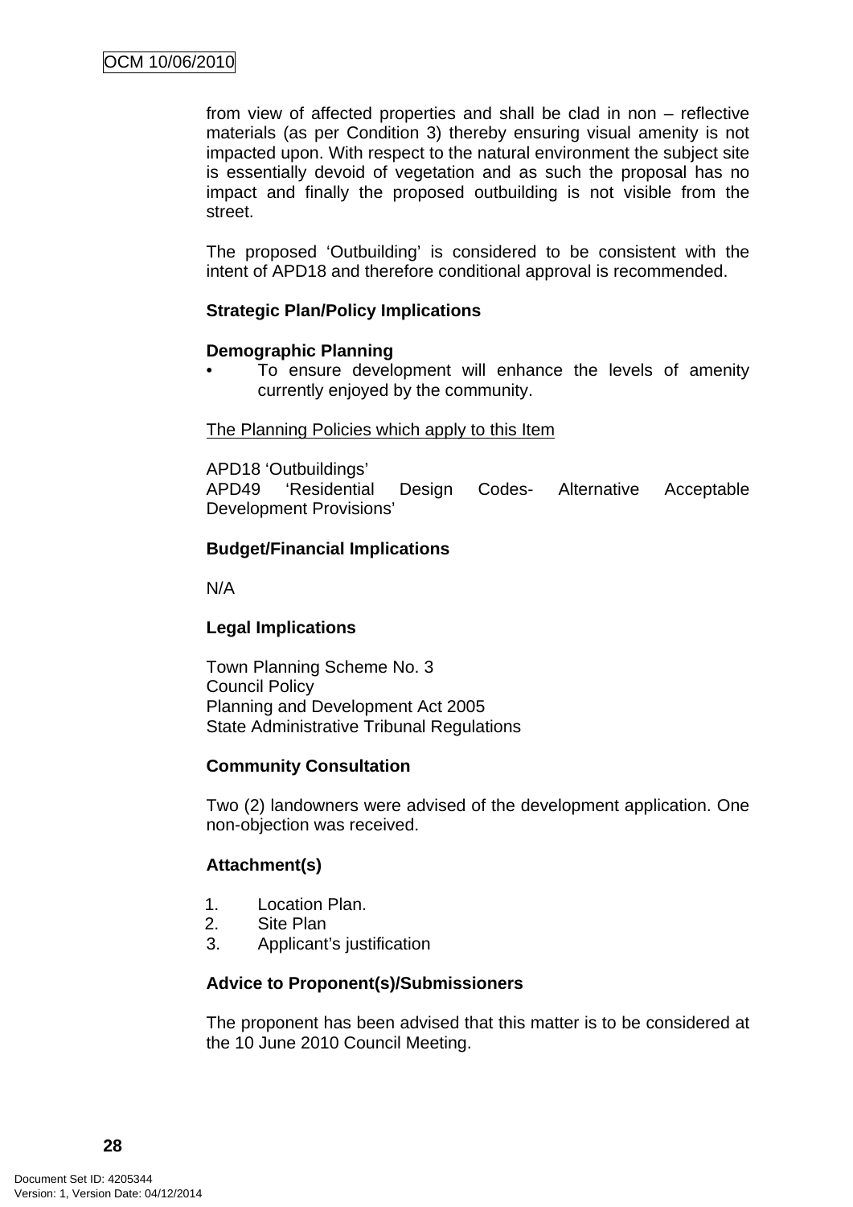from view of affected properties and shall be clad in non – reflective materials (as per Condition 3) thereby ensuring visual amenity is not impacted upon. With respect to the natural environment the subject site is essentially devoid of vegetation and as such the proposal has no impact and finally the proposed outbuilding is not visible from the street.

The proposed 'Outbuilding' is considered to be consistent with the intent of APD18 and therefore conditional approval is recommended.

**Strategic Plan/Policy Implications**

**Demographic Planning**

- To ensure development will enhance the levels of amenity currently enjoyed by the community.

The Planning Policies which apply to this Item

APD18 'Outbuildings'
APD49 'Residential Design Codes- Alternative Acceptable Development Provisions'

**Budget/Financial Implications**

N/A

**Legal Implications**

Town Planning Scheme No. 3
Council Policy
Planning and Development Act 2005
State Administrative Tribunal Regulations

**Community Consultation**

Two (2) landowners were advised of the development application. One non-objection was received.

**Attachment(s)**

1. Location Plan.
2. Site Plan
3. Applicant's justification

**Advice to Proponent(s)/Submissioners**

The proponent has been advised that this matter is to be considered at the 10 June 2010 Council Meeting.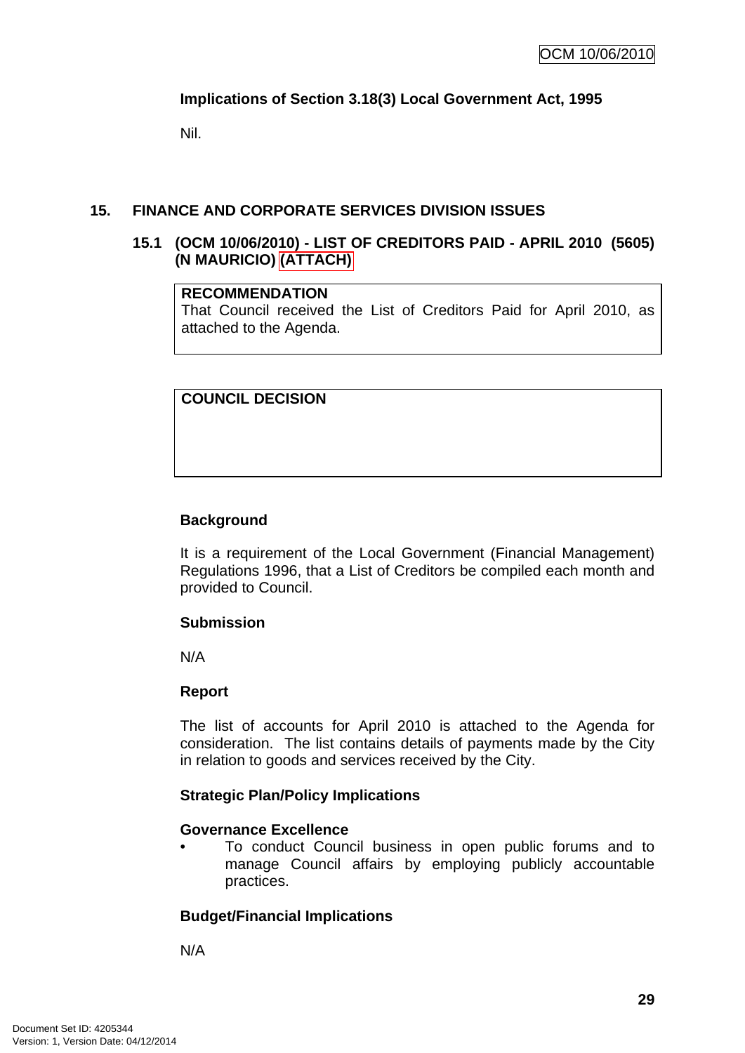**Implications of Section 3.18(3) Local Government Act, 1995**

Nil.

## 15. FINANCE AND CORPORATE SERVICES DIVISION ISSUES

### 15.1 (OCM 10/06/2010) - LIST OF CREDITORS PAID - APRIL 2010 (5605) (N MAURICIO) (ATTACH)

| **RECOMMENDATION** |
|---|
| That Council received the List of Creditors Paid for April 2010, as attached to the Agenda. |

| **COUNCIL DECISION** |
|---|
| |

**Background**

It is a requirement of the Local Government (Financial Management) Regulations 1996, that a List of Creditors be compiled each month and provided to Council.

**Submission**

N/A

**Report**

The list of accounts for April 2010 is attached to the Agenda for consideration. The list contains details of payments made by the City in relation to goods and services received by the City.

**Strategic Plan/Policy Implications**

**Governance Excellence**

- To conduct Council business in open public forums and to manage Council affairs by employing publicly accountable practices.

**Budget/Financial Implications**

N/A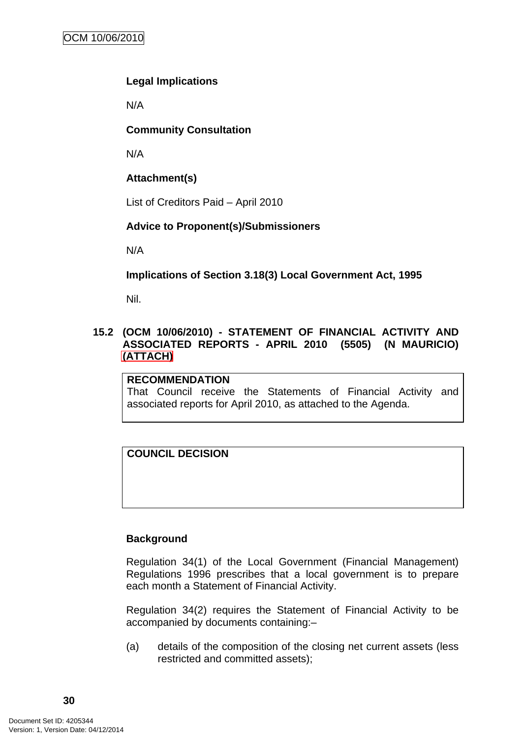**Legal Implications**

N/A

**Community Consultation**

N/A

**Attachment(s)**

List of Creditors Paid – April 2010

**Advice to Proponent(s)/Submissioners**

N/A

**Implications of Section 3.18(3) Local Government Act, 1995**

Nil.

## 15.2 (OCM 10/06/2010) - STATEMENT OF FINANCIAL ACTIVITY AND ASSOCIATED REPORTS - APRIL 2010 (5505) (N MAURICIO) (ATTACH)

**RECOMMENDATION**
That Council receive the Statements of Financial Activity and associated reports for April 2010, as attached to the Agenda.

**COUNCIL DECISION**

**Background**

Regulation 34(1) of the Local Government (Financial Management) Regulations 1996 prescribes that a local government is to prepare each month a Statement of Financial Activity.

Regulation 34(2) requires the Statement of Financial Activity to be accompanied by documents containing:–

(a) details of the composition of the closing net current assets (less restricted and committed assets);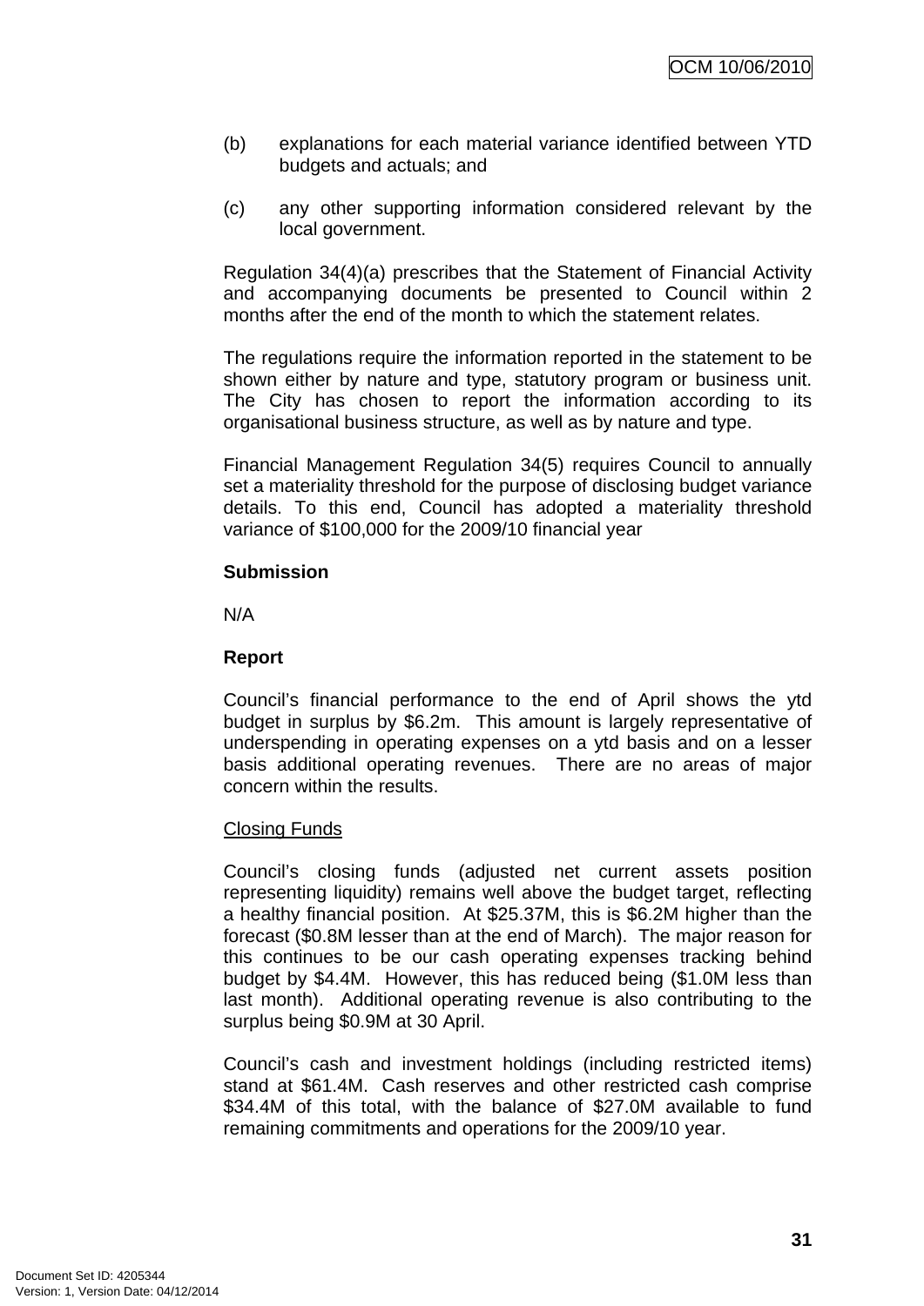(b) explanations for each material variance identified between YTD budgets and actuals; and

(c) any other supporting information considered relevant by the local government.

Regulation 34(4)(a) prescribes that the Statement of Financial Activity and accompanying documents be presented to Council within 2 months after the end of the month to which the statement relates.

The regulations require the information reported in the statement to be shown either by nature and type, statutory program or business unit. The City has chosen to report the information according to its organisational business structure, as well as by nature and type.

Financial Management Regulation 34(5) requires Council to annually set a materiality threshold for the purpose of disclosing budget variance details. To this end, Council has adopted a materiality threshold variance of $100,000 for the 2009/10 financial year

**Submission**

N/A

**Report**

Council's financial performance to the end of April shows the ytd budget in surplus by $6.2m. This amount is largely representative of underspending in operating expenses on a ytd basis and on a lesser basis additional operating revenues. There are no areas of major concern within the results.

Closing Funds

Council's closing funds (adjusted net current assets position representing liquidity) remains well above the budget target, reflecting a healthy financial position. At $25.37M, this is $6.2M higher than the forecast ($0.8M lesser than at the end of March). The major reason for this continues to be our cash operating expenses tracking behind budget by $4.4M. However, this has reduced being ($1.0M less than last month). Additional operating revenue is also contributing to the surplus being $0.9M at 30 April.

Council's cash and investment holdings (including restricted items) stand at $61.4M. Cash reserves and other restricted cash comprise $34.4M of this total, with the balance of $27.0M available to fund remaining commitments and operations for the 2009/10 year.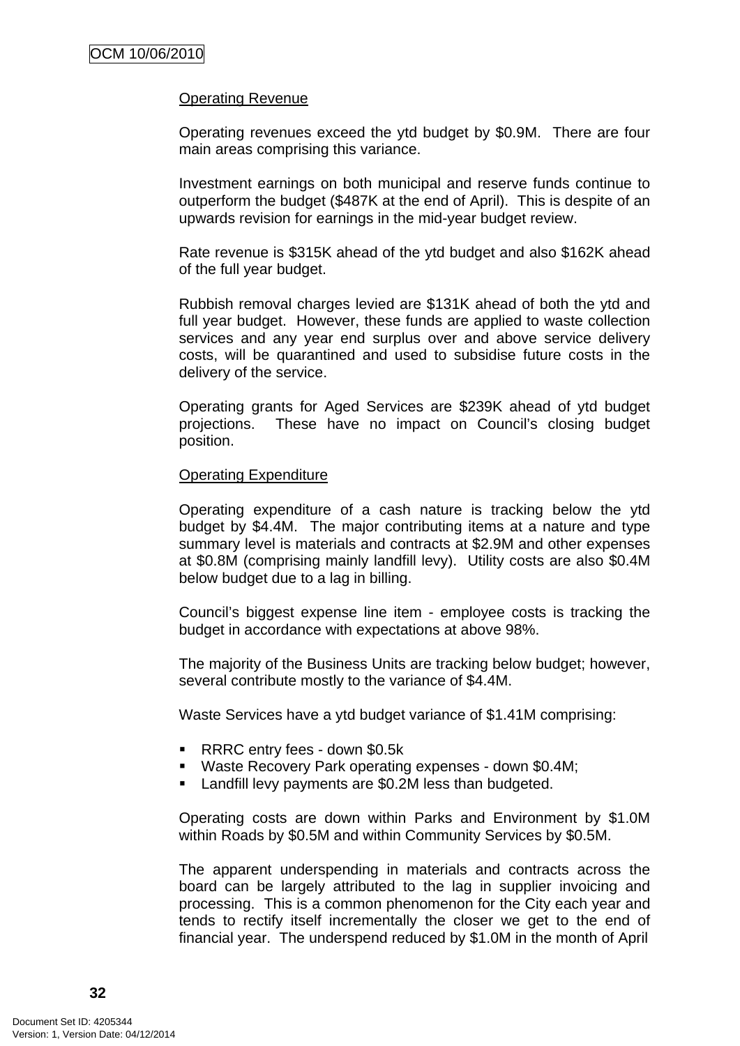Operating Revenue

Operating revenues exceed the ytd budget by $0.9M.  There are four main areas comprising this variance.

Investment earnings on both municipal and reserve funds continue to outperform the budget ($487K at the end of April).  This is despite of an upwards revision for earnings in the mid-year budget review.

Rate revenue is $315K ahead of the ytd budget and also $162K ahead of the full year budget.

Rubbish removal charges levied are $131K ahead of both the ytd and full year budget.  However, these funds are applied to waste collection services and any year end surplus over and above service delivery costs, will be quarantined and used to subsidise future costs in the delivery of the service.

Operating grants for Aged Services are $239K ahead of ytd budget projections.  These have no impact on Council's closing budget position.

Operating Expenditure

Operating expenditure of a cash nature is tracking below the ytd budget by $4.4M.  The major contributing items at a nature and type summary level is materials and contracts at $2.9M and other expenses at $0.8M (comprising mainly landfill levy).  Utility costs are also $0.4M below budget due to a lag in billing.

Council's biggest expense line item - employee costs is tracking the budget in accordance with expectations at above 98%.

The majority of the Business Units are tracking below budget; however, several contribute mostly to the variance of $4.4M.

Waste Services have a ytd budget variance of $1.41M comprising:

- RRRC entry fees - down $0.5k
- Waste Recovery Park operating expenses - down $0.4M;
- Landfill levy payments are $0.2M less than budgeted.

Operating costs are down within Parks and Environment by $1.0M within Roads by $0.5M and within Community Services by $0.5M.

The apparent underspending in materials and contracts across the board can be largely attributed to the lag in supplier invoicing and processing.  This is a common phenomenon for the City each year and tends to rectify itself incrementally the closer we get to the end of financial year.  The underspend reduced by $1.0M in the month of April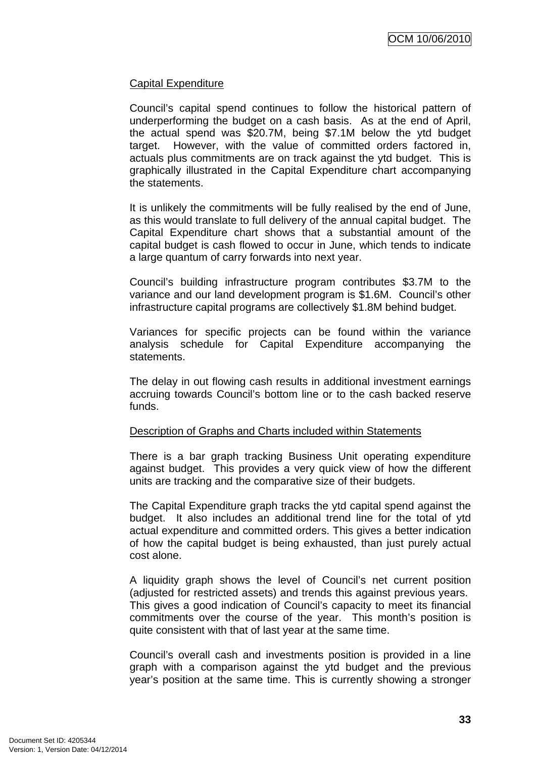Capital Expenditure

Council's capital spend continues to follow the historical pattern of underperforming the budget on a cash basis. As at the end of April, the actual spend was $20.7M, being $7.1M below the ytd budget target. However, with the value of committed orders factored in, actuals plus commitments are on track against the ytd budget. This is graphically illustrated in the Capital Expenditure chart accompanying the statements.

It is unlikely the commitments will be fully realised by the end of June, as this would translate to full delivery of the annual capital budget. The Capital Expenditure chart shows that a substantial amount of the capital budget is cash flowed to occur in June, which tends to indicate a large quantum of carry forwards into next year.

Council's building infrastructure program contributes $3.7M to the variance and our land development program is $1.6M. Council's other infrastructure capital programs are collectively $1.8M behind budget.

Variances for specific projects can be found within the variance analysis schedule for Capital Expenditure accompanying the statements.

The delay in out flowing cash results in additional investment earnings accruing towards Council's bottom line or to the cash backed reserve funds.

Description of Graphs and Charts included within Statements

There is a bar graph tracking Business Unit operating expenditure against budget. This provides a very quick view of how the different units are tracking and the comparative size of their budgets.

The Capital Expenditure graph tracks the ytd capital spend against the budget. It also includes an additional trend line for the total of ytd actual expenditure and committed orders. This gives a better indication of how the capital budget is being exhausted, than just purely actual cost alone.

A liquidity graph shows the level of Council's net current position (adjusted for restricted assets) and trends this against previous years. This gives a good indication of Council's capacity to meet its financial commitments over the course of the year. This month's position is quite consistent with that of last year at the same time.

Council's overall cash and investments position is provided in a line graph with a comparison against the ytd budget and the previous year's position at the same time. This is currently showing a stronger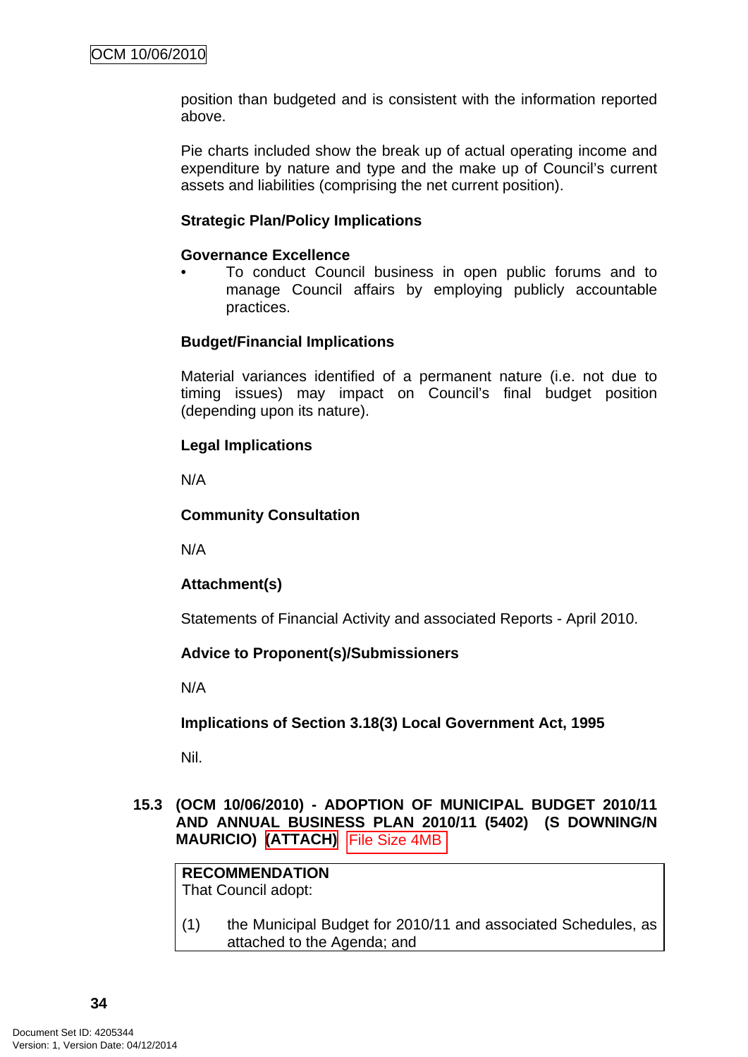position than budgeted and is consistent with the information reported above.

Pie charts included show the break up of actual operating income and expenditure by nature and type and the make up of Council's current assets and liabilities (comprising the net current position).

**Strategic Plan/Policy Implications**

**Governance Excellence**

- To conduct Council business in open public forums and to manage Council affairs by employing publicly accountable practices.

**Budget/Financial Implications**

Material variances identified of a permanent nature (i.e. not due to timing issues) may impact on Council's final budget position (depending upon its nature).

**Legal Implications**

N/A

**Community Consultation**

N/A

**Attachment(s)**

Statements of Financial Activity and associated Reports - April 2010.

**Advice to Proponent(s)/Submissioners**

N/A

**Implications of Section 3.18(3) Local Government Act, 1995**

Nil.

## 15.3 (OCM 10/06/2010) - ADOPTION OF MUNICIPAL BUDGET 2010/11 AND ANNUAL BUSINESS PLAN 2010/11 (5402) (S DOWNING/N MAURICIO) (ATTACH) File Size 4MB

**RECOMMENDATION**
That Council adopt:

(1) the Municipal Budget for 2010/11 and associated Schedules, as attached to the Agenda; and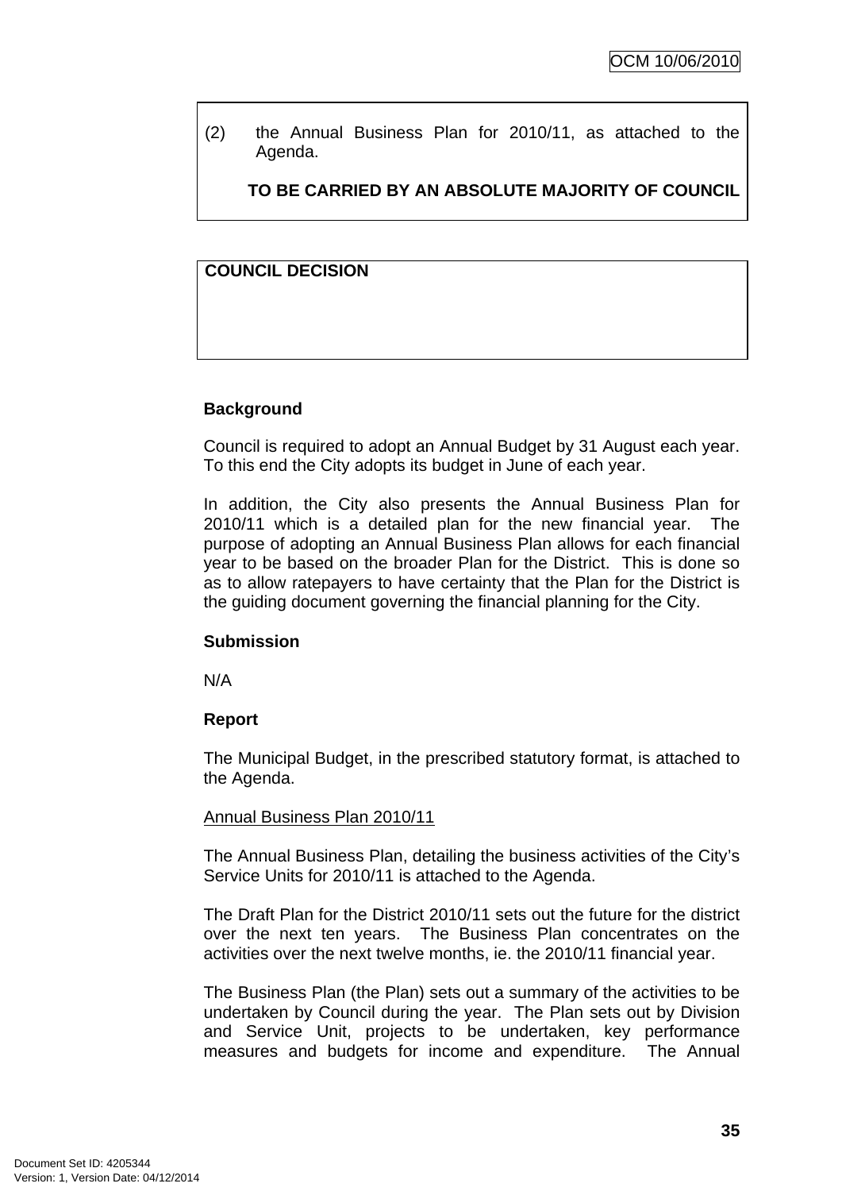(2) the Annual Business Plan for 2010/11, as attached to the Agenda.

**TO BE CARRIED BY AN ABSOLUTE MAJORITY OF COUNCIL**

**COUNCIL DECISION**

**Background**

Council is required to adopt an Annual Budget by 31 August each year. To this end the City adopts its budget in June of each year.

In addition, the City also presents the Annual Business Plan for 2010/11 which is a detailed plan for the new financial year. The purpose of adopting an Annual Business Plan allows for each financial year to be based on the broader Plan for the District. This is done so as to allow ratepayers to have certainty that the Plan for the District is the guiding document governing the financial planning for the City.

**Submission**

N/A

**Report**

The Municipal Budget, in the prescribed statutory format, is attached to the Agenda.

Annual Business Plan 2010/11

The Annual Business Plan, detailing the business activities of the City's Service Units for 2010/11 is attached to the Agenda.

The Draft Plan for the District 2010/11 sets out the future for the district over the next ten years. The Business Plan concentrates on the activities over the next twelve months, ie. the 2010/11 financial year.

The Business Plan (the Plan) sets out a summary of the activities to be undertaken by Council during the year. The Plan sets out by Division and Service Unit, projects to be undertaken, key performance measures and budgets for income and expenditure. The Annual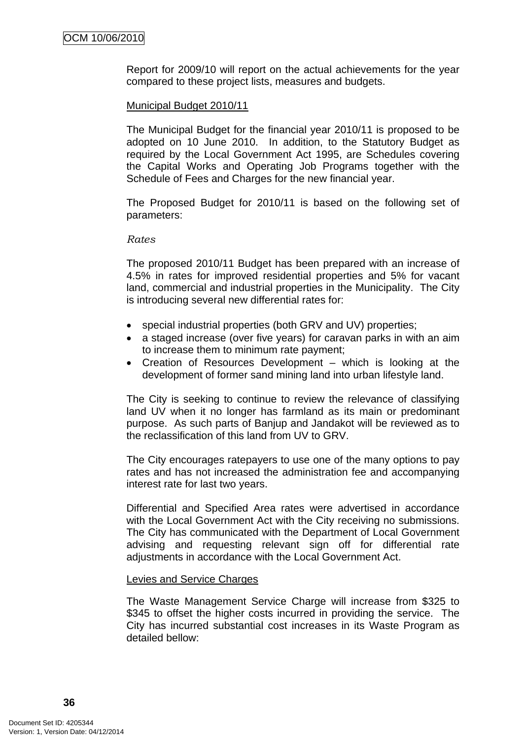Report for 2009/10 will report on the actual achievements for the year compared to these project lists, measures and budgets.

Municipal Budget 2010/11

The Municipal Budget for the financial year 2010/11 is proposed to be adopted on 10 June 2010. In addition, to the Statutory Budget as required by the Local Government Act 1995, are Schedules covering the Capital Works and Operating Job Programs together with the Schedule of Fees and Charges for the new financial year.

The Proposed Budget for 2010/11 is based on the following set of parameters:

*Rates*

The proposed 2010/11 Budget has been prepared with an increase of 4.5% in rates for improved residential properties and 5% for vacant land, commercial and industrial properties in the Municipality. The City is introducing several new differential rates for:

- special industrial properties (both GRV and UV) properties;
- a staged increase (over five years) for caravan parks in with an aim to increase them to minimum rate payment;
- Creation of Resources Development – which is looking at the development of former sand mining land into urban lifestyle land.

The City is seeking to continue to review the relevance of classifying land UV when it no longer has farmland as its main or predominant purpose. As such parts of Banjup and Jandakot will be reviewed as to the reclassification of this land from UV to GRV.

The City encourages ratepayers to use one of the many options to pay rates and has not increased the administration fee and accompanying interest rate for last two years.

Differential and Specified Area rates were advertised in accordance with the Local Government Act with the City receiving no submissions. The City has communicated with the Department of Local Government advising and requesting relevant sign off for differential rate adjustments in accordance with the Local Government Act.

Levies and Service Charges

The Waste Management Service Charge will increase from $325 to $345 to offset the higher costs incurred in providing the service. The City has incurred substantial cost increases in its Waste Program as detailed bellow: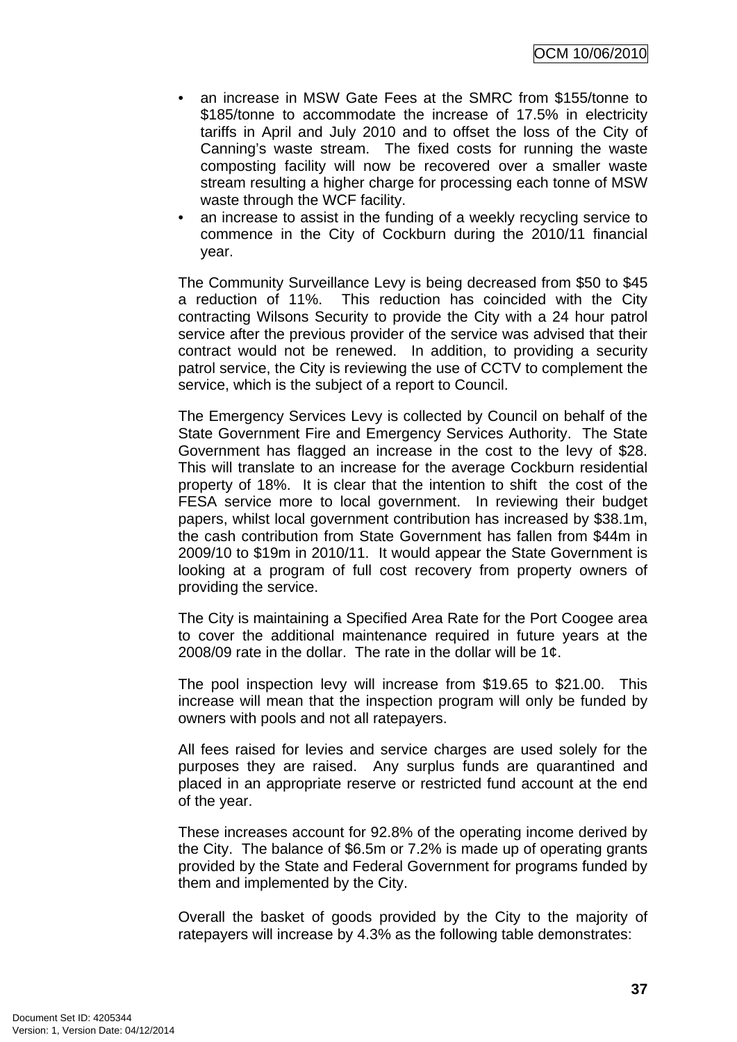- an increase in MSW Gate Fees at the SMRC from $155/tonne to $185/tonne to accommodate the increase of 17.5% in electricity tariffs in April and July 2010 and to offset the loss of the City of Canning's waste stream. The fixed costs for running the waste composting facility will now be recovered over a smaller waste stream resulting a higher charge for processing each tonne of MSW waste through the WCF facility.
- an increase to assist in the funding of a weekly recycling service to commence in the City of Cockburn during the 2010/11 financial year.

The Community Surveillance Levy is being decreased from $50 to $45 a reduction of 11%. This reduction has coincided with the City contracting Wilsons Security to provide the City with a 24 hour patrol service after the previous provider of the service was advised that their contract would not be renewed. In addition, to providing a security patrol service, the City is reviewing the use of CCTV to complement the service, which is the subject of a report to Council.

The Emergency Services Levy is collected by Council on behalf of the State Government Fire and Emergency Services Authority. The State Government has flagged an increase in the cost to the levy of $28. This will translate to an increase for the average Cockburn residential property of 18%. It is clear that the intention to shift the cost of the FESA service more to local government. In reviewing their budget papers, whilst local government contribution has increased by $38.1m, the cash contribution from State Government has fallen from $44m in 2009/10 to $19m in 2010/11. It would appear the State Government is looking at a program of full cost recovery from property owners of providing the service.

The City is maintaining a Specified Area Rate for the Port Coogee area to cover the additional maintenance required in future years at the 2008/09 rate in the dollar. The rate in the dollar will be 1¢.

The pool inspection levy will increase from $19.65 to $21.00. This increase will mean that the inspection program will only be funded by owners with pools and not all ratepayers.

All fees raised for levies and service charges are used solely for the purposes they are raised. Any surplus funds are quarantined and placed in an appropriate reserve or restricted fund account at the end of the year.

These increases account for 92.8% of the operating income derived by the City. The balance of $6.5m or 7.2% is made up of operating grants provided by the State and Federal Government for programs funded by them and implemented by the City.

Overall the basket of goods provided by the City to the majority of ratepayers will increase by 4.3% as the following table demonstrates: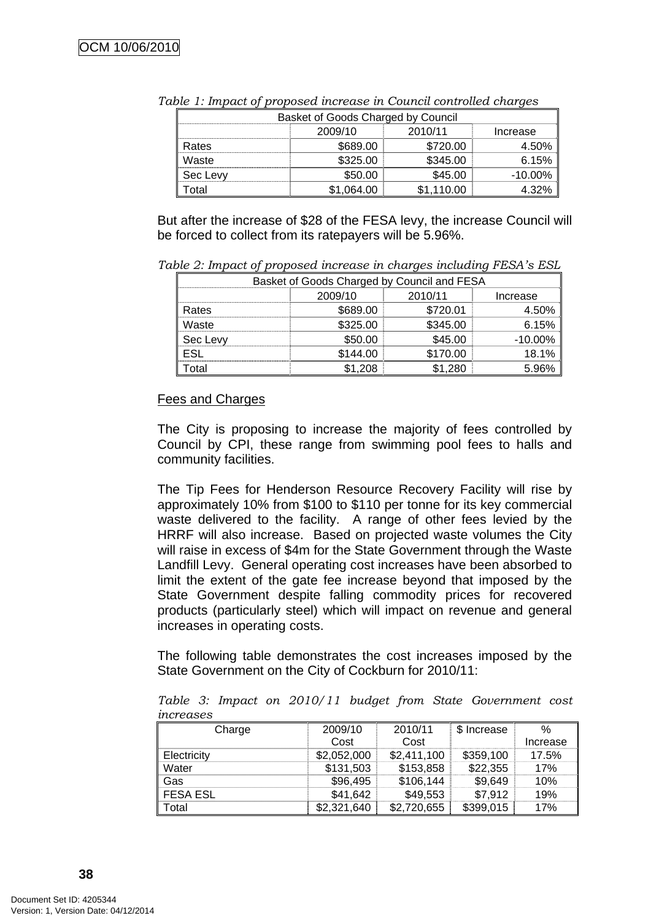*Table 1: Impact of proposed increase in Council controlled charges*

| Basket of Goods Charged by Council | | | |
|---|---|---|---|
| | 2009/10 | 2010/11 | Increase |
| Rates | $689.00 | $720.00 | 4.50% |
| Waste | $325.00 | $345.00 | 6.15% |
| Sec Levy | $50.00 | $45.00 | -10.00% |
| Total | $1,064.00 | $1,110.00 | 4.32% |

But after the increase of $28 of the FESA levy, the increase Council will be forced to collect from its ratepayers will be 5.96%.

*Table 2: Impact of proposed increase in charges including FESA's ESL*

| Basket of Goods Charged by Council and FESA | | | |
|---|---|---|---|
| | 2009/10 | 2010/11 | Increase |
| Rates | $689.00 | $720.01 | 4.50% |
| Waste | $325.00 | $345.00 | 6.15% |
| Sec Levy | $50.00 | $45.00 | -10.00% |
| ESL | $144.00 | $170.00 | 18.1% |
| Total | $1,208 | $1,280 | 5.96% |

<u>Fees and Charges</u>

The City is proposing to increase the majority of fees controlled by Council by CPI, these range from swimming pool fees to halls and community facilities.

The Tip Fees for Henderson Resource Recovery Facility will rise by approximately 10% from $100 to $110 per tonne for its key commercial waste delivered to the facility. A range of other fees levied by the HRRF will also increase. Based on projected waste volumes the City will raise in excess of $4m for the State Government through the Waste Landfill Levy. General operating cost increases have been absorbed to limit the extent of the gate fee increase beyond that imposed by the State Government despite falling commodity prices for recovered products (particularly steel) which will impact on revenue and general increases in operating costs.

The following table demonstrates the cost increases imposed by the State Government on the City of Cockburn for 2010/11:

*Table 3: Impact on 2010/11 budget from State Government cost increases*

| Charge | 2009/10 Cost | 2010/11 Cost | $ Increase | % Increase |
|---|---|---|---|---|
| Electricity | $2,052,000 | $2,411,100 | $359,100 | 17.5% |
| Water | $131,503 | $153,858 | $22,355 | 17% |
| Gas | $96,495 | $106,144 | $9,649 | 10% |
| FESA ESL | $41,642 | $49,553 | $7,912 | 19% |
| Total | $2,321,640 | $2,720,655 | $399,015 | 17% |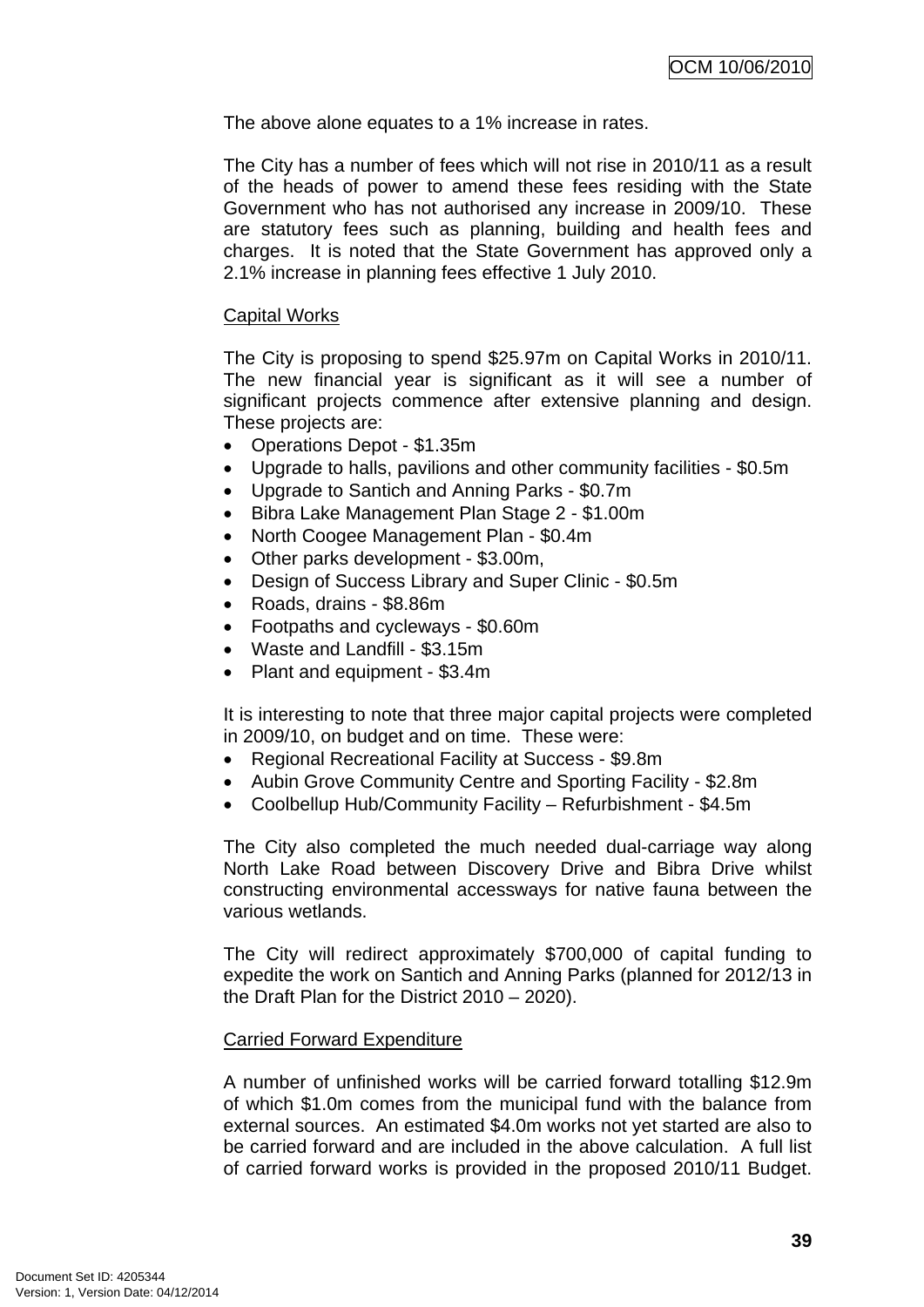The above alone equates to a 1% increase in rates.

The City has a number of fees which will not rise in 2010/11 as a result of the heads of power to amend these fees residing with the State Government who has not authorised any increase in 2009/10. These are statutory fees such as planning, building and health fees and charges. It is noted that the State Government has approved only a 2.1% increase in planning fees effective 1 July 2010.

Capital Works

The City is proposing to spend $25.97m on Capital Works in 2010/11. The new financial year is significant as it will see a number of significant projects commence after extensive planning and design. These projects are:

- Operations Depot - $1.35m
- Upgrade to halls, pavilions and other community facilities - $0.5m
- Upgrade to Santich and Anning Parks - $0.7m
- Bibra Lake Management Plan Stage 2 - $1.00m
- North Coogee Management Plan - $0.4m
- Other parks development - $3.00m,
- Design of Success Library and Super Clinic - $0.5m
- Roads, drains - $8.86m
- Footpaths and cycleways - $0.60m
- Waste and Landfill - $3.15m
- Plant and equipment - $3.4m

It is interesting to note that three major capital projects were completed in 2009/10, on budget and on time. These were:

- Regional Recreational Facility at Success - $9.8m
- Aubin Grove Community Centre and Sporting Facility - $2.8m
- Coolbellup Hub/Community Facility – Refurbishment - $4.5m

The City also completed the much needed dual-carriage way along North Lake Road between Discovery Drive and Bibra Drive whilst constructing environmental accessways for native fauna between the various wetlands.

The City will redirect approximately $700,000 of capital funding to expedite the work on Santich and Anning Parks (planned for 2012/13 in the Draft Plan for the District 2010 – 2020).

Carried Forward Expenditure

A number of unfinished works will be carried forward totalling $12.9m of which $1.0m comes from the municipal fund with the balance from external sources. An estimated $4.0m works not yet started are also to be carried forward and are included in the above calculation. A full list of carried forward works is provided in the proposed 2010/11 Budget.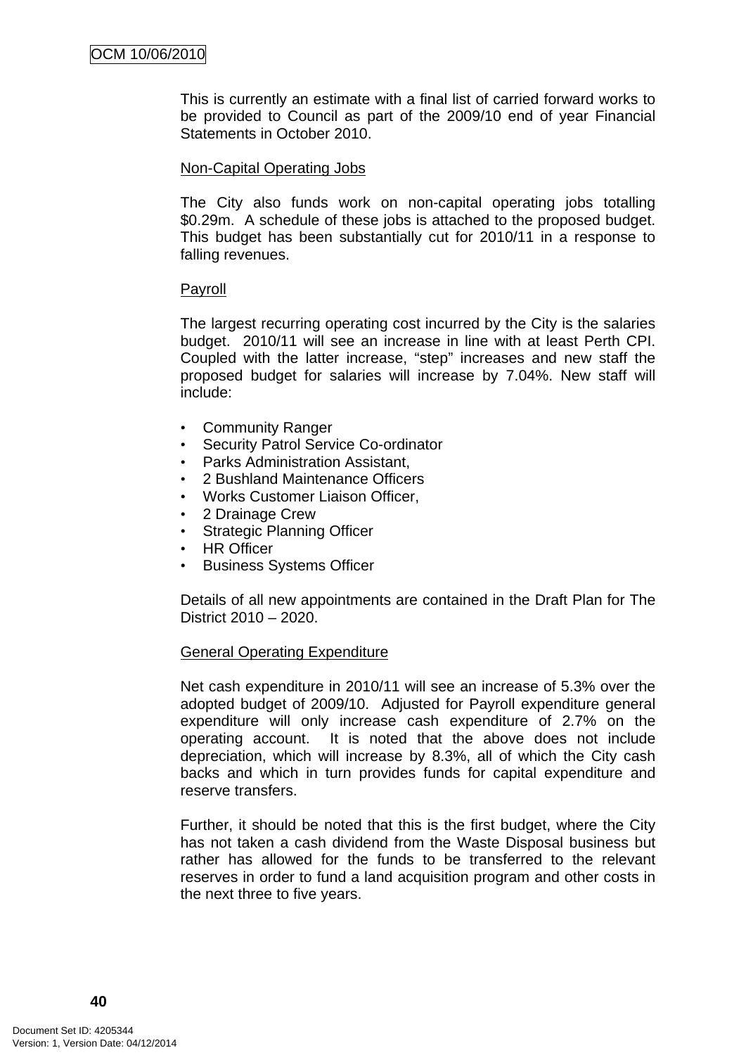This is currently an estimate with a final list of carried forward works to be provided to Council as part of the 2009/10 end of year Financial Statements in October 2010.

<u>Non-Capital Operating Jobs</u>

The City also funds work on non-capital operating jobs totalling $0.29m. A schedule of these jobs is attached to the proposed budget. This budget has been substantially cut for 2010/11 in a response to falling revenues.

<u>Payroll</u>

The largest recurring operating cost incurred by the City is the salaries budget. 2010/11 will see an increase in line with at least Perth CPI. Coupled with the latter increase, "step" increases and new staff the proposed budget for salaries will increase by 7.04%. New staff will include:

- Community Ranger
- Security Patrol Service Co-ordinator
- Parks Administration Assistant,
- 2 Bushland Maintenance Officers
- Works Customer Liaison Officer,
- 2 Drainage Crew
- Strategic Planning Officer
- HR Officer
- Business Systems Officer

Details of all new appointments are contained in the Draft Plan for The District 2010 – 2020.

<u>General Operating Expenditure</u>

Net cash expenditure in 2010/11 will see an increase of 5.3% over the adopted budget of 2009/10. Adjusted for Payroll expenditure general expenditure will only increase cash expenditure of 2.7% on the operating account. It is noted that the above does not include depreciation, which will increase by 8.3%, all of which the City cash backs and which in turn provides funds for capital expenditure and reserve transfers.

Further, it should be noted that this is the first budget, where the City has not taken a cash dividend from the Waste Disposal business but rather has allowed for the funds to be transferred to the relevant reserves in order to fund a land acquisition program and other costs in the next three to five years.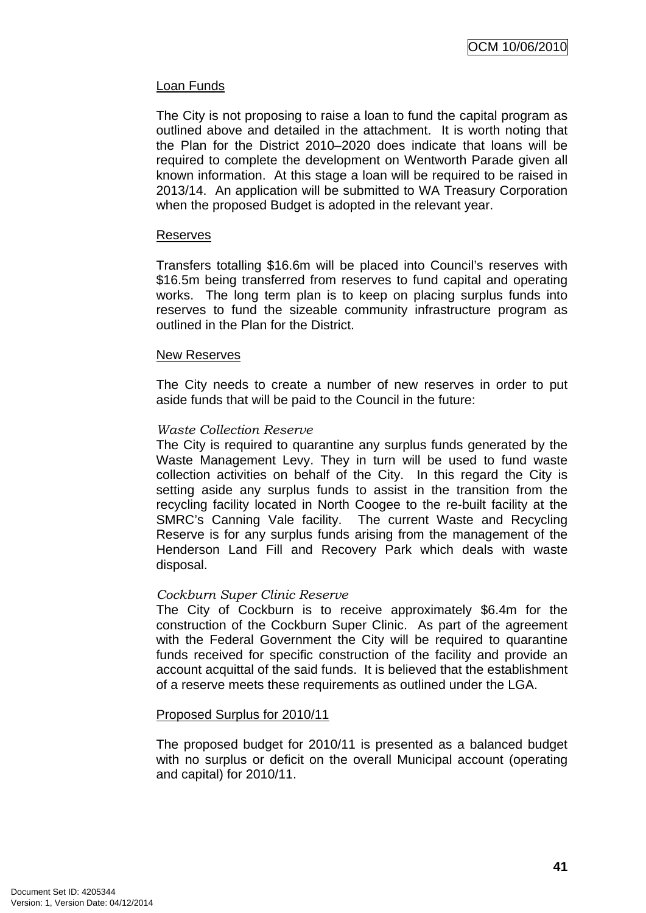Loan Funds

The City is not proposing to raise a loan to fund the capital program as outlined above and detailed in the attachment. It is worth noting that the Plan for the District 2010–2020 does indicate that loans will be required to complete the development on Wentworth Parade given all known information. At this stage a loan will be required to be raised in 2013/14. An application will be submitted to WA Treasury Corporation when the proposed Budget is adopted in the relevant year.

Reserves

Transfers totalling $16.6m will be placed into Council's reserves with $16.5m being transferred from reserves to fund capital and operating works. The long term plan is to keep on placing surplus funds into reserves to fund the sizeable community infrastructure program as outlined in the Plan for the District.

New Reserves

The City needs to create a number of new reserves in order to put aside funds that will be paid to the Council in the future:

*Waste Collection Reserve*
The City is required to quarantine any surplus funds generated by the Waste Management Levy. They in turn will be used to fund waste collection activities on behalf of the City. In this regard the City is setting aside any surplus funds to assist in the transition from the recycling facility located in North Coogee to the re-built facility at the SMRC's Canning Vale facility. The current Waste and Recycling Reserve is for any surplus funds arising from the management of the Henderson Land Fill and Recovery Park which deals with waste disposal.

*Cockburn Super Clinic Reserve*
The City of Cockburn is to receive approximately $6.4m for the construction of the Cockburn Super Clinic. As part of the agreement with the Federal Government the City will be required to quarantine funds received for specific construction of the facility and provide an account acquittal of the said funds. It is believed that the establishment of a reserve meets these requirements as outlined under the LGA.

Proposed Surplus for 2010/11

The proposed budget for 2010/11 is presented as a balanced budget with no surplus or deficit on the overall Municipal account (operating and capital) for 2010/11.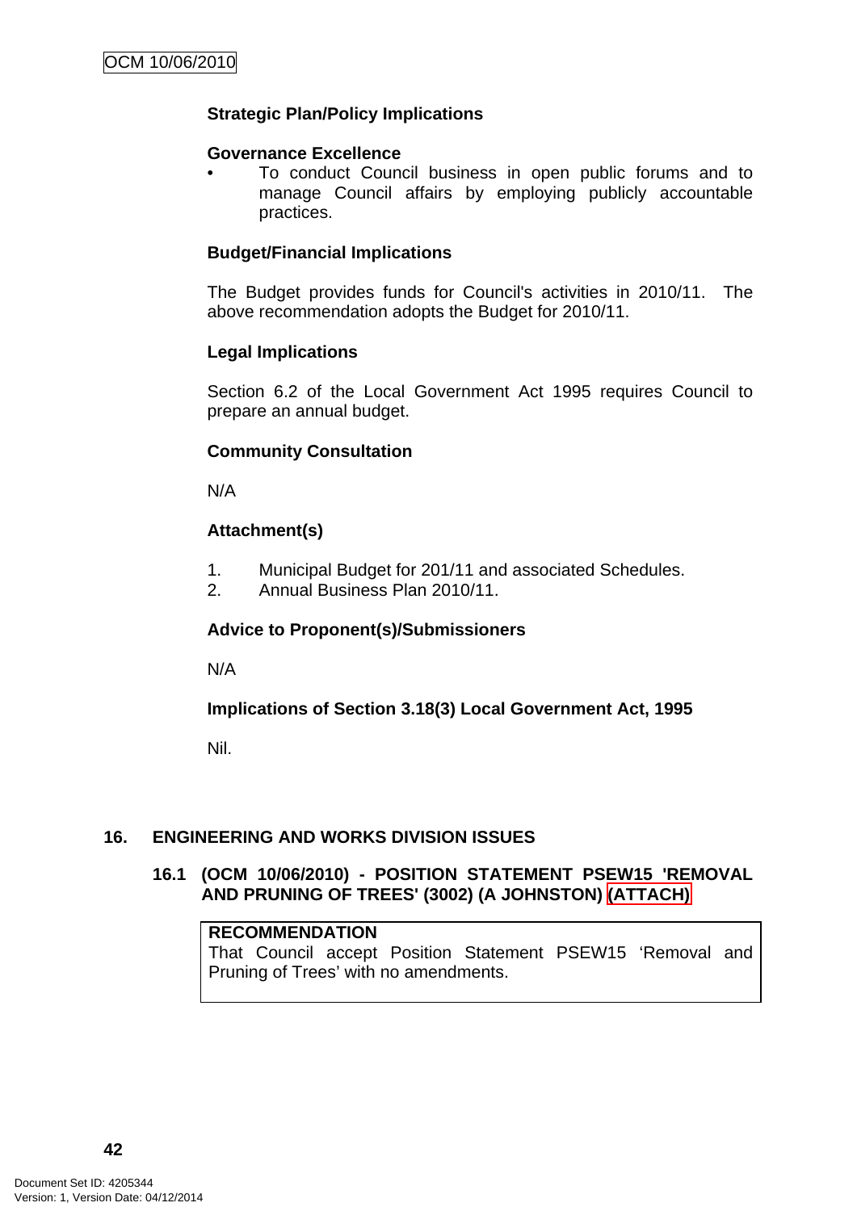**Strategic Plan/Policy Implications**

**Governance Excellence**

- To conduct Council business in open public forums and to manage Council affairs by employing publicly accountable practices.

**Budget/Financial Implications**

The Budget provides funds for Council's activities in 2010/11. The above recommendation adopts the Budget for 2010/11.

**Legal Implications**

Section 6.2 of the Local Government Act 1995 requires Council to prepare an annual budget.

**Community Consultation**

N/A

**Attachment(s)**

1. Municipal Budget for 201/11 and associated Schedules.
2. Annual Business Plan 2010/11.

**Advice to Proponent(s)/Submissioners**

N/A

**Implications of Section 3.18(3) Local Government Act, 1995**

Nil.

## 16. ENGINEERING AND WORKS DIVISION ISSUES

### 16.1 (OCM 10/06/2010) - POSITION STATEMENT PSEW15 'REMOVAL AND PRUNING OF TREES' (3002) (A JOHNSTON) (ATTACH)

**RECOMMENDATION**
That Council accept Position Statement PSEW15 'Removal and Pruning of Trees' with no amendments.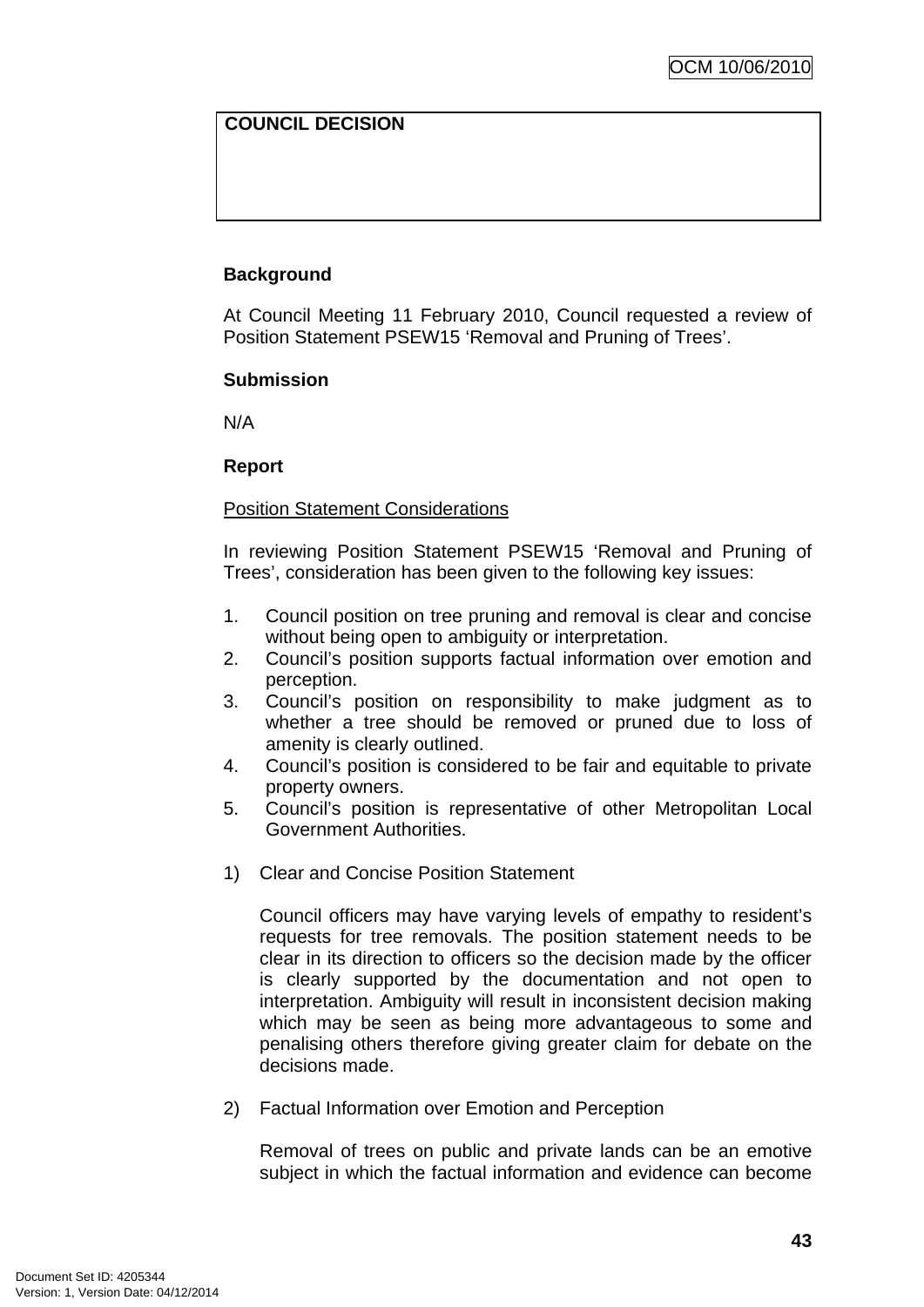| COUNCIL DECISION |
| --- |
| |

**Background**

At Council Meeting 11 February 2010, Council requested a review of Position Statement PSEW15 'Removal and Pruning of Trees'.

**Submission**

N/A

**Report**

Position Statement Considerations

In reviewing Position Statement PSEW15 'Removal and Pruning of Trees', consideration has been given to the following key issues:

1. Council position on tree pruning and removal is clear and concise without being open to ambiguity or interpretation.
2. Council's position supports factual information over emotion and perception.
3. Council's position on responsibility to make judgment as to whether a tree should be removed or pruned due to loss of amenity is clearly outlined.
4. Council's position is considered to be fair and equitable to private property owners.
5. Council's position is representative of other Metropolitan Local Government Authorities.

1) Clear and Concise Position Statement

   Council officers may have varying levels of empathy to resident's requests for tree removals. The position statement needs to be clear in its direction to officers so the decision made by the officer is clearly supported by the documentation and not open to interpretation. Ambiguity will result in inconsistent decision making which may be seen as being more advantageous to some and penalising others therefore giving greater claim for debate on the decisions made.

2) Factual Information over Emotion and Perception

   Removal of trees on public and private lands can be an emotive subject in which the factual information and evidence can become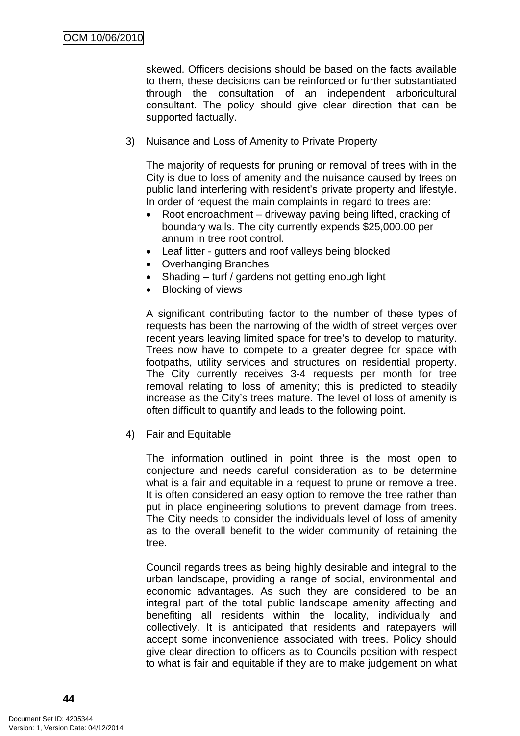skewed. Officers decisions should be based on the facts available to them, these decisions can be reinforced or further substantiated through the consultation of an independent arboricultural consultant. The policy should give clear direction that can be supported factually.

3) Nuisance and Loss of Amenity to Private Property

The majority of requests for pruning or removal of trees with in the City is due to loss of amenity and the nuisance caused by trees on public land interfering with resident's private property and lifestyle. In order of request the main complaints in regard to trees are:

- Root encroachment – driveway paving being lifted, cracking of boundary walls. The city currently expends $25,000.00 per annum in tree root control.
- Leaf litter - gutters and roof valleys being blocked
- Overhanging Branches
- Shading – turf / gardens not getting enough light
- Blocking of views

A significant contributing factor to the number of these types of requests has been the narrowing of the width of street verges over recent years leaving limited space for tree's to develop to maturity. Trees now have to compete to a greater degree for space with footpaths, utility services and structures on residential property. The City currently receives 3-4 requests per month for tree removal relating to loss of amenity; this is predicted to steadily increase as the City's trees mature. The level of loss of amenity is often difficult to quantify and leads to the following point.

4) Fair and Equitable

The information outlined in point three is the most open to conjecture and needs careful consideration as to be determine what is a fair and equitable in a request to prune or remove a tree. It is often considered an easy option to remove the tree rather than put in place engineering solutions to prevent damage from trees. The City needs to consider the individuals level of loss of amenity as to the overall benefit to the wider community of retaining the tree.

Council regards trees as being highly desirable and integral to the urban landscape, providing a range of social, environmental and economic advantages. As such they are considered to be an integral part of the total public landscape amenity affecting and benefiting all residents within the locality, individually and collectively. It is anticipated that residents and ratepayers will accept some inconvenience associated with trees. Policy should give clear direction to officers as to Councils position with respect to what is fair and equitable if they are to make judgement on what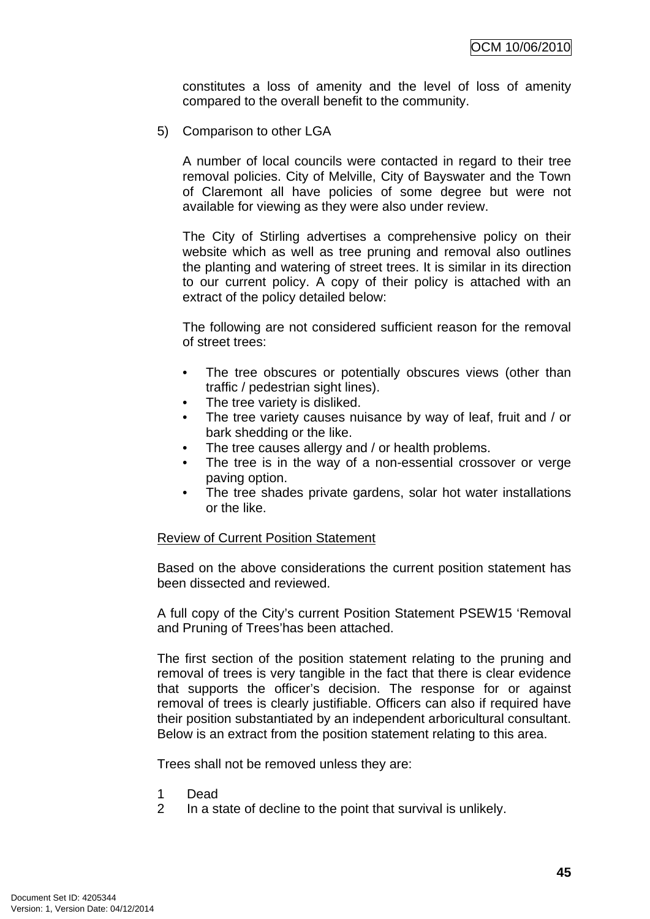constitutes a loss of amenity and the level of loss of amenity compared to the overall benefit to the community.

5) Comparison to other LGA

A number of local councils were contacted in regard to their tree removal policies. City of Melville, City of Bayswater and the Town of Claremont all have policies of some degree but were not available for viewing as they were also under review.

The City of Stirling advertises a comprehensive policy on their website which as well as tree pruning and removal also outlines the planting and watering of street trees. It is similar in its direction to our current policy. A copy of their policy is attached with an extract of the policy detailed below:

The following are not considered sufficient reason for the removal of street trees:

- The tree obscures or potentially obscures views (other than traffic / pedestrian sight lines).
- The tree variety is disliked.
- The tree variety causes nuisance by way of leaf, fruit and / or bark shedding or the like.
- The tree causes allergy and / or health problems.
- The tree is in the way of a non-essential crossover or verge paving option.
- The tree shades private gardens, solar hot water installations or the like.

<u>Review of Current Position Statement</u>

Based on the above considerations the current position statement has been dissected and reviewed.

A full copy of the City's current Position Statement PSEW15 'Removal and Pruning of Trees'has been attached.

The first section of the position statement relating to the pruning and removal of trees is very tangible in the fact that there is clear evidence that supports the officer's decision. The response for or against removal of trees is clearly justifiable. Officers can also if required have their position substantiated by an independent arboricultural consultant. Below is an extract from the position statement relating to this area.

Trees shall not be removed unless they are:

1 Dead
2 In a state of decline to the point that survival is unlikely.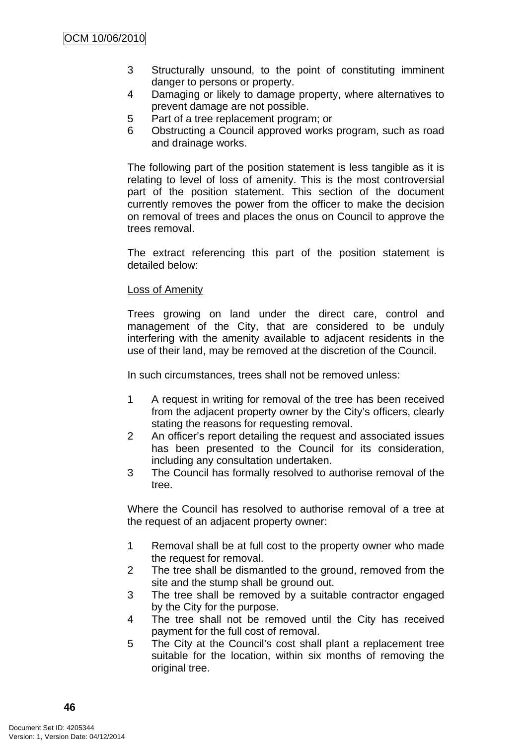3 Structurally unsound, to the point of constituting imminent danger to persons or property.
4 Damaging or likely to damage property, where alternatives to prevent damage are not possible.
5 Part of a tree replacement program; or
6 Obstructing a Council approved works program, such as road and drainage works.

The following part of the position statement is less tangible as it is relating to level of loss of amenity. This is the most controversial part of the position statement. This section of the document currently removes the power from the officer to make the decision on removal of trees and places the onus on Council to approve the trees removal.

The extract referencing this part of the position statement is detailed below:

<u>Loss of Amenity</u>

Trees growing on land under the direct care, control and management of the City, that are considered to be unduly interfering with the amenity available to adjacent residents in the use of their land, may be removed at the discretion of the Council.

In such circumstances, trees shall not be removed unless:

1 A request in writing for removal of the tree has been received from the adjacent property owner by the City's officers, clearly stating the reasons for requesting removal.
2 An officer's report detailing the request and associated issues has been presented to the Council for its consideration, including any consultation undertaken.
3 The Council has formally resolved to authorise removal of the tree.

Where the Council has resolved to authorise removal of a tree at the request of an adjacent property owner:

1 Removal shall be at full cost to the property owner who made the request for removal.
2 The tree shall be dismantled to the ground, removed from the site and the stump shall be ground out.
3 The tree shall be removed by a suitable contractor engaged by the City for the purpose.
4 The tree shall not be removed until the City has received payment for the full cost of removal.
5 The City at the Council's cost shall plant a replacement tree suitable for the location, within six months of removing the original tree.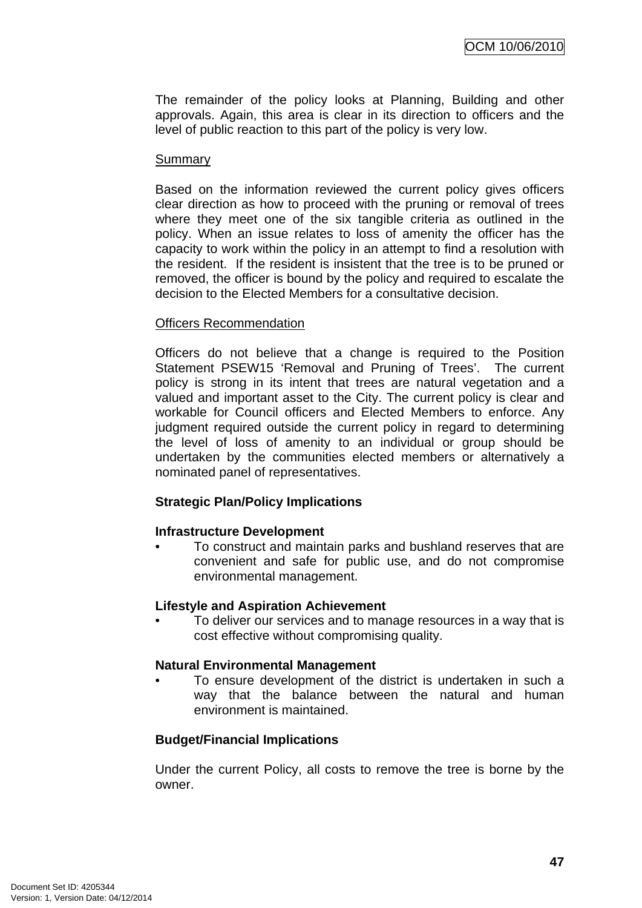The remainder of the policy looks at Planning, Building and other approvals. Again, this area is clear in its direction to officers and the level of public reaction to this part of the policy is very low.

<u>Summary</u>

Based on the information reviewed the current policy gives officers clear direction as how to proceed with the pruning or removal of trees where they meet one of the six tangible criteria as outlined in the policy. When an issue relates to loss of amenity the officer has the capacity to work within the policy in an attempt to find a resolution with the resident. If the resident is insistent that the tree is to be pruned or removed, the officer is bound by the policy and required to escalate the decision to the Elected Members for a consultative decision.

<u>Officers Recommendation</u>

Officers do not believe that a change is required to the Position Statement PSEW15 'Removal and Pruning of Trees'. The current policy is strong in its intent that trees are natural vegetation and a valued and important asset to the City. The current policy is clear and workable for Council officers and Elected Members to enforce. Any judgment required outside the current policy in regard to determining the level of loss of amenity to an individual or group should be undertaken by the communities elected members or alternatively a nominated panel of representatives.

**Strategic Plan/Policy Implications**

**Infrastructure Development**

- To construct and maintain parks and bushland reserves that are convenient and safe for public use, and do not compromise environmental management.

**Lifestyle and Aspiration Achievement**

- To deliver our services and to manage resources in a way that is cost effective without compromising quality.

**Natural Environmental Management**

- To ensure development of the district is undertaken in such a way that the balance between the natural and human environment is maintained.

**Budget/Financial Implications**

Under the current Policy, all costs to remove the tree is borne by the owner.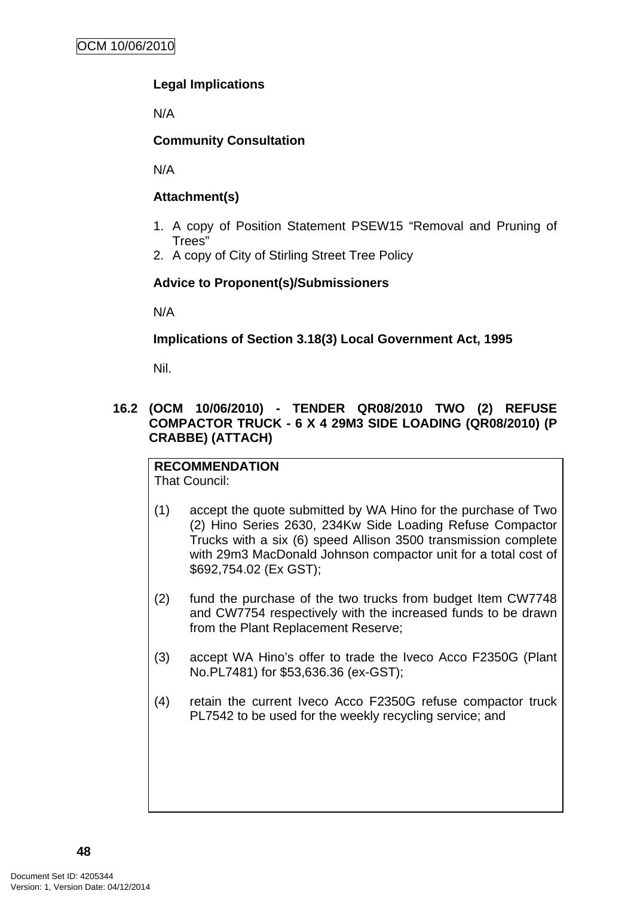**Legal Implications**

N/A

**Community Consultation**

N/A

**Attachment(s)**

1. A copy of Position Statement PSEW15 "Removal and Pruning of Trees"
2. A copy of City of Stirling Street Tree Policy

**Advice to Proponent(s)/Submissioners**

N/A

**Implications of Section 3.18(3) Local Government Act, 1995**

Nil.

### 16.2 (OCM 10/06/2010) - TENDER QR08/2010 TWO (2) REFUSE COMPACTOR TRUCK - 6 X 4 29M3 SIDE LOADING (QR08/2010) (P CRABBE) (ATTACH)

**RECOMMENDATION**

That Council:

(1) accept the quote submitted by WA Hino for the purchase of Two (2) Hino Series 2630, 234Kw Side Loading Refuse Compactor Trucks with a six (6) speed Allison 3500 transmission complete with 29m3 MacDonald Johnson compactor unit for a total cost of $692,754.02 (Ex GST);

(2) fund the purchase of the two trucks from budget Item CW7748 and CW7754 respectively with the increased funds to be drawn from the Plant Replacement Reserve;

(3) accept WA Hino's offer to trade the Iveco Acco F2350G (Plant No.PL7481) for $53,636.36 (ex-GST);

(4) retain the current Iveco Acco F2350G refuse compactor truck PL7542 to be used for the weekly recycling service; and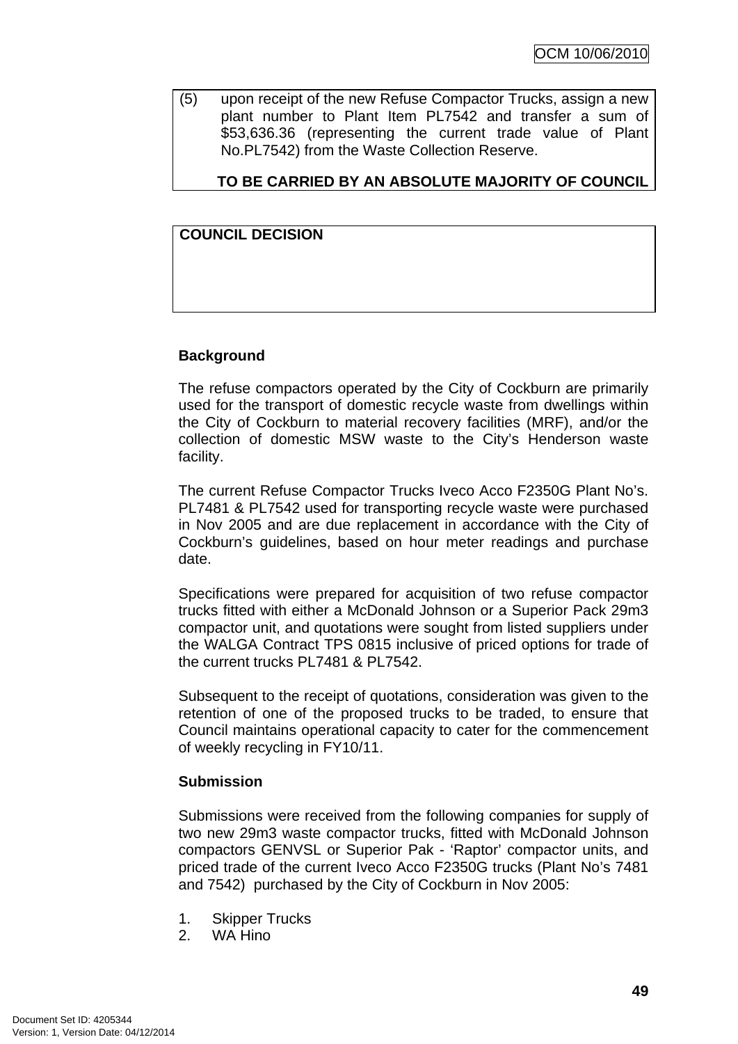(5) upon receipt of the new Refuse Compactor Trucks, assign a new plant number to Plant Item PL7542 and transfer a sum of $53,636.36 (representing the current trade value of Plant No.PL7542) from the Waste Collection Reserve.

**TO BE CARRIED BY AN ABSOLUTE MAJORITY OF COUNCIL**

| COUNCIL DECISION |
|---|
| |

**Background**

The refuse compactors operated by the City of Cockburn are primarily used for the transport of domestic recycle waste from dwellings within the City of Cockburn to material recovery facilities (MRF), and/or the collection of domestic MSW waste to the City's Henderson waste facility.

The current Refuse Compactor Trucks Iveco Acco F2350G Plant No's. PL7481 & PL7542 used for transporting recycle waste were purchased in Nov 2005 and are due replacement in accordance with the City of Cockburn's guidelines, based on hour meter readings and purchase date.

Specifications were prepared for acquisition of two refuse compactor trucks fitted with either a McDonald Johnson or a Superior Pack 29m3 compactor unit, and quotations were sought from listed suppliers under the WALGA Contract TPS 0815 inclusive of priced options for trade of the current trucks PL7481 & PL7542.

Subsequent to the receipt of quotations, consideration was given to the retention of one of the proposed trucks to be traded, to ensure that Council maintains operational capacity to cater for the commencement of weekly recycling in FY10/11.

**Submission**

Submissions were received from the following companies for supply of two new 29m3 waste compactor trucks, fitted with McDonald Johnson compactors GENVSL or Superior Pak - 'Raptor' compactor units, and priced trade of the current Iveco Acco F2350G trucks (Plant No's 7481 and 7542) purchased by the City of Cockburn in Nov 2005:

1. Skipper Trucks
2. WA Hino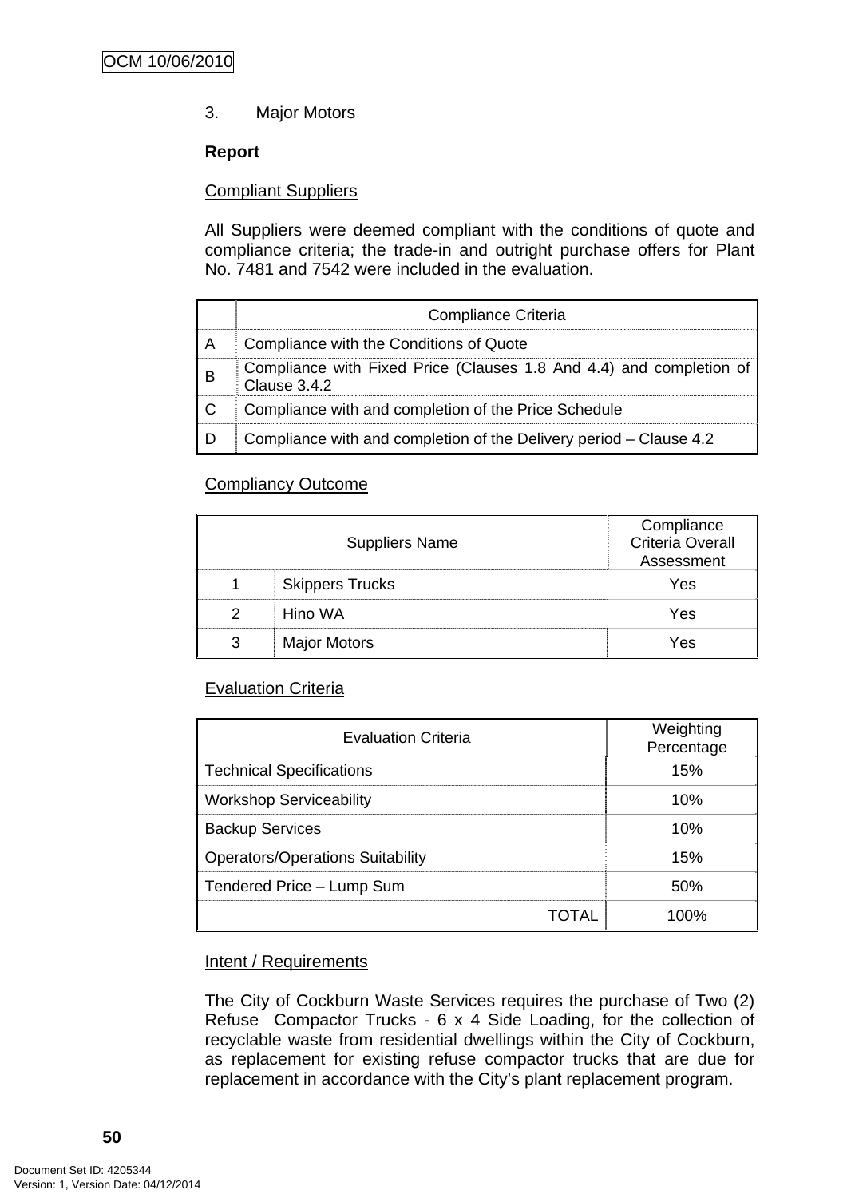3. Major Motors

**Report**

Compliant Suppliers

All Suppliers were deemed compliant with the conditions of quote and compliance criteria; the trade-in and outright purchase offers for Plant No. 7481 and 7542 were included in the evaluation.

| | Compliance Criteria |
|---|---|
| A | Compliance with the Conditions of Quote |
| B | Compliance with Fixed Price (Clauses 1.8 And 4.4) and completion of Clause 3.4.2 |
| C | Compliance with and completion of the Price Schedule |
| D | Compliance with and completion of the Delivery period – Clause 4.2 |

Compliancy Outcome

| Suppliers Name | | Compliance Criteria Overall Assessment |
|---|---|---|
| 1 | Skippers Trucks | Yes |
| 2 | Hino WA | Yes |
| 3 | Major Motors | Yes |

Evaluation Criteria

| Evaluation Criteria | Weighting Percentage |
|---|---|
| Technical Specifications | 15% |
| Workshop Serviceability | 10% |
| Backup Services | 10% |
| Operators/Operations Suitability | 15% |
| Tendered Price – Lump Sum | 50% |
| TOTAL | 100% |

Intent / Requirements

The City of Cockburn Waste Services requires the purchase of Two (2) Refuse Compactor Trucks - 6 x 4 Side Loading, for the collection of recyclable waste from residential dwellings within the City of Cockburn, as replacement for existing refuse compactor trucks that are due for replacement in accordance with the City's plant replacement program.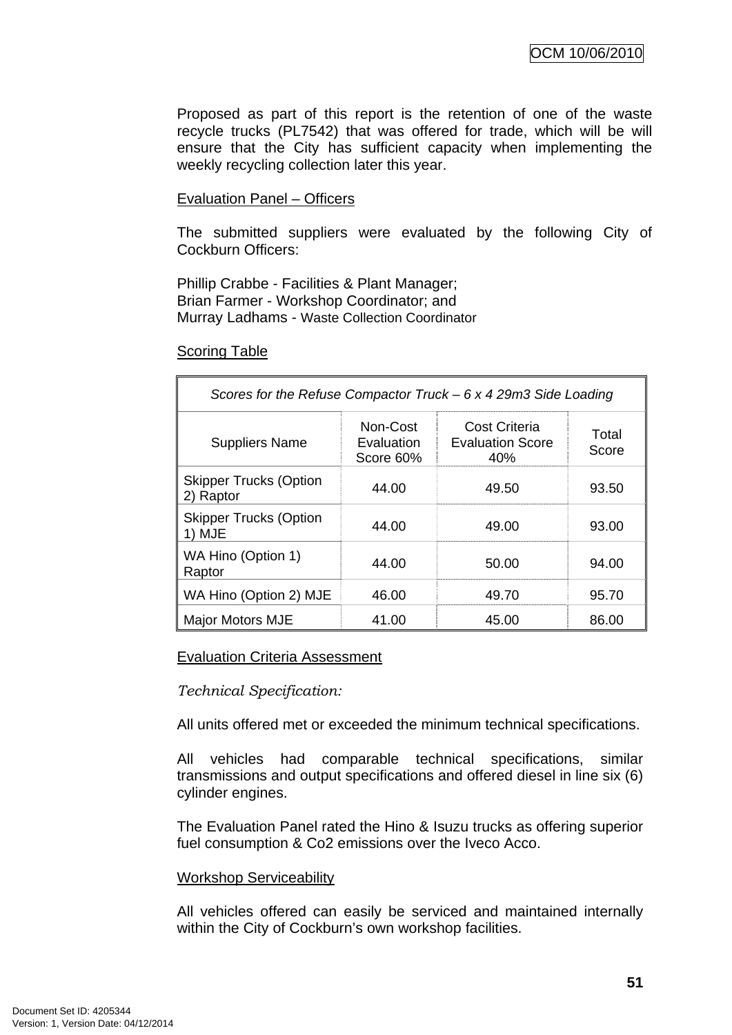Proposed as part of this report is the retention of one of the waste recycle trucks (PL7542) that was offered for trade, which will be will ensure that the City has sufficient capacity when implementing the weekly recycling collection later this year.

Evaluation Panel – Officers

The submitted suppliers were evaluated by the following City of Cockburn Officers:

Phillip Crabbe - Facilities & Plant Manager;
Brian Farmer - Workshop Coordinator; and
Murray Ladhams - Waste Collection Coordinator

Scoring Table

| *Scores for the Refuse Compactor Truck – 6 x 4 29m3 Side Loading* | | | |
|---|---|---|---|
| Suppliers Name | Non-Cost Evaluation Score 60% | Cost Criteria Evaluation Score 40% | Total Score |
| Skipper Trucks (Option 2) Raptor | 44.00 | 49.50 | 93.50 |
| Skipper Trucks (Option 1) MJE | 44.00 | 49.00 | 93.00 |
| WA Hino (Option 1) Raptor | 44.00 | 50.00 | 94.00 |
| WA Hino (Option 2) MJE | 46.00 | 49.70 | 95.70 |
| Major Motors MJE | 41.00 | 45.00 | 86.00 |

Evaluation Criteria Assessment

*Technical Specification:*

All units offered met or exceeded the minimum technical specifications.

All vehicles had comparable technical specifications, similar transmissions and output specifications and offered diesel in line six (6) cylinder engines.

The Evaluation Panel rated the Hino & Isuzu trucks as offering superior fuel consumption & $CO_2$ emissions over the Iveco Acco.

Workshop Serviceability

All vehicles offered can easily be serviced and maintained internally within the City of Cockburn's own workshop facilities.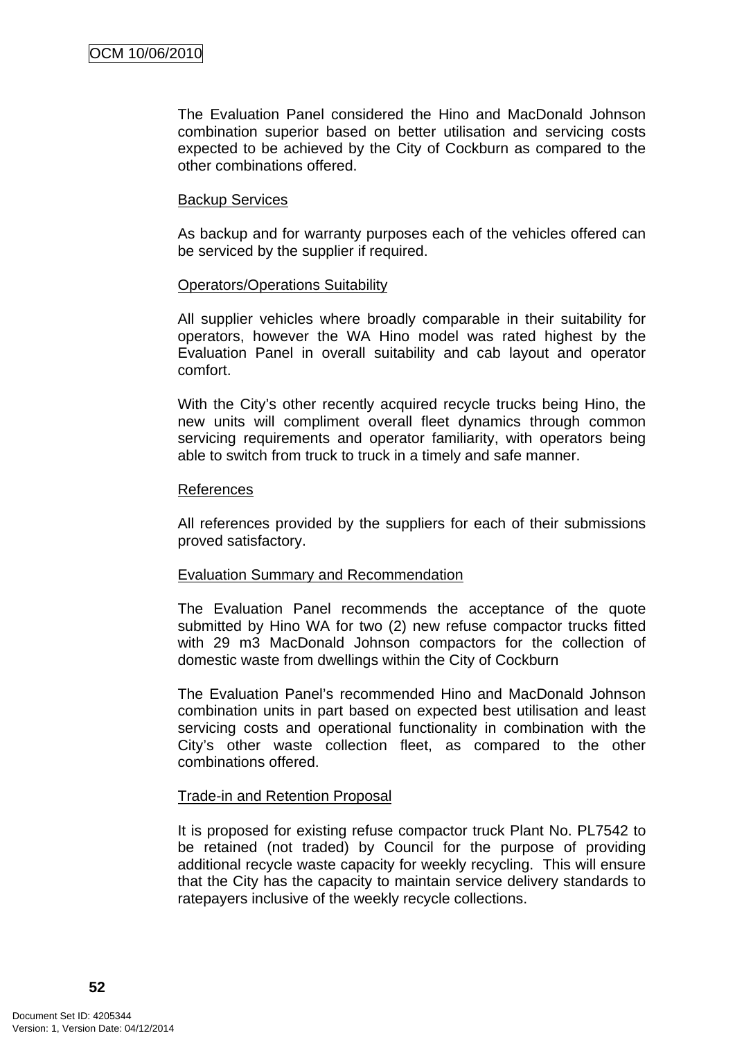The Evaluation Panel considered the Hino and MacDonald Johnson combination superior based on better utilisation and servicing costs expected to be achieved by the City of Cockburn as compared to the other combinations offered.

Backup Services

As backup and for warranty purposes each of the vehicles offered can be serviced by the supplier if required.

Operators/Operations Suitability

All supplier vehicles where broadly comparable in their suitability for operators, however the WA Hino model was rated highest by the Evaluation Panel in overall suitability and cab layout and operator comfort.

With the City's other recently acquired recycle trucks being Hino, the new units will compliment overall fleet dynamics through common servicing requirements and operator familiarity, with operators being able to switch from truck to truck in a timely and safe manner.

References

All references provided by the suppliers for each of their submissions proved satisfactory.

Evaluation Summary and Recommendation

The Evaluation Panel recommends the acceptance of the quote submitted by Hino WA for two (2) new refuse compactor trucks fitted with 29 m3 MacDonald Johnson compactors for the collection of domestic waste from dwellings within the City of Cockburn

The Evaluation Panel's recommended Hino and MacDonald Johnson combination units in part based on expected best utilisation and least servicing costs and operational functionality in combination with the City's other waste collection fleet, as compared to the other combinations offered.

Trade-in and Retention Proposal

It is proposed for existing refuse compactor truck Plant No. PL7542 to be retained (not traded) by Council for the purpose of providing additional recycle waste capacity for weekly recycling. This will ensure that the City has the capacity to maintain service delivery standards to ratepayers inclusive of the weekly recycle collections.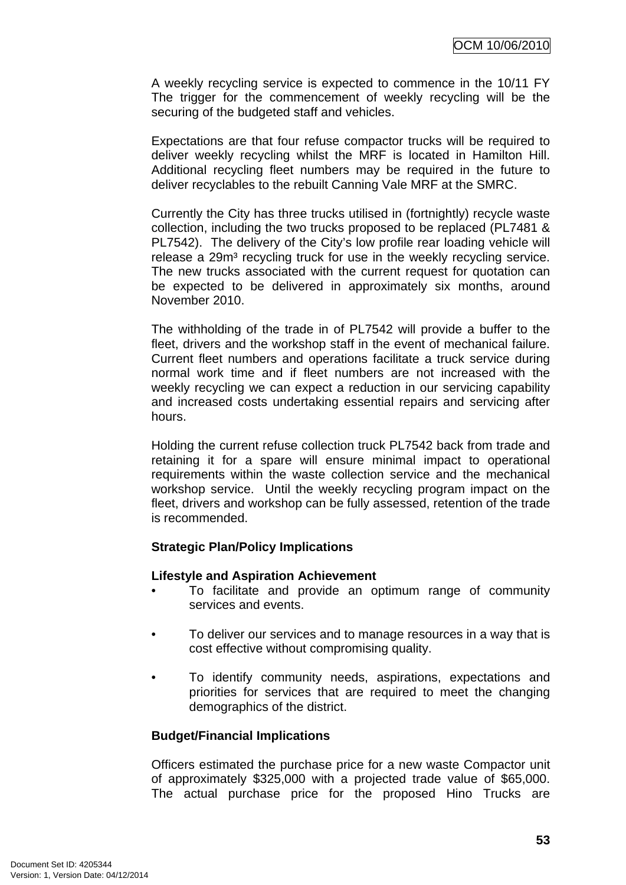A weekly recycling service is expected to commence in the 10/11 FY The trigger for the commencement of weekly recycling will be the securing of the budgeted staff and vehicles.

Expectations are that four refuse compactor trucks will be required to deliver weekly recycling whilst the MRF is located in Hamilton Hill. Additional recycling fleet numbers may be required in the future to deliver recyclables to the rebuilt Canning Vale MRF at the SMRC.

Currently the City has three trucks utilised in (fortnightly) recycle waste collection, including the two trucks proposed to be replaced (PL7481 & PL7542). The delivery of the City's low profile rear loading vehicle will release a 29m³ recycling truck for use in the weekly recycling service. The new trucks associated with the current request for quotation can be expected to be delivered in approximately six months, around November 2010.

The withholding of the trade in of PL7542 will provide a buffer to the fleet, drivers and the workshop staff in the event of mechanical failure. Current fleet numbers and operations facilitate a truck service during normal work time and if fleet numbers are not increased with the weekly recycling we can expect a reduction in our servicing capability and increased costs undertaking essential repairs and servicing after hours.

Holding the current refuse collection truck PL7542 back from trade and retaining it for a spare will ensure minimal impact to operational requirements within the waste collection service and the mechanical workshop service. Until the weekly recycling program impact on the fleet, drivers and workshop can be fully assessed, retention of the trade is recommended.

**Strategic Plan/Policy Implications**

**Lifestyle and Aspiration Achievement**

- To facilitate and provide an optimum range of community services and events.
- To deliver our services and to manage resources in a way that is cost effective without compromising quality.
- To identify community needs, aspirations, expectations and priorities for services that are required to meet the changing demographics of the district.

**Budget/Financial Implications**

Officers estimated the purchase price for a new waste Compactor unit of approximately $325,000 with a projected trade value of $65,000. The actual purchase price for the proposed Hino Trucks are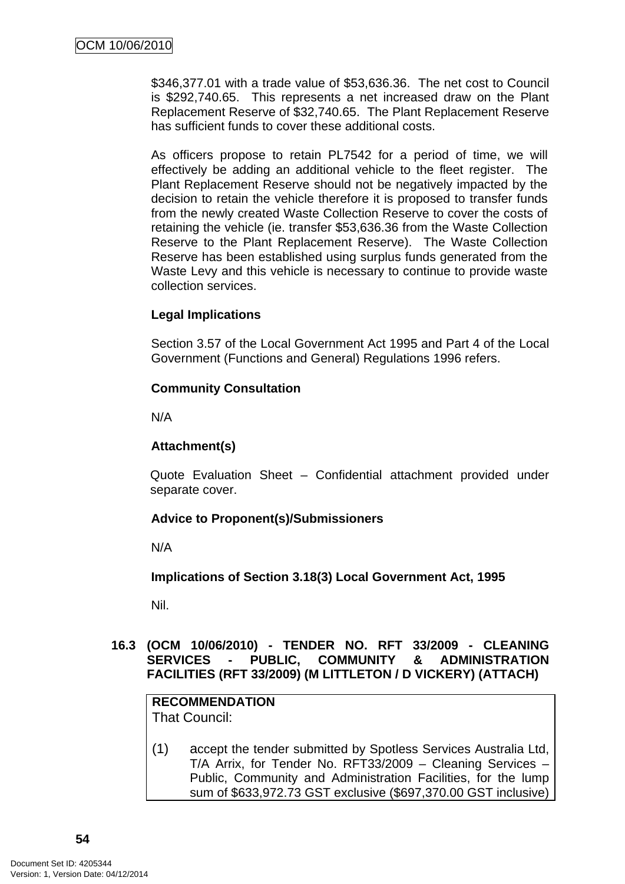$346,377.01 with a trade value of $53,636.36. The net cost to Council is $292,740.65. This represents a net increased draw on the Plant Replacement Reserve of $32,740.65. The Plant Replacement Reserve has sufficient funds to cover these additional costs.

As officers propose to retain PL7542 for a period of time, we will effectively be adding an additional vehicle to the fleet register. The Plant Replacement Reserve should not be negatively impacted by the decision to retain the vehicle therefore it is proposed to transfer funds from the newly created Waste Collection Reserve to cover the costs of retaining the vehicle (ie. transfer $53,636.36 from the Waste Collection Reserve to the Plant Replacement Reserve). The Waste Collection Reserve has been established using surplus funds generated from the Waste Levy and this vehicle is necessary to continue to provide waste collection services.

**Legal Implications**

Section 3.57 of the Local Government Act 1995 and Part 4 of the Local Government (Functions and General) Regulations 1996 refers.

**Community Consultation**

N/A

**Attachment(s)**

Quote Evaluation Sheet – Confidential attachment provided under separate cover.

**Advice to Proponent(s)/Submissioners**

N/A

**Implications of Section 3.18(3) Local Government Act, 1995**

Nil.

## 16.3 (OCM 10/06/2010) - TENDER NO. RFT 33/2009 - CLEANING SERVICES - PUBLIC, COMMUNITY & ADMINISTRATION FACILITIES (RFT 33/2009) (M LITTLETON / D VICKERY) (ATTACH)

**RECOMMENDATION**
That Council:

(1) accept the tender submitted by Spotless Services Australia Ltd, T/A Arrix, for Tender No. RFT33/2009 – Cleaning Services – Public, Community and Administration Facilities, for the lump sum of $633,972.73 GST exclusive ($697,370.00 GST inclusive)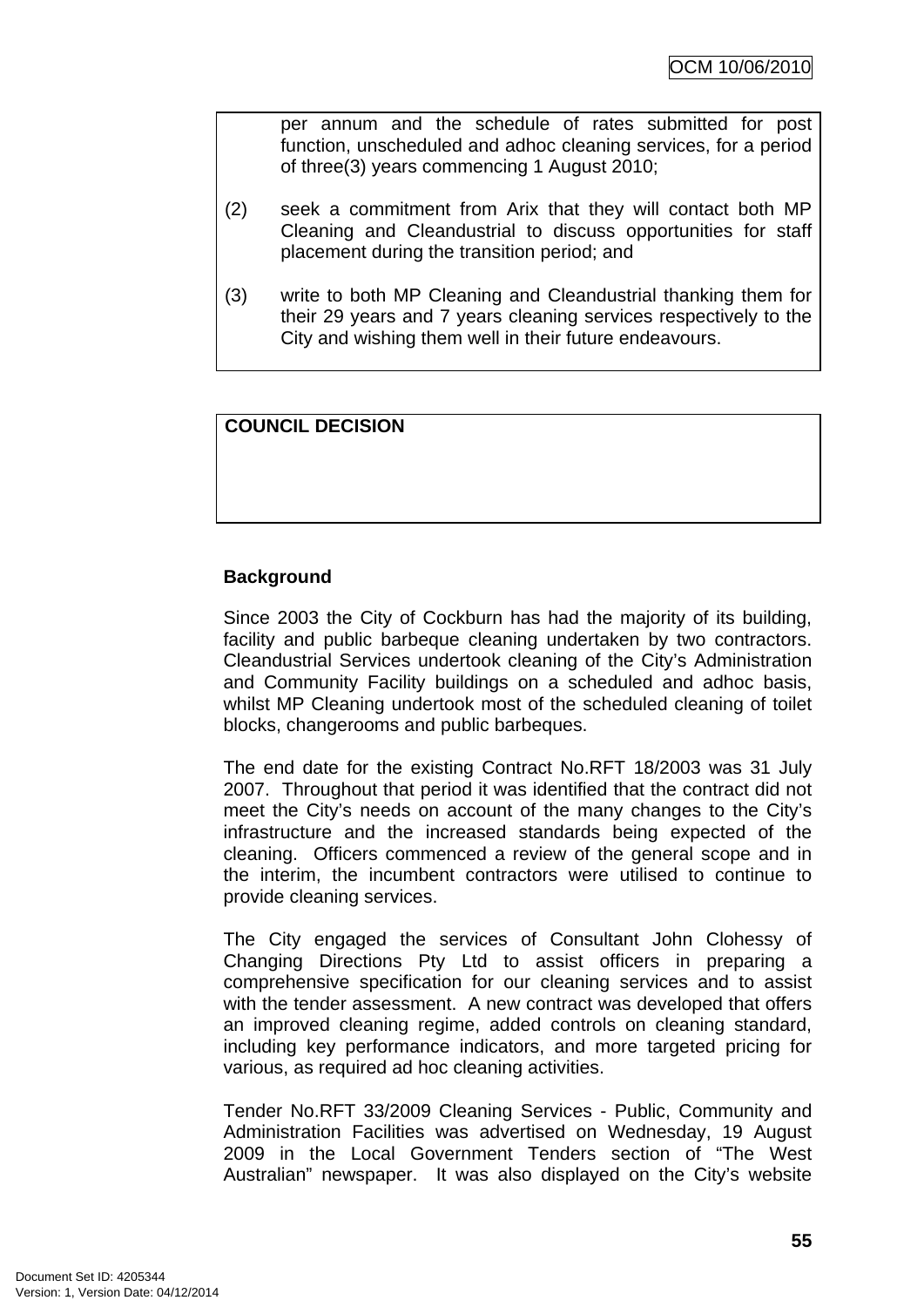per annum and the schedule of rates submitted for post function, unscheduled and adhoc cleaning services, for a period of three(3) years commencing 1 August 2010;

(2) seek a commitment from Arix that they will contact both MP Cleaning and Cleandustrial to discuss opportunities for staff placement during the transition period; and

(3) write to both MP Cleaning and Cleandustrial thanking them for their 29 years and 7 years cleaning services respectively to the City and wishing them well in their future endeavours.

**COUNCIL DECISION**

**Background**

Since 2003 the City of Cockburn has had the majority of its building, facility and public barbeque cleaning undertaken by two contractors. Cleandustrial Services undertook cleaning of the City's Administration and Community Facility buildings on a scheduled and adhoc basis, whilst MP Cleaning undertook most of the scheduled cleaning of toilet blocks, changerooms and public barbeques.

The end date for the existing Contract No.RFT 18/2003 was 31 July 2007. Throughout that period it was identified that the contract did not meet the City's needs on account of the many changes to the City's infrastructure and the increased standards being expected of the cleaning. Officers commenced a review of the general scope and in the interim, the incumbent contractors were utilised to continue to provide cleaning services.

The City engaged the services of Consultant John Clohessy of Changing Directions Pty Ltd to assist officers in preparing a comprehensive specification for our cleaning services and to assist with the tender assessment. A new contract was developed that offers an improved cleaning regime, added controls on cleaning standard, including key performance indicators, and more targeted pricing for various, as required ad hoc cleaning activities.

Tender No.RFT 33/2009 Cleaning Services - Public, Community and Administration Facilities was advertised on Wednesday, 19 August 2009 in the Local Government Tenders section of "The West Australian" newspaper. It was also displayed on the City's website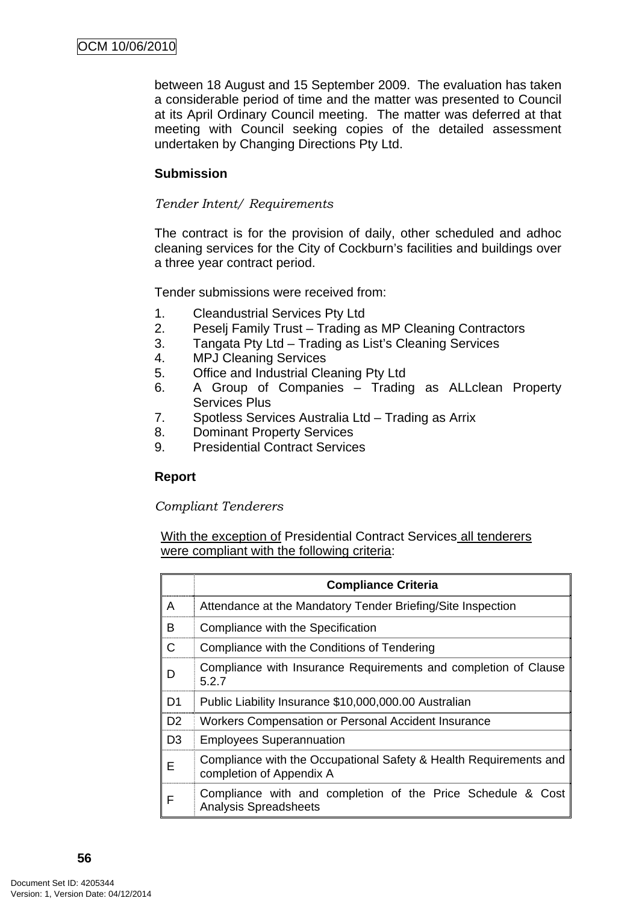between 18 August and 15 September 2009. The evaluation has taken a considerable period of time and the matter was presented to Council at its April Ordinary Council meeting. The matter was deferred at that meeting with Council seeking copies of the detailed assessment undertaken by Changing Directions Pty Ltd.

**Submission**

*Tender Intent/ Requirements*

The contract is for the provision of daily, other scheduled and adhoc cleaning services for the City of Cockburn's facilities and buildings over a three year contract period.

Tender submissions were received from:

1. Cleandustrial Services Pty Ltd
2. Peselj Family Trust – Trading as MP Cleaning Contractors
3. Tangata Pty Ltd – Trading as List's Cleaning Services
4. MPJ Cleaning Services
5. Office and Industrial Cleaning Pty Ltd
6. A Group of Companies – Trading as ALLclean Property Services Plus
7. Spotless Services Australia Ltd – Trading as Arrix
8. Dominant Property Services
9. Presidential Contract Services

**Report**

*Compliant Tenderers*

<u>With the exception of</u> Presidential Contract Services <u>all tenderers were compliant with the following criteria</u>:

| | Compliance Criteria |
|---|---|
| A | Attendance at the Mandatory Tender Briefing/Site Inspection |
| B | Compliance with the Specification |
| C | Compliance with the Conditions of Tendering |
| D | Compliance with Insurance Requirements and completion of Clause 5.2.7 |
| D1 | Public Liability Insurance $10,000,000.00 Australian |
| D2 | Workers Compensation or Personal Accident Insurance |
| D3 | Employees Superannuation |
| E | Compliance with the Occupational Safety & Health Requirements and completion of Appendix A |
| F | Compliance with and completion of the Price Schedule & Cost Analysis Spreadsheets |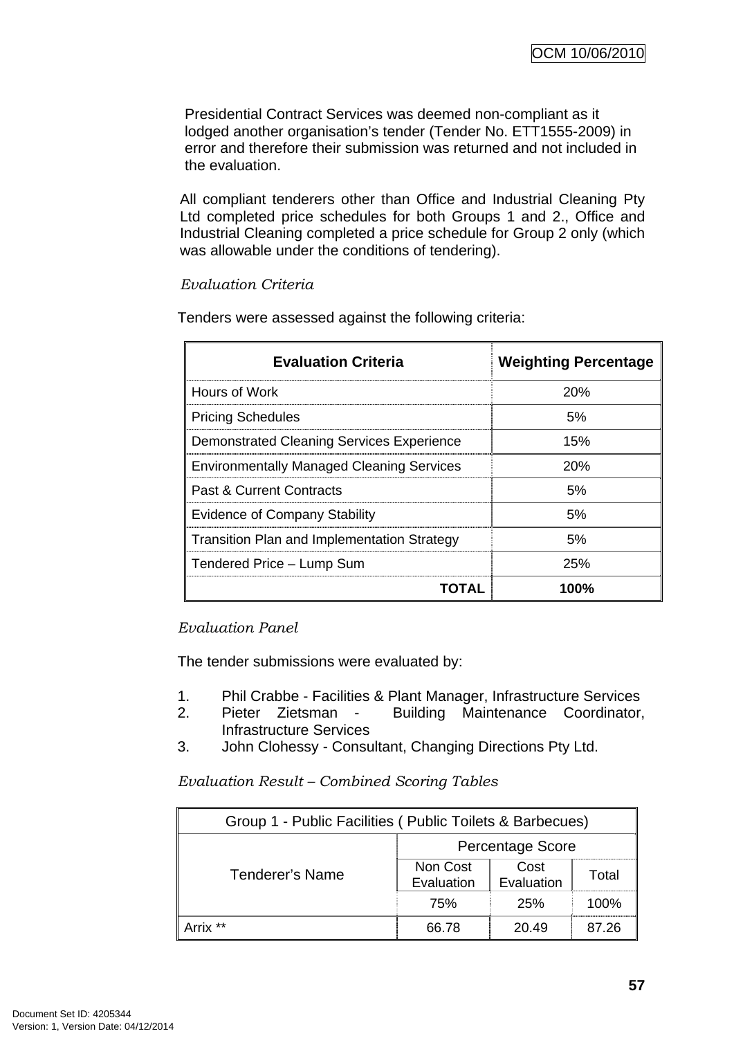Presidential Contract Services was deemed non-compliant as it lodged another organisation's tender (Tender No. ETT1555-2009) in error and therefore their submission was returned and not included in the evaluation.

All compliant tenderers other than Office and Industrial Cleaning Pty Ltd completed price schedules for both Groups 1 and 2., Office and Industrial Cleaning completed a price schedule for Group 2 only (which was allowable under the conditions of tendering).

*Evaluation Criteria*

Tenders were assessed against the following criteria:

| Evaluation Criteria | Weighting Percentage |
|---|---|
| Hours of Work | 20% |
| Pricing Schedules | 5% |
| Demonstrated Cleaning Services Experience | 15% |
| Environmentally Managed Cleaning Services | 20% |
| Past & Current Contracts | 5% |
| Evidence of Company Stability | 5% |
| Transition Plan and Implementation Strategy | 5% |
| Tendered Price – Lump Sum | 25% |
| **TOTAL** | **100%** |

*Evaluation Panel*

The tender submissions were evaluated by:

1. Phil Crabbe - Facilities & Plant Manager, Infrastructure Services
2. Pieter Zietsman - Building Maintenance Coordinator, Infrastructure Services
3. John Clohessy - Consultant, Changing Directions Pty Ltd.

*Evaluation Result – Combined Scoring Tables*

| Group 1 - Public Facilities ( Public Toilets & Barbecues) | | | |
|---|---|---|---|
| Tenderer's Name | Percentage Score | | |
| | Non Cost Evaluation | Cost Evaluation | Total |
| | 75% | 25% | 100% |
| Arrix ** | 66.78 | 20.49 | 87.26 |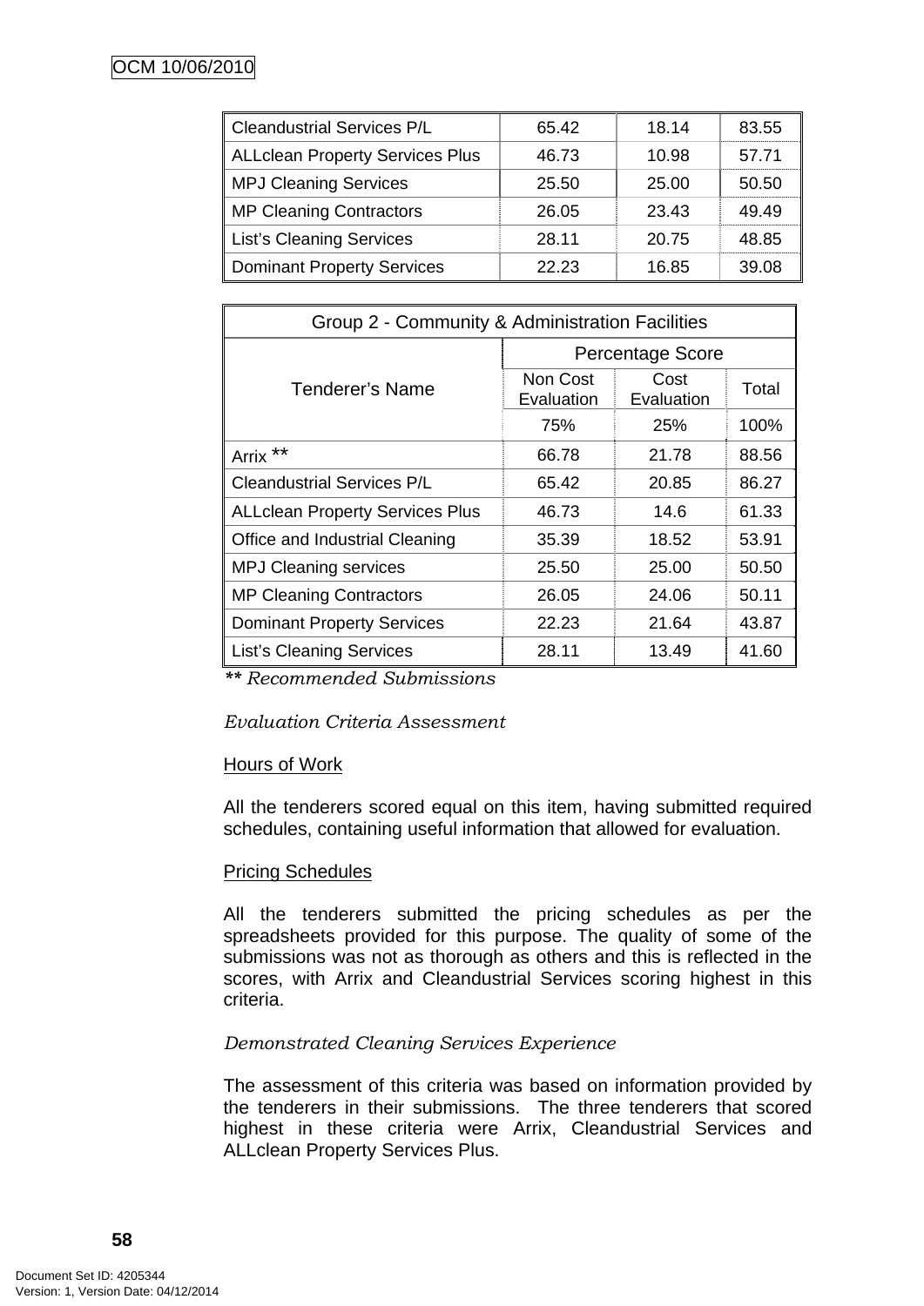| | | | |
|---|---|---|---|
| Cleandustrial Services P/L | 65.42 | 18.14 | 83.55 |
| ALLclean Property Services Plus | 46.73 | 10.98 | 57.71 |
| MPJ Cleaning Services | 25.50 | 25.00 | 50.50 |
| MP Cleaning Contractors | 26.05 | 23.43 | 49.49 |
| List's Cleaning Services | 28.11 | 20.75 | 48.85 |
| Dominant Property Services | 22.23 | 16.85 | 39.08 |

| Group 2 - Community & Administration Facilities | | | |
|---|---|---|---|
| Tenderer's Name | Percentage Score | | |
| | Non Cost Evaluation | Cost Evaluation | Total |
| | 75% | 25% | 100% |
| Arrix ** | 66.78 | 21.78 | 88.56 |
| Cleandustrial Services P/L | 65.42 | 20.85 | 86.27 |
| ALLclean Property Services Plus | 46.73 | 14.6 | 61.33 |
| Office and Industrial Cleaning | 35.39 | 18.52 | 53.91 |
| MPJ Cleaning services | 25.50 | 25.00 | 50.50 |
| MP Cleaning Contractors | 26.05 | 24.06 | 50.11 |
| Dominant Property Services | 22.23 | 21.64 | 43.87 |
| List's Cleaning Services | 28.11 | 13.49 | 41.60 |

*** Recommended Submissions*

*Evaluation Criteria Assessment*

Hours of Work

All the tenderers scored equal on this item, having submitted required schedules, containing useful information that allowed for evaluation.

Pricing Schedules

All the tenderers submitted the pricing schedules as per the spreadsheets provided for this purpose. The quality of some of the submissions was not as thorough as others and this is reflected in the scores, with Arrix and Cleandustrial Services scoring highest in this criteria.

*Demonstrated Cleaning Services Experience*

The assessment of this criteria was based on information provided by the tenderers in their submissions. The three tenderers that scored highest in these criteria were Arrix, Cleandustrial Services and ALLclean Property Services Plus.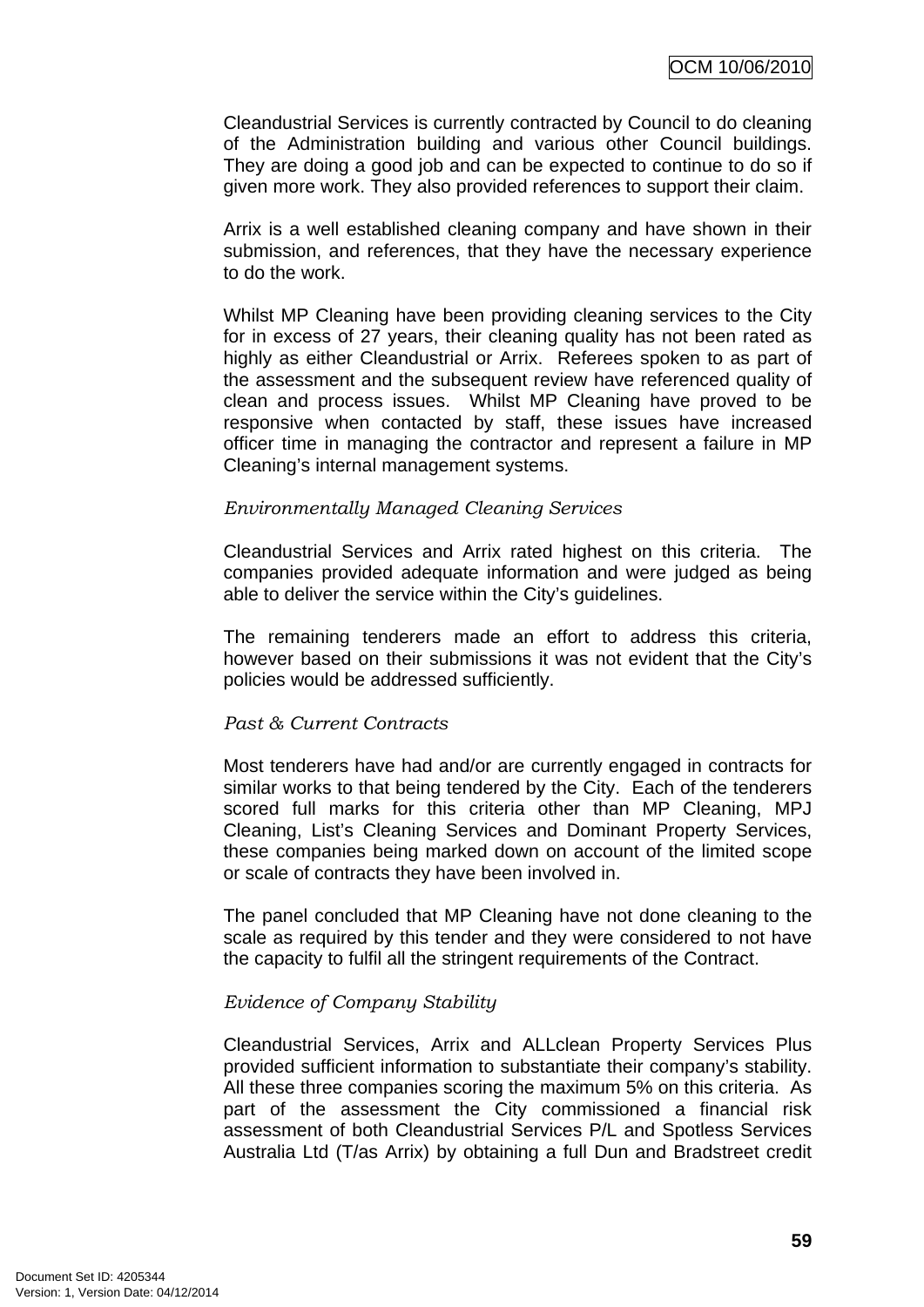Cleandustrial Services is currently contracted by Council to do cleaning of the Administration building and various other Council buildings. They are doing a good job and can be expected to continue to do so if given more work. They also provided references to support their claim.

Arrix is a well established cleaning company and have shown in their submission, and references, that they have the necessary experience to do the work.

Whilst MP Cleaning have been providing cleaning services to the City for in excess of 27 years, their cleaning quality has not been rated as highly as either Cleandustrial or Arrix. Referees spoken to as part of the assessment and the subsequent review have referenced quality of clean and process issues. Whilst MP Cleaning have proved to be responsive when contacted by staff, these issues have increased officer time in managing the contractor and represent a failure in MP Cleaning's internal management systems.

*Environmentally Managed Cleaning Services*

Cleandustrial Services and Arrix rated highest on this criteria. The companies provided adequate information and were judged as being able to deliver the service within the City's guidelines.

The remaining tenderers made an effort to address this criteria, however based on their submissions it was not evident that the City's policies would be addressed sufficiently.

*Past & Current Contracts*

Most tenderers have had and/or are currently engaged in contracts for similar works to that being tendered by the City. Each of the tenderers scored full marks for this criteria other than MP Cleaning, MPJ Cleaning, List's Cleaning Services and Dominant Property Services, these companies being marked down on account of the limited scope or scale of contracts they have been involved in.

The panel concluded that MP Cleaning have not done cleaning to the scale as required by this tender and they were considered to not have the capacity to fulfil all the stringent requirements of the Contract.

*Evidence of Company Stability*

Cleandustrial Services, Arrix and ALLclean Property Services Plus provided sufficient information to substantiate their company's stability. All these three companies scoring the maximum 5% on this criteria. As part of the assessment the City commissioned a financial risk assessment of both Cleandustrial Services P/L and Spotless Services Australia Ltd (T/as Arrix) by obtaining a full Dun and Bradstreet credit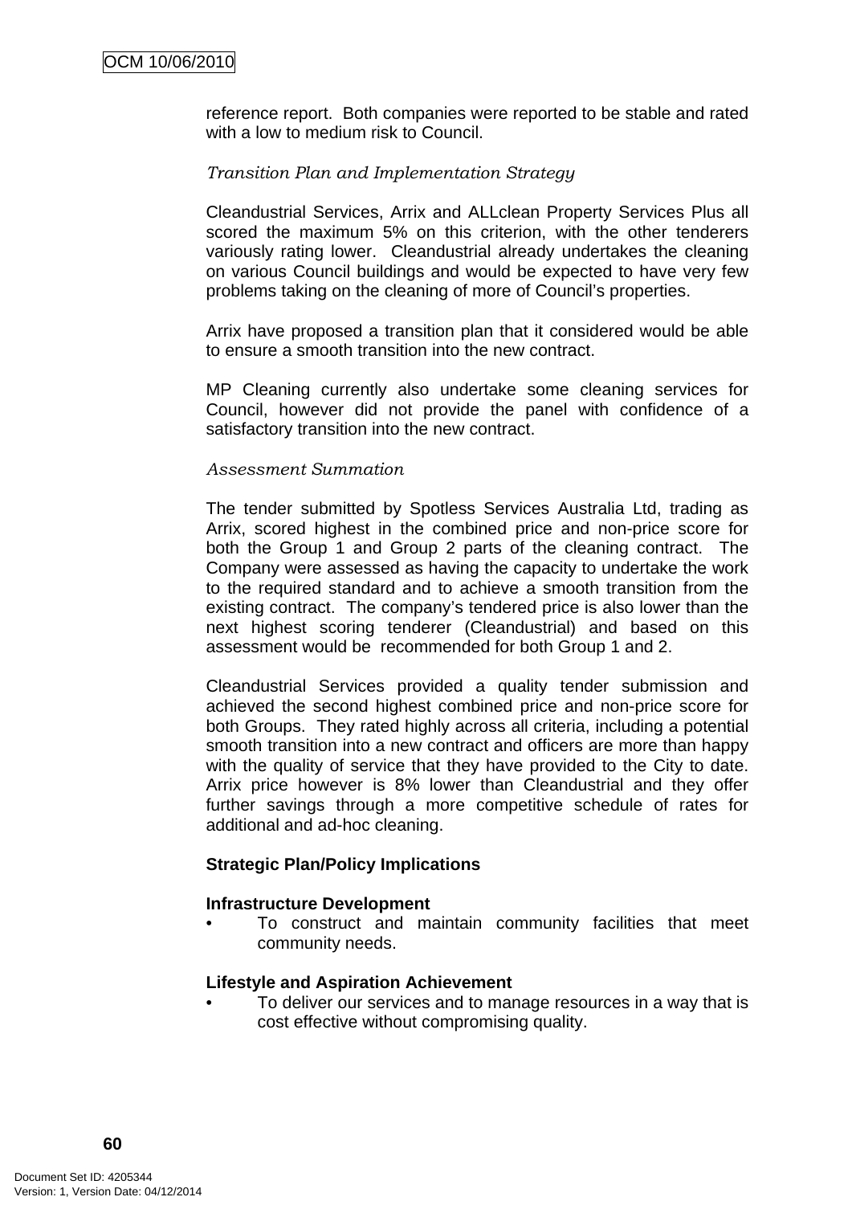reference report. Both companies were reported to be stable and rated with a low to medium risk to Council.

*Transition Plan and Implementation Strategy*

Cleandustrial Services, Arrix and ALLclean Property Services Plus all scored the maximum 5% on this criterion, with the other tenderers variously rating lower. Cleandustrial already undertakes the cleaning on various Council buildings and would be expected to have very few problems taking on the cleaning of more of Council's properties.

Arrix have proposed a transition plan that it considered would be able to ensure a smooth transition into the new contract.

MP Cleaning currently also undertake some cleaning services for Council, however did not provide the panel with confidence of a satisfactory transition into the new contract.

*Assessment Summation*

The tender submitted by Spotless Services Australia Ltd, trading as Arrix, scored highest in the combined price and non-price score for both the Group 1 and Group 2 parts of the cleaning contract. The Company were assessed as having the capacity to undertake the work to the required standard and to achieve a smooth transition from the existing contract. The company's tendered price is also lower than the next highest scoring tenderer (Cleandustrial) and based on this assessment would be recommended for both Group 1 and 2.

Cleandustrial Services provided a quality tender submission and achieved the second highest combined price and non-price score for both Groups. They rated highly across all criteria, including a potential smooth transition into a new contract and officers are more than happy with the quality of service that they have provided to the City to date. Arrix price however is 8% lower than Cleandustrial and they offer further savings through a more competitive schedule of rates for additional and ad-hoc cleaning.

**Strategic Plan/Policy Implications**

**Infrastructure Development**

- To construct and maintain community facilities that meet community needs.

**Lifestyle and Aspiration Achievement**

- To deliver our services and to manage resources in a way that is cost effective without compromising quality.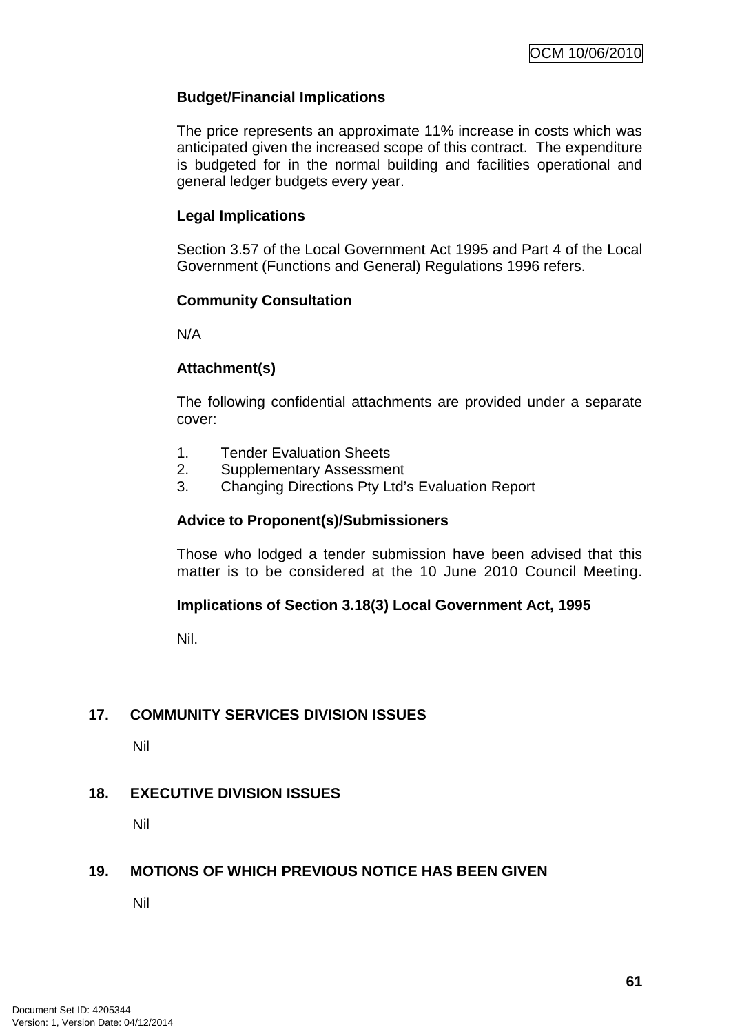**Budget/Financial Implications**

The price represents an approximate 11% increase in costs which was anticipated given the increased scope of this contract. The expenditure is budgeted for in the normal building and facilities operational and general ledger budgets every year.

**Legal Implications**

Section 3.57 of the Local Government Act 1995 and Part 4 of the Local Government (Functions and General) Regulations 1996 refers.

**Community Consultation**

N/A

**Attachment(s)**

The following confidential attachments are provided under a separate cover:

1. Tender Evaluation Sheets
2. Supplementary Assessment
3. Changing Directions Pty Ltd's Evaluation Report

**Advice to Proponent(s)/Submissioners**

Those who lodged a tender submission have been advised that this matter is to be considered at the 10 June 2010 Council Meeting.

**Implications of Section 3.18(3) Local Government Act, 1995**

Nil.

## 17. COMMUNITY SERVICES DIVISION ISSUES

Nil

## 18. EXECUTIVE DIVISION ISSUES

Nil

## 19. MOTIONS OF WHICH PREVIOUS NOTICE HAS BEEN GIVEN

Nil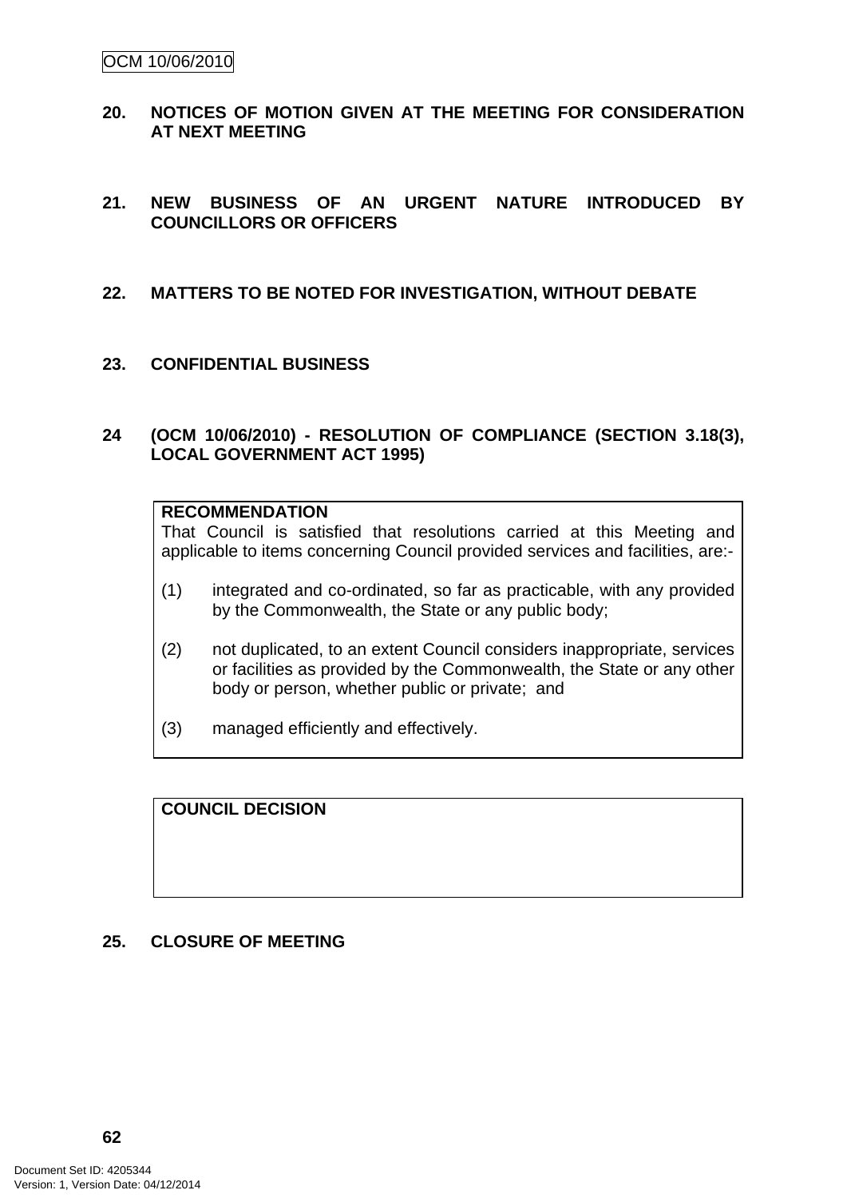## 20. NOTICES OF MOTION GIVEN AT THE MEETING FOR CONSIDERATION AT NEXT MEETING

## 21. NEW BUSINESS OF AN URGENT NATURE INTRODUCED BY COUNCILLORS OR OFFICERS

## 22. MATTERS TO BE NOTED FOR INVESTIGATION, WITHOUT DEBATE

## 23. CONFIDENTIAL BUSINESS

## 24 (OCM 10/06/2010) - RESOLUTION OF COMPLIANCE (SECTION 3.18(3), LOCAL GOVERNMENT ACT 1995)

**RECOMMENDATION**

That Council is satisfied that resolutions carried at this Meeting and applicable to items concerning Council provided services and facilities, are:-

(1) integrated and co-ordinated, so far as practicable, with any provided by the Commonwealth, the State or any public body;

(2) not duplicated, to an extent Council considers inappropriate, services or facilities as provided by the Commonwealth, the State or any other body or person, whether public or private; and

(3) managed efficiently and effectively.

**COUNCIL DECISION**

## 25. CLOSURE OF MEETING

Document Set ID: 4205344
Version: 1, Version Date: 04/12/2014